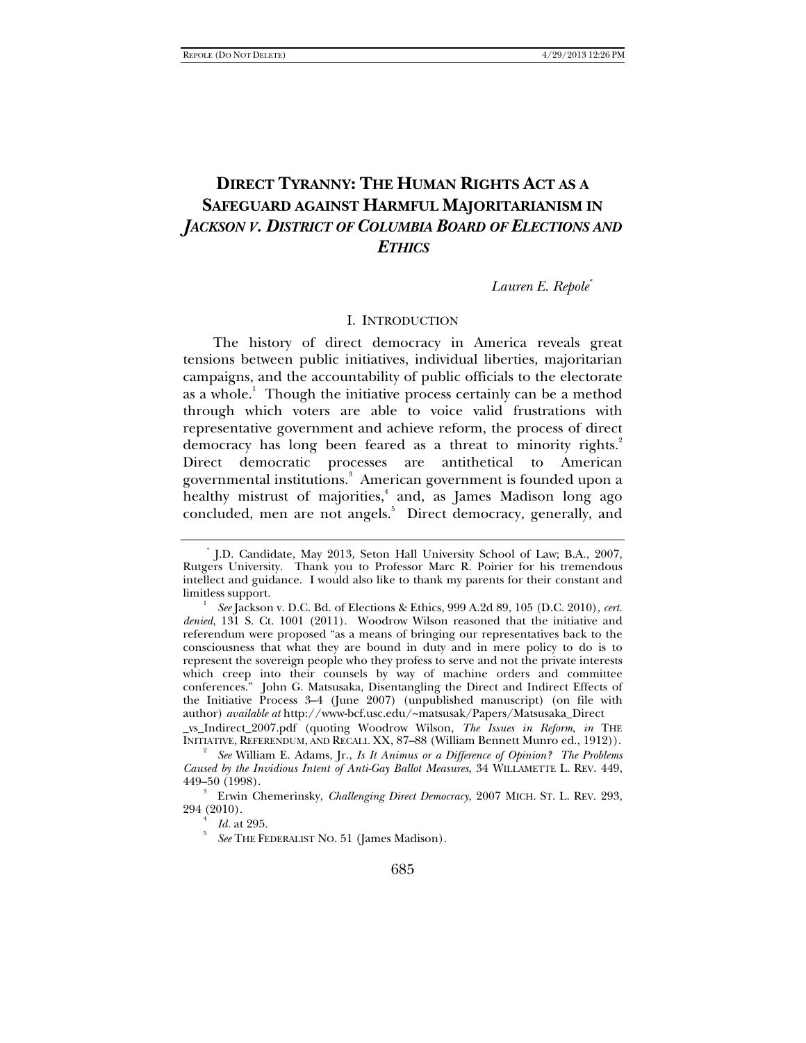# DIRECT TYRANNY: THE HUMAN RIGHTS ACT AS A SAFEGUARD AGAINST HARMFUL MAJORITARIANISM IN *JACKSON V. DISTRICT OF COLUMBIA BOARD OF ELECTIONS AND ETHICS*

*Lauren E. Repole*[*]

## I. INTRODUCTION

The history of direct democracy in America reveals great tensions between public initiatives, individual liberties, majoritarian campaigns, and the accountability of public officials to the electorate as a whole.[1] Though the initiative process certainly can be a method through which voters are able to voice valid frustrations with representative government and achieve reform, the process of direct democracy has long been feared as a threat to minority rights.[2] Direct democratic processes are antithetical to American governmental institutions.[3] American government is founded upon a healthy mistrust of majorities,[4] and, as James Madison long ago concluded, men are not angels.[5] Direct democracy, generally, and

---

[*] J.D. Candidate, May 2013, Seton Hall University School of Law; B.A., 2007, Rutgers University. Thank you to Professor Marc R. Poirier for his tremendous intellect and guidance. I would also like to thank my parents for their constant and limitless support.

[1] *See* Jackson v. D.C. Bd. of Elections & Ethics, 999 A.2d 89, 105 (D.C. 2010), *cert. denied*, 131 S. Ct. 1001 (2011). Woodrow Wilson reasoned that the initiative and referendum were proposed "as a means of bringing our representatives back to the consciousness that what they are bound in duty and in mere policy to do is to represent the sovereign people who they profess to serve and not the private interests which creep into their counsels by way of machine orders and committee conferences." John G. Matsusaka, Disentangling the Direct and Indirect Effects of the Initiative Process 3–4 (June 2007) (unpublished manuscript) (on file with author) *available at* http://www-bcf.usc.edu/~matsusak/Papers/Matsusaka_Direct_vs_Indirect_2007.pdf (quoting Woodrow Wilson, *The Issues in Reform*, *in* THE INITIATIVE, REFERENDUM, AND RECALL XX, 87–88 (William Bennett Munro ed., 1912)).

[2] *See* William E. Adams, Jr., *Is It Animus or a Difference of Opinion? The Problems Caused by the Invidious Intent of Anti-Gay Ballot Measures*, 34 WILLAMETTE L. REV. 449, 449–50 (1998).

[3] Erwin Chemerinsky, *Challenging Direct Democracy*, 2007 MICH. ST. L. REV. 293, 294 (2010).

[4] *Id.* at 295.

[5] *See* THE FEDERALIST NO. 51 (James Madison).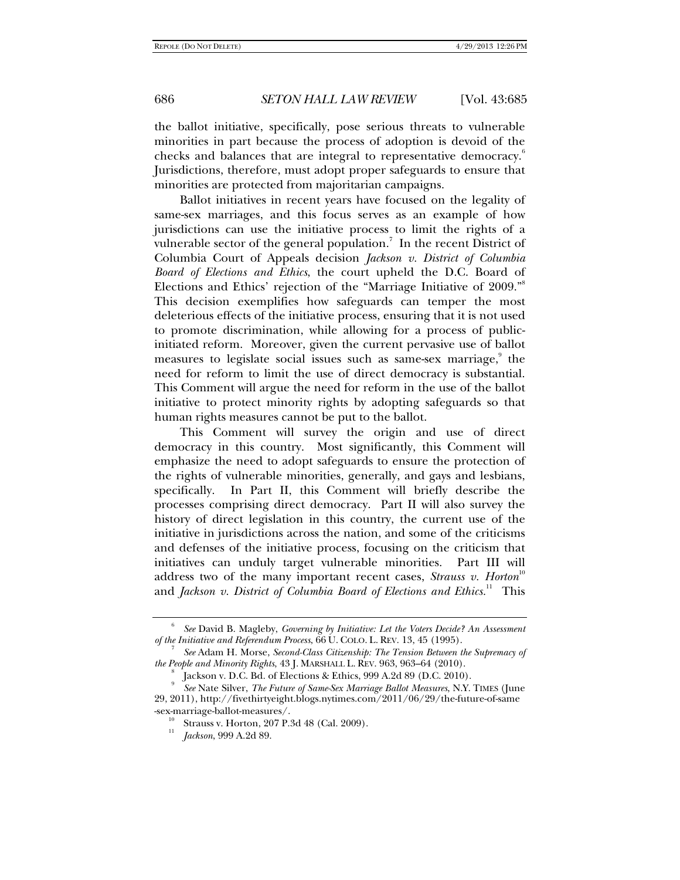the ballot initiative, specifically, pose serious threats to vulnerable minorities in part because the process of adoption is devoid of the checks and balances that are integral to representative democracy.[6] Jurisdictions, therefore, must adopt proper safeguards to ensure that minorities are protected from majoritarian campaigns.

Ballot initiatives in recent years have focused on the legality of same-sex marriages, and this focus serves as an example of how jurisdictions can use the initiative process to limit the rights of a vulnerable sector of the general population.[7] In the recent District of Columbia Court of Appeals decision *Jackson v. District of Columbia Board of Elections and Ethics*, the court upheld the D.C. Board of Elections and Ethics' rejection of the "Marriage Initiative of 2009."[8] This decision exemplifies how safeguards can temper the most deleterious effects of the initiative process, ensuring that it is not used to promote discrimination, while allowing for a process of public-initiated reform. Moreover, given the current pervasive use of ballot measures to legislate social issues such as same-sex marriage,[9] the need for reform to limit the use of direct democracy is substantial. This Comment will argue the need for reform in the use of the ballot initiative to protect minority rights by adopting safeguards so that human rights measures cannot be put to the ballot.

This Comment will survey the origin and use of direct democracy in this country. Most significantly, this Comment will emphasize the need to adopt safeguards to ensure the protection of the rights of vulnerable minorities, generally, and gays and lesbians, specifically. In Part II, this Comment will briefly describe the processes comprising direct democracy. Part II will also survey the history of direct legislation in this country, the current use of the initiative in jurisdictions across the nation, and some of the criticisms and defenses of the initiative process, focusing on the criticism that initiatives can unduly target vulnerable minorities. Part III will address two of the many important recent cases, *Strauss v. Horton*[10] and *Jackson v. District of Columbia Board of Elections and Ethics*.[11] This

---

[6] *See* David B. Magleby, *Governing by Initiative: Let the Voters Decide? An Assessment of the Initiative and Referendum Process*, 66 U. COLO. L. REV. 13, 45 (1995).

[7] *See* Adam H. Morse, *Second-Class Citizenship: The Tension Between the Supremacy of the People and Minority Rights*, 43 J. MARSHALL L. REV. 963, 963–64 (2010).

[8] Jackson v. D.C. Bd. of Elections & Ethics, 999 A.2d 89 (D.C. 2010).

[9] *See* Nate Silver, *The Future of Same-Sex Marriage Ballot Measures*, N.Y. TIMES (June 29, 2011), http://fivethirtyeight.blogs.nytimes.com/2011/06/29/the-future-of-same-sex-marriage-ballot-measures/.

[10] Strauss v. Horton, 207 P.3d 48 (Cal. 2009).

[11] *Jackson*, 999 A.2d 89.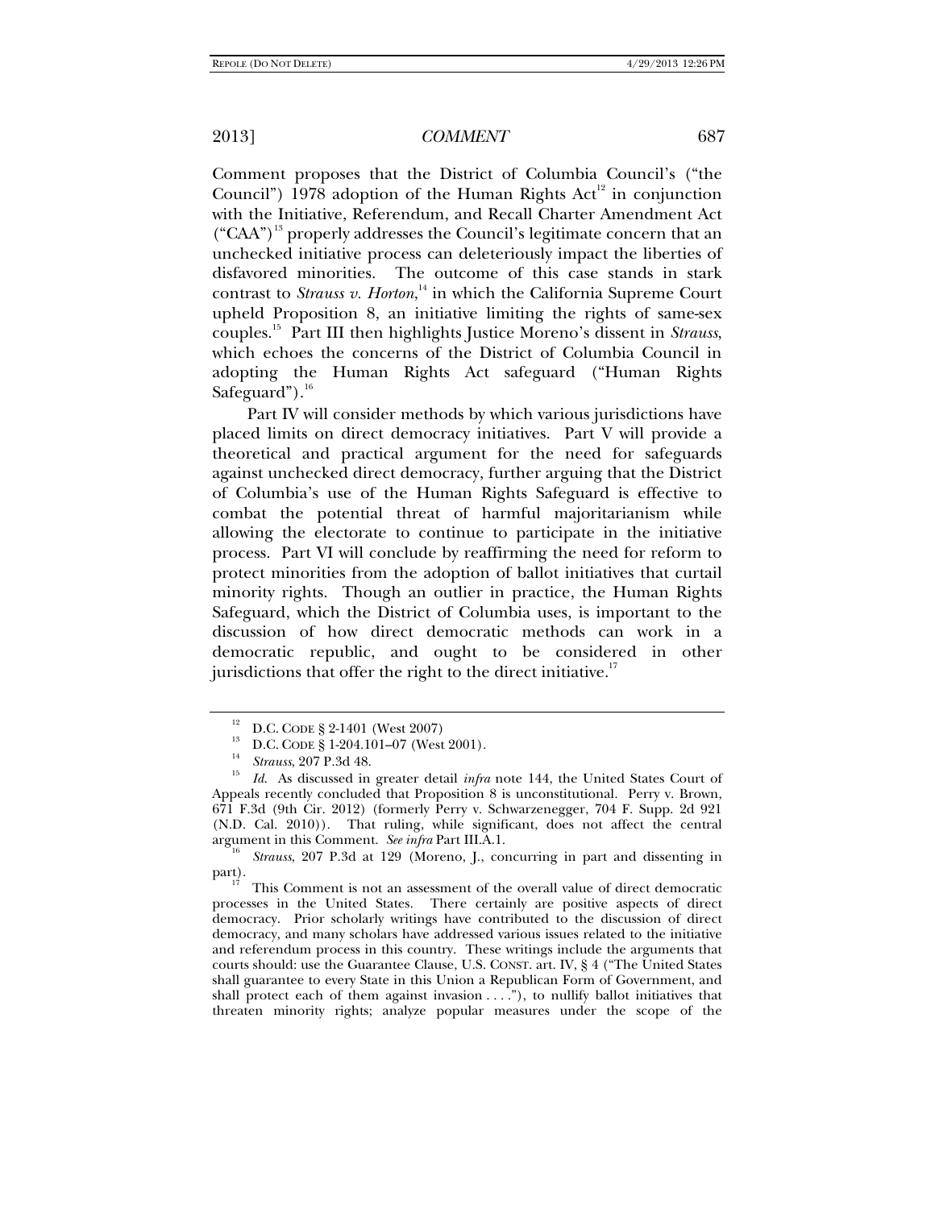Comment proposes that the District of Columbia Council's ("the Council") 1978 adoption of the Human Rights Act[12] in conjunction with the Initiative, Referendum, and Recall Charter Amendment Act ("CAA")[13] properly addresses the Council's legitimate concern that an unchecked initiative process can deleteriously impact the liberties of disfavored minorities. The outcome of this case stands in stark contrast to *Strauss v. Horton*,[14] in which the California Supreme Court upheld Proposition 8, an initiative limiting the rights of same-sex couples.[15] Part III then highlights Justice Moreno's dissent in *Strauss*, which echoes the concerns of the District of Columbia Council in adopting the Human Rights Act safeguard ("Human Rights Safeguard").[16]

Part IV will consider methods by which various jurisdictions have placed limits on direct democracy initiatives. Part V will provide a theoretical and practical argument for the need for safeguards against unchecked direct democracy, further arguing that the District of Columbia's use of the Human Rights Safeguard is effective to combat the potential threat of harmful majoritarianism while allowing the electorate to continue to participate in the initiative process. Part VI will conclude by reaffirming the need for reform to protect minorities from the adoption of ballot initiatives that curtail minority rights. Though an outlier in practice, the Human Rights Safeguard, which the District of Columbia uses, is important to the discussion of how direct democratic methods can work in a democratic republic, and ought to be considered in other jurisdictions that offer the right to the direct initiative.[17]

---

[12] D.C. CODE § 2-1401 (West 2007)

[13] D.C. CODE § 1-204.101–07 (West 2001).

[14] *Strauss*, 207 P.3d 48.

[15] *Id.* As discussed in greater detail *infra* note 144, the United States Court of Appeals recently concluded that Proposition 8 is unconstitutional. Perry v. Brown, 671 F.3d (9th Cir. 2012) (formerly Perry v. Schwarzenegger, 704 F. Supp. 2d 921 (N.D. Cal. 2010)). That ruling, while significant, does not affect the central argument in this Comment. *See infra* Part III.A.1.

[16] *Strauss*, 207 P.3d at 129 (Moreno, J., concurring in part and dissenting in part).

[17] This Comment is not an assessment of the overall value of direct democratic processes in the United States. There certainly are positive aspects of direct democracy. Prior scholarly writings have contributed to the discussion of direct democracy, and many scholars have addressed various issues related to the initiative and referendum process in this country. These writings include the arguments that courts should: use the Guarantee Clause, U.S. CONST. art. IV, § 4 ("The United States shall guarantee to every State in this Union a Republican Form of Government, and shall protect each of them against invasion . . . ."), to nullify ballot initiatives that threaten minority rights; analyze popular measures under the scope of the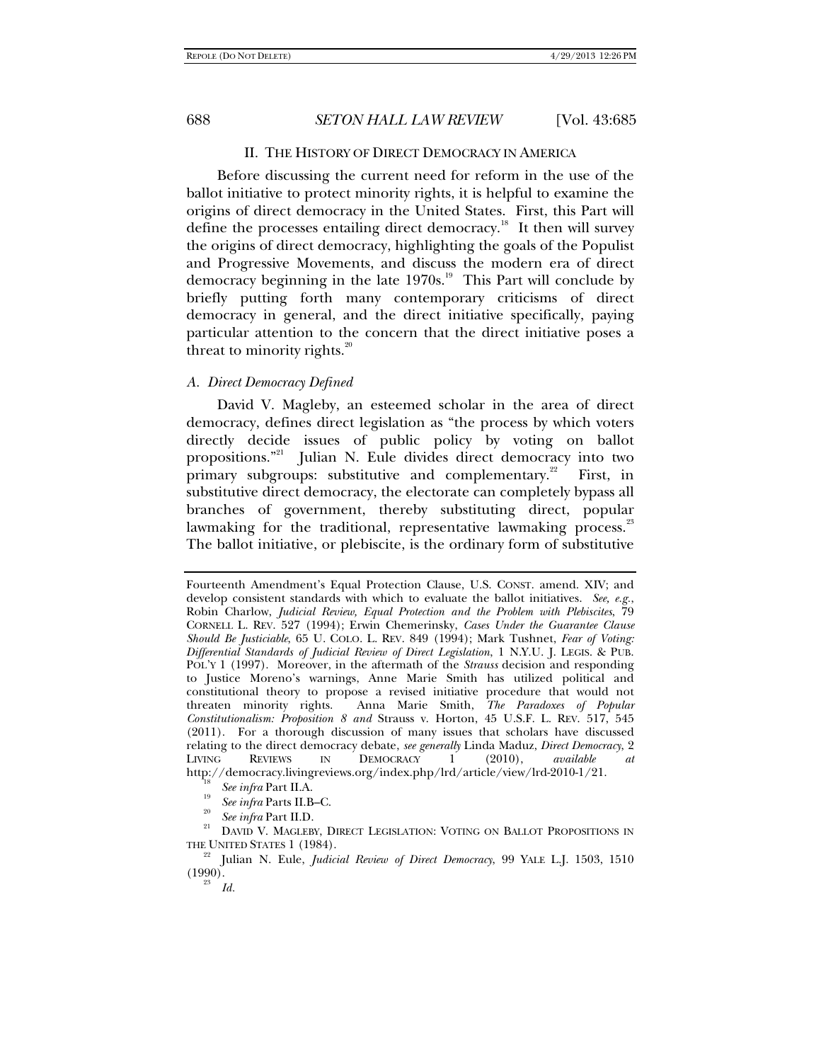## II. THE HISTORY OF DIRECT DEMOCRACY IN AMERICA

Before discussing the current need for reform in the use of the ballot initiative to protect minority rights, it is helpful to examine the origins of direct democracy in the United States. First, this Part will define the processes entailing direct democracy.[18] It then will survey the origins of direct democracy, highlighting the goals of the Populist and Progressive Movements, and discuss the modern era of direct democracy beginning in the late 1970s.[19] This Part will conclude by briefly putting forth many contemporary criticisms of direct democracy in general, and the direct initiative specifically, paying particular attention to the concern that the direct initiative poses a threat to minority rights.[20]

### *A. Direct Democracy Defined*

David V. Magleby, an esteemed scholar in the area of direct democracy, defines direct legislation as "the process by which voters directly decide issues of public policy by voting on ballot propositions."[21] Julian N. Eule divides direct democracy into two primary subgroups: substitutive and complementary.[22] First, in substitutive direct democracy, the electorate can completely bypass all branches of government, thereby substituting direct, popular lawmaking for the traditional, representative lawmaking process.[23] The ballot initiative, or plebiscite, is the ordinary form of substitutive

---

Fourteenth Amendment's Equal Protection Clause, U.S. CONST. amend. XIV; and develop consistent standards with which to evaluate the ballot initiatives. *See, e.g.*, Robin Charlow, *Judicial Review, Equal Protection and the Problem with Plebiscites*, 79 CORNELL L. REV. 527 (1994); Erwin Chemerinsky, *Cases Under the Guarantee Clause Should Be Justiciable*, 65 U. COLO. L. REV. 849 (1994); Mark Tushnet, *Fear of Voting: Differential Standards of Judicial Review of Direct Legislation*, 1 N.Y.U. J. LEGIS. & PUB. POL'Y 1 (1997). Moreover, in the aftermath of the *Strauss* decision and responding to Justice Moreno's warnings, Anne Marie Smith has utilized political and constitutional theory to propose a revised initiative procedure that would not threaten minority rights. Anna Marie Smith, *The Paradoxes of Popular Constitutionalism: Proposition 8 and* Strauss v. Horton, 45 U.S.F. L. REV. 517, 545 (2011). For a thorough discussion of many issues that scholars have discussed relating to the direct democracy debate, *see generally* Linda Maduz, *Direct Democracy*, 2 LIVING REVIEWS IN DEMOCRACY 1 (2010), *available at* http://democracy.livingreviews.org/index.php/lrd/article/view/lrd-2010-1/21.

[18] *See infra* Part II.A.

[19] *See infra* Parts II.B–C.

[20] *See infra* Part II.D.

[21] DAVID V. MAGLEBY, DIRECT LEGISLATION: VOTING ON BALLOT PROPOSITIONS IN THE UNITED STATES 1 (1984).

[22] Julian N. Eule, *Judicial Review of Direct Democracy*, 99 YALE L.J. 1503, 1510 (1990).

[23] *Id.*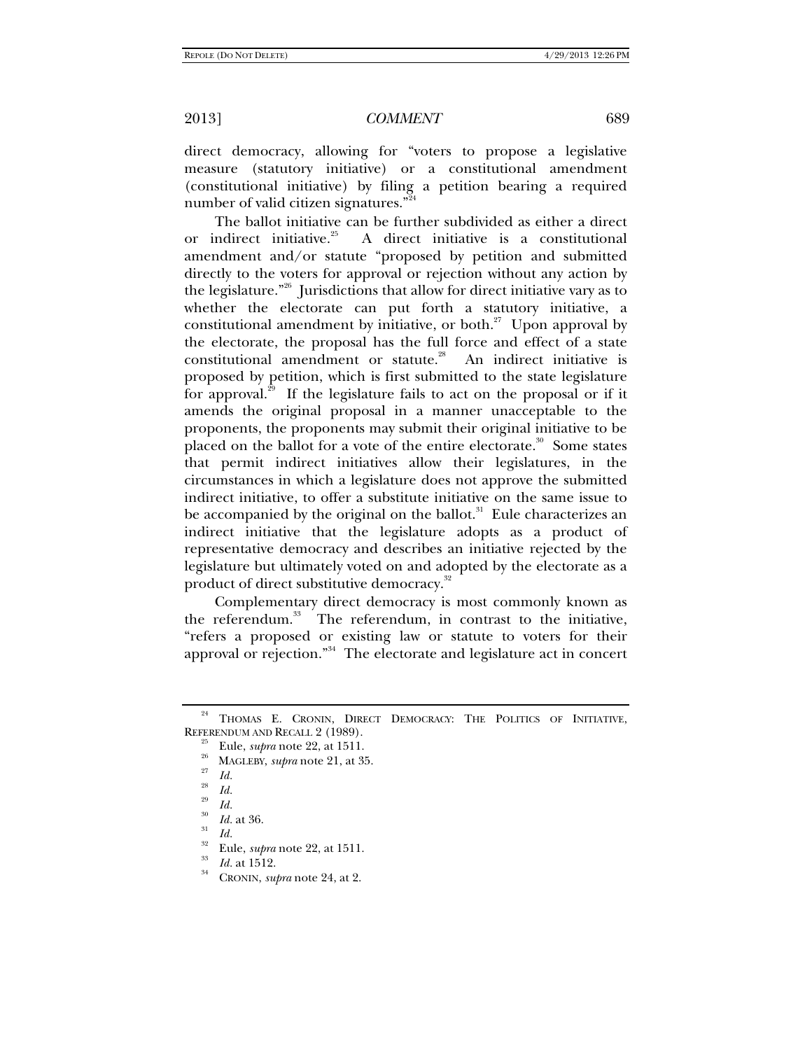direct democracy, allowing for "voters to propose a legislative measure (statutory initiative) or a constitutional amendment (constitutional initiative) by filing a petition bearing a required number of valid citizen signatures."[24]

The ballot initiative can be further subdivided as either a direct or indirect initiative.[25] A direct initiative is a constitutional amendment and/or statute "proposed by petition and submitted directly to the voters for approval or rejection without any action by the legislature."[26] Jurisdictions that allow for direct initiative vary as to whether the electorate can put forth a statutory initiative, a constitutional amendment by initiative, or both.[27] Upon approval by the electorate, the proposal has the full force and effect of a state constitutional amendment or statute.[28] An indirect initiative is proposed by petition, which is first submitted to the state legislature for approval.[29] If the legislature fails to act on the proposal or if it amends the original proposal in a manner unacceptable to the proponents, the proponents may submit their original initiative to be placed on the ballot for a vote of the entire electorate.[30] Some states that permit indirect initiatives allow their legislatures, in the circumstances in which a legislature does not approve the submitted indirect initiative, to offer a substitute initiative on the same issue to be accompanied by the original on the ballot.[31] Eule characterizes an indirect initiative that the legislature adopts as a product of representative democracy and describes an initiative rejected by the legislature but ultimately voted on and adopted by the electorate as a product of direct substitutive democracy.[32]

Complementary direct democracy is most commonly known as the referendum.[33] The referendum, in contrast to the initiative, "refers a proposed or existing law or statute to voters for their approval or rejection."[34] The electorate and legislature act in concert

---

[24] THOMAS E. CRONIN, DIRECT DEMOCRACY: THE POLITICS OF INITIATIVE, REFERENDUM AND RECALL 2 (1989).

[25] Eule, *supra* note 22, at 1511.

[26] MAGLEBY, *supra* note 21, at 35.

[27] *Id.*

[28] *Id.*

[29] *Id.*

[30] *Id.* at 36.

[31] *Id.*

[32] Eule, *supra* note 22, at 1511.

[33] *Id.* at 1512.

[34] CRONIN, *supra* note 24, at 2.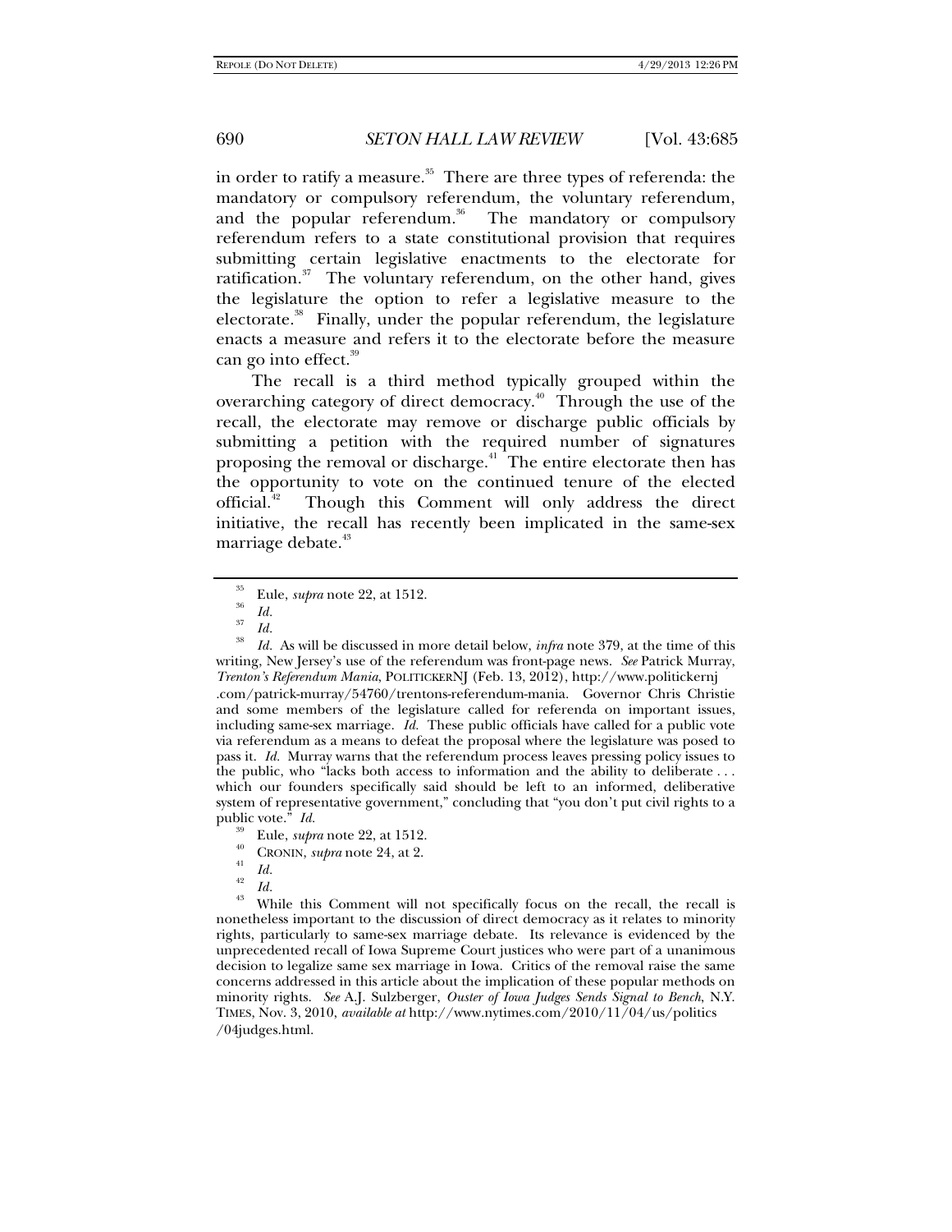in order to ratify a measure.[35] There are three types of referenda: the mandatory or compulsory referendum, the voluntary referendum, and the popular referendum.[36] The mandatory or compulsory referendum refers to a state constitutional provision that requires submitting certain legislative enactments to the electorate for ratification.[37] The voluntary referendum, on the other hand, gives the legislature the option to refer a legislative measure to the electorate.[38] Finally, under the popular referendum, the legislature enacts a measure and refers it to the electorate before the measure can go into effect.[39]

The recall is a third method typically grouped within the overarching category of direct democracy.[40] Through the use of the recall, the electorate may remove or discharge public officials by submitting a petition with the required number of signatures proposing the removal or discharge.[41] The entire electorate then has the opportunity to vote on the continued tenure of the elected official.[42] Though this Comment will only address the direct initiative, the recall has recently been implicated in the same-sex marriage debate.[43]

---

[35] Eule, *supra* note 22, at 1512.

[36] *Id.*

[37] *Id.*

[38] *Id.* As will be discussed in more detail below, *infra* note 379, at the time of this writing, New Jersey's use of the referendum was front-page news. *See* Patrick Murray, *Trenton's Referendum Mania*, POLITICKERNJ (Feb. 13, 2012), http://www.politickernj.com/patrick-murray/54760/trentons-referendum-mania. Governor Chris Christie and some members of the legislature called for referenda on important issues, including same-sex marriage. *Id.* These public officials have called for a public vote via referendum as a means to defeat the proposal where the legislature was posed to pass it. *Id.* Murray warns that the referendum process leaves pressing policy issues to the public, who "lacks both access to information and the ability to deliberate . . . which our founders specifically said should be left to an informed, deliberative system of representative government," concluding that "you don't put civil rights to a public vote." *Id.*

[39] Eule, *supra* note 22, at 1512.

[40] CRONIN, *supra* note 24, at 2.

[41] *Id.*

[42] *Id.*

[43] While this Comment will not specifically focus on the recall, the recall is nonetheless important to the discussion of direct democracy as it relates to minority rights, particularly to same-sex marriage debate. Its relevance is evidenced by the unprecedented recall of Iowa Supreme Court justices who were part of a unanimous decision to legalize same sex marriage in Iowa. Critics of the removal raise the same concerns addressed in this article about the implication of these popular methods on minority rights. *See* A.J. Sulzberger, *Ouster of Iowa Judges Sends Signal to Bench*, N.Y. TIMES, Nov. 3, 2010, *available at* http://www.nytimes.com/2010/11/04/us/politics/04judges.html.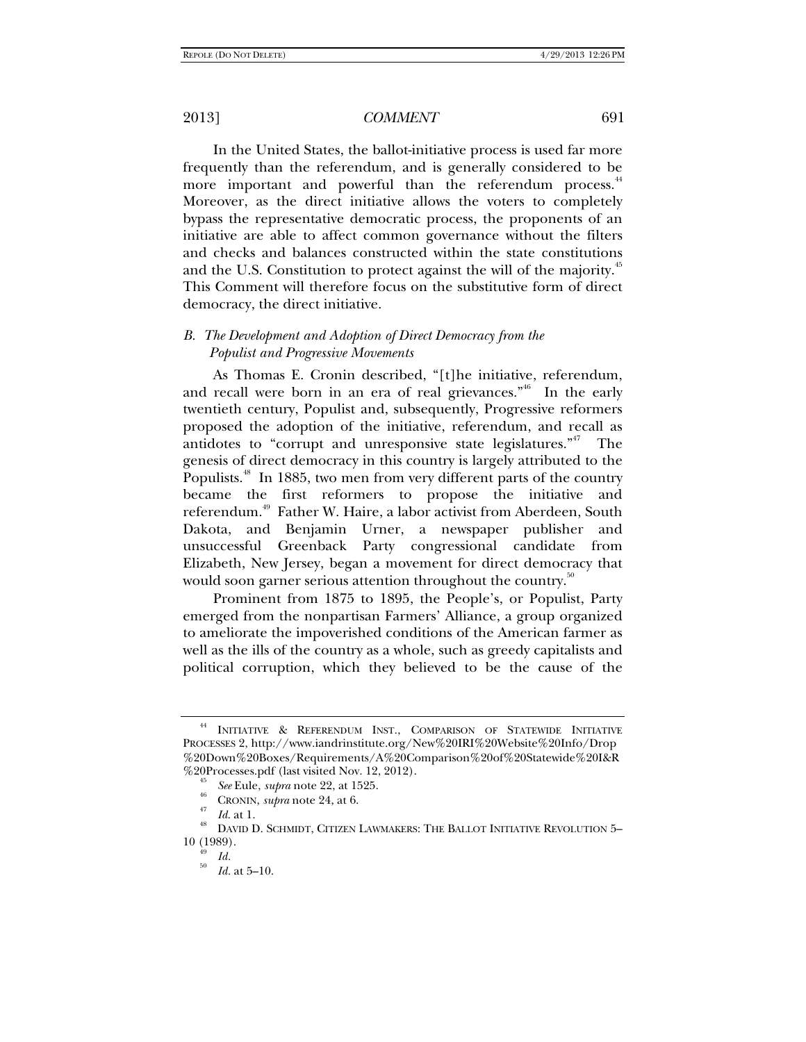In the United States, the ballot-initiative process is used far more frequently than the referendum, and is generally considered to be more important and powerful than the referendum process.[44] Moreover, as the direct initiative allows the voters to completely bypass the representative democratic process, the proponents of an initiative are able to affect common governance without the filters and checks and balances constructed within the state constitutions and the U.S. Constitution to protect against the will of the majority.[45] This Comment will therefore focus on the substitutive form of direct democracy, the direct initiative.

### *B. The Development and Adoption of Direct Democracy from the Populist and Progressive Movements*

As Thomas E. Cronin described, "[t]he initiative, referendum, and recall were born in an era of real grievances."[46] In the early twentieth century, Populist and, subsequently, Progressive reformers proposed the adoption of the initiative, referendum, and recall as antidotes to "corrupt and unresponsive state legislatures."[47] The genesis of direct democracy in this country is largely attributed to the Populists.[48] In 1885, two men from very different parts of the country became the first reformers to propose the initiative and referendum.[49] Father W. Haire, a labor activist from Aberdeen, South Dakota, and Benjamin Urner, a newspaper publisher and unsuccessful Greenback Party congressional candidate from Elizabeth, New Jersey, began a movement for direct democracy that would soon garner serious attention throughout the country.[50]

Prominent from 1875 to 1895, the People's, or Populist, Party emerged from the nonpartisan Farmers' Alliance, a group organized to ameliorate the impoverished conditions of the American farmer as well as the ills of the country as a whole, such as greedy capitalists and political corruption, which they believed to be the cause of the

---

[44] INITIATIVE & REFERENDUM INST., COMPARISON OF STATEWIDE INITIATIVE PROCESSES 2, http://www.iandrinstitute.org/New%20IRI%20Website%20Info/Drop%20Down%20Boxes/Requirements/A%20Comparison%20of%20Statewide%20I&R%20Processes.pdf (last visited Nov. 12, 2012).

[45] *See* Eule, *supra* note 22, at 1525.

[46] CRONIN, *supra* note 24, at 6.

[47] *Id.* at 1.

[48] DAVID D. SCHMIDT, CITIZEN LAWMAKERS: THE BALLOT INITIATIVE REVOLUTION 5–10 (1989).

[49] *Id.*

[50] *Id.* at 5–10.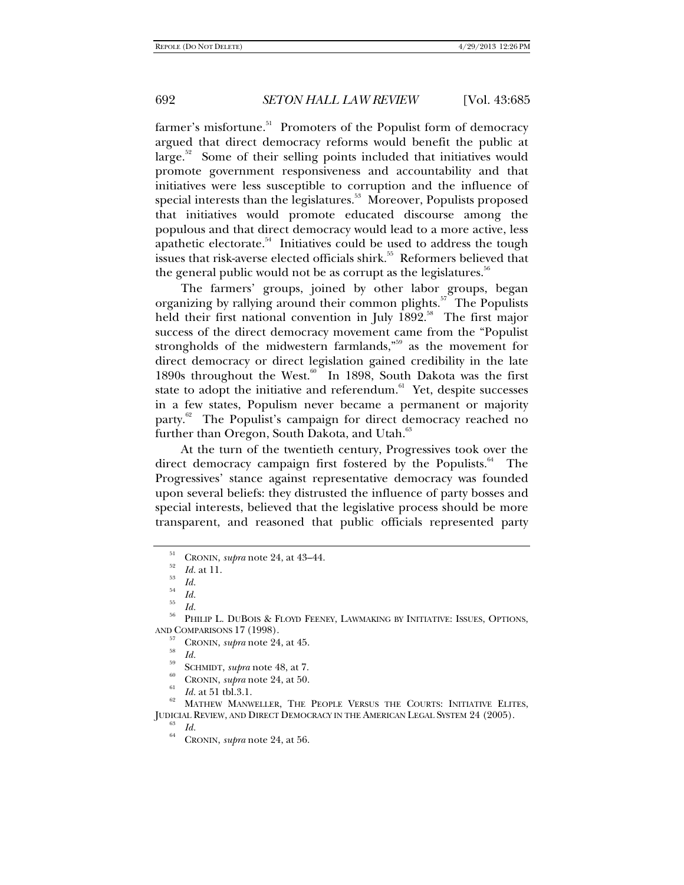farmer's misfortune.[51] Promoters of the Populist form of democracy argued that direct democracy reforms would benefit the public at large.[52] Some of their selling points included that initiatives would promote government responsiveness and accountability and that initiatives were less susceptible to corruption and the influence of special interests than the legislatures.[53] Moreover, Populists proposed that initiatives would promote educated discourse among the populous and that direct democracy would lead to a more active, less apathetic electorate.[54] Initiatives could be used to address the tough issues that risk-averse elected officials shirk.[55] Reformers believed that the general public would not be as corrupt as the legislatures.[56]

The farmers' groups, joined by other labor groups, began organizing by rallying around their common plights.[57] The Populists held their first national convention in July 1892.[58] The first major success of the direct democracy movement came from the "Populist strongholds of the midwestern farmlands,"[59] as the movement for direct democracy or direct legislation gained credibility in the late 1890s throughout the West.[60] In 1898, South Dakota was the first state to adopt the initiative and referendum.[61] Yet, despite successes in a few states, Populism never became a permanent or majority party.[62] The Populist's campaign for direct democracy reached no further than Oregon, South Dakota, and Utah.[63]

At the turn of the twentieth century, Progressives took over the direct democracy campaign first fostered by the Populists.[64] The Progressives' stance against representative democracy was founded upon several beliefs: they distrusted the influence of party bosses and special interests, believed that the legislative process should be more transparent, and reasoned that public officials represented party

---

[51] CRONIN, *supra* note 24, at 43–44.

[52] *Id.* at 11.

[53] *Id.*

[54] *Id.*

[55] *Id.*

[56] PHILIP L. DUBOIS & FLOYD FEENEY, LAWMAKING BY INITIATIVE: ISSUES, OPTIONS, AND COMPARISONS 17 (1998).

[57] CRONIN, *supra* note 24, at 45.

[58] *Id.*

[59] SCHMIDT, *supra* note 48, at 7.

[60] CRONIN, *supra* note 24, at 50.

[61] *Id.* at 51 tbl.3.1.

[62] MATHEW MANWELLER, THE PEOPLE VERSUS THE COURTS: INITIATIVE ELITES, JUDICIAL REVIEW, AND DIRECT DEMOCRACY IN THE AMERICAN LEGAL SYSTEM 24 (2005).

[63] *Id.*

[64] CRONIN, *supra* note 24, at 56.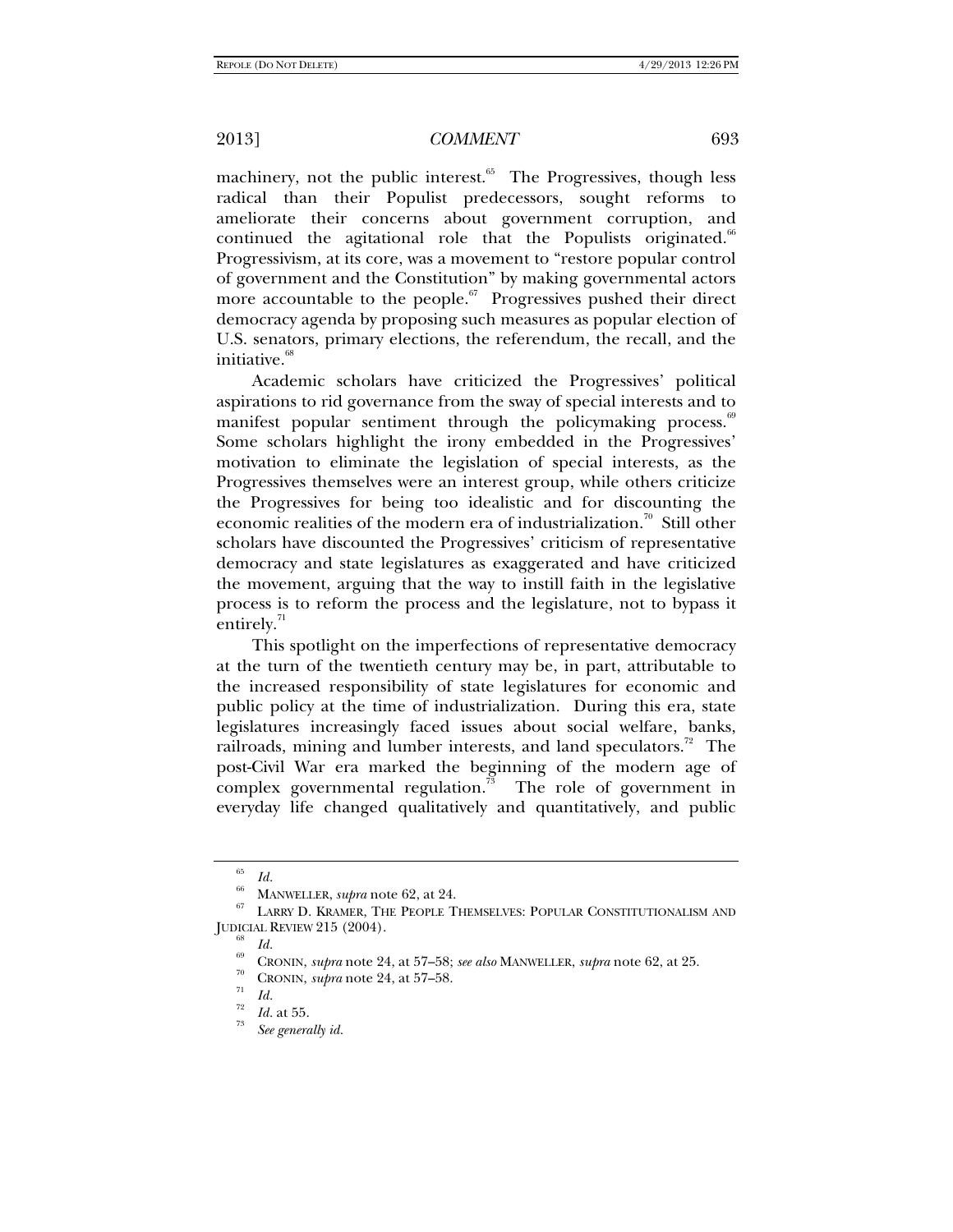machinery, not the public interest.[65] The Progressives, though less radical than their Populist predecessors, sought reforms to ameliorate their concerns about government corruption, and continued the agitational role that the Populists originated.[66] Progressivism, at its core, was a movement to "restore popular control of government and the Constitution" by making governmental actors more accountable to the people.[67] Progressives pushed their direct democracy agenda by proposing such measures as popular election of U.S. senators, primary elections, the referendum, the recall, and the initiative.[68]

Academic scholars have criticized the Progressives' political aspirations to rid governance from the sway of special interests and to manifest popular sentiment through the policymaking process.[69] Some scholars highlight the irony embedded in the Progressives' motivation to eliminate the legislation of special interests, as the Progressives themselves were an interest group, while others criticize the Progressives for being too idealistic and for discounting the economic realities of the modern era of industrialization.[70] Still other scholars have discounted the Progressives' criticism of representative democracy and state legislatures as exaggerated and have criticized the movement, arguing that the way to instill faith in the legislative process is to reform the process and the legislature, not to bypass it entirely.[71]

This spotlight on the imperfections of representative democracy at the turn of the twentieth century may be, in part, attributable to the increased responsibility of state legislatures for economic and public policy at the time of industrialization. During this era, state legislatures increasingly faced issues about social welfare, banks, railroads, mining and lumber interests, and land speculators.[72] The post-Civil War era marked the beginning of the modern age of complex governmental regulation.[73] The role of government in everyday life changed qualitatively and quantitatively, and public

---

[65] *Id.*

[66] MANWELLER, *supra* note 62, at 24.

[67] LARRY D. KRAMER, THE PEOPLE THEMSELVES: POPULAR CONSTITUTIONALISM AND JUDICIAL REVIEW 215 (2004).

[68] *Id.*

[69] CRONIN, *supra* note 24, at 57–58; *see also* MANWELLER, *supra* note 62, at 25.

[70] CRONIN, *supra* note 24, at 57–58.

[71] *Id.*

[72] *Id.* at 55.

[73] *See generally id.*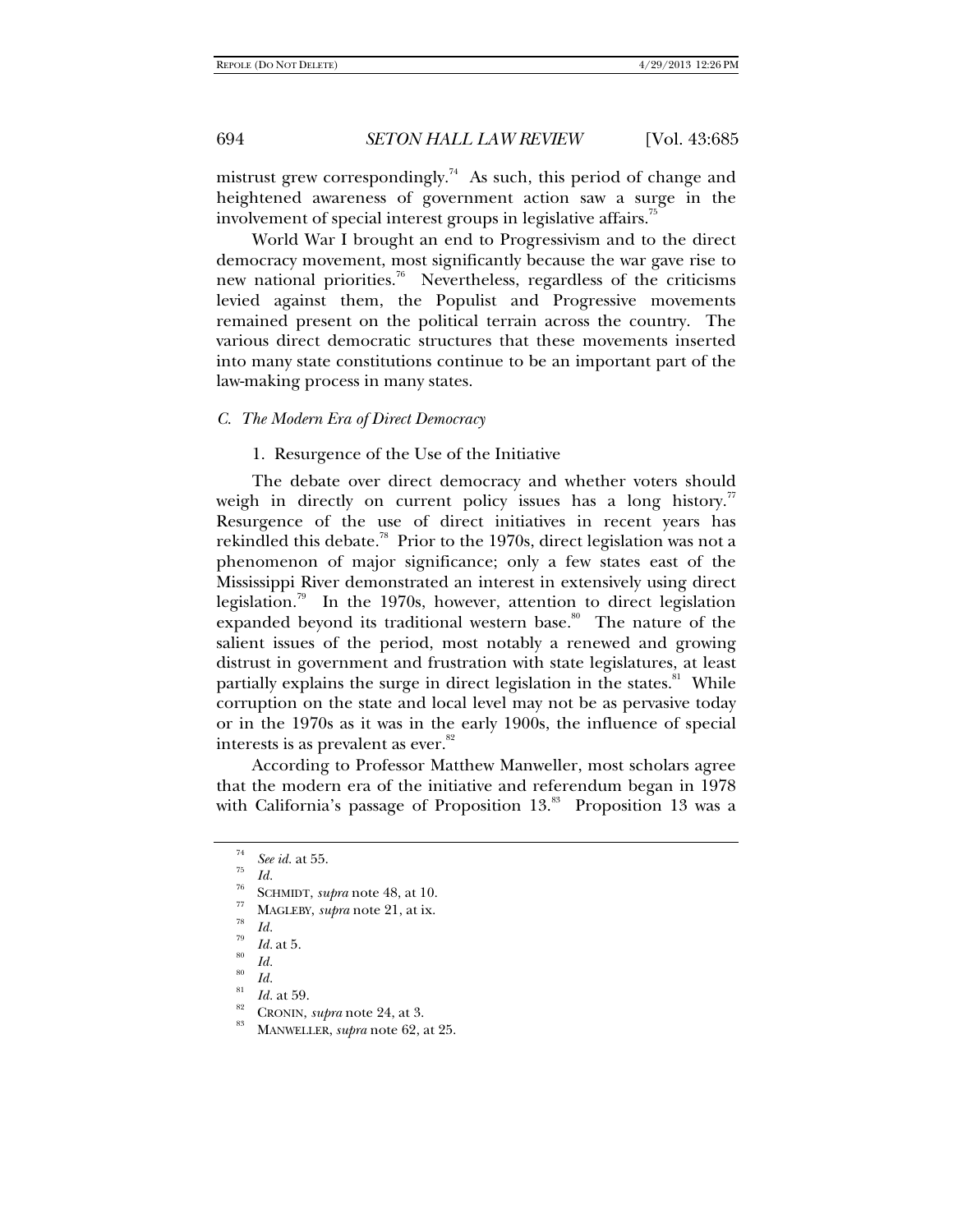mistrust grew correspondingly.[74] As such, this period of change and heightened awareness of government action saw a surge in the involvement of special interest groups in legislative affairs.[75]

World War I brought an end to Progressivism and to the direct democracy movement, most significantly because the war gave rise to new national priorities.[76] Nevertheless, regardless of the criticisms levied against them, the Populist and Progressive movements remained present on the political terrain across the country. The various direct democratic structures that these movements inserted into many state constitutions continue to be an important part of the law-making process in many states.

### *C. The Modern Era of Direct Democracy*

#### 1. Resurgence of the Use of the Initiative

The debate over direct democracy and whether voters should weigh in directly on current policy issues has a long history.[77] Resurgence of the use of direct initiatives in recent years has rekindled this debate.[78] Prior to the 1970s, direct legislation was not a phenomenon of major significance; only a few states east of the Mississippi River demonstrated an interest in extensively using direct legislation.[79] In the 1970s, however, attention to direct legislation expanded beyond its traditional western base.[80] The nature of the salient issues of the period, most notably a renewed and growing distrust in government and frustration with state legislatures, at least partially explains the surge in direct legislation in the states.[81] While corruption on the state and local level may not be as pervasive today or in the 1970s as it was in the early 1900s, the influence of special interests is as prevalent as ever.[82]

According to Professor Matthew Manweller, most scholars agree that the modern era of the initiative and referendum began in 1978 with California's passage of Proposition 13.[83] Proposition 13 was a

---

[74] *See id.* at 55.

[75] *Id.*

[76] SCHMIDT, *supra* note 48, at 10.

[77] MAGLEBY, *supra* note 21, at ix.

[78] *Id.*

[79] *Id.* at 5.

[80] *Id.*

[80] *Id.*

[81] *Id.* at 59.

[82] CRONIN, *supra* note 24, at 3.

[83] MANWELLER, *supra* note 62, at 25.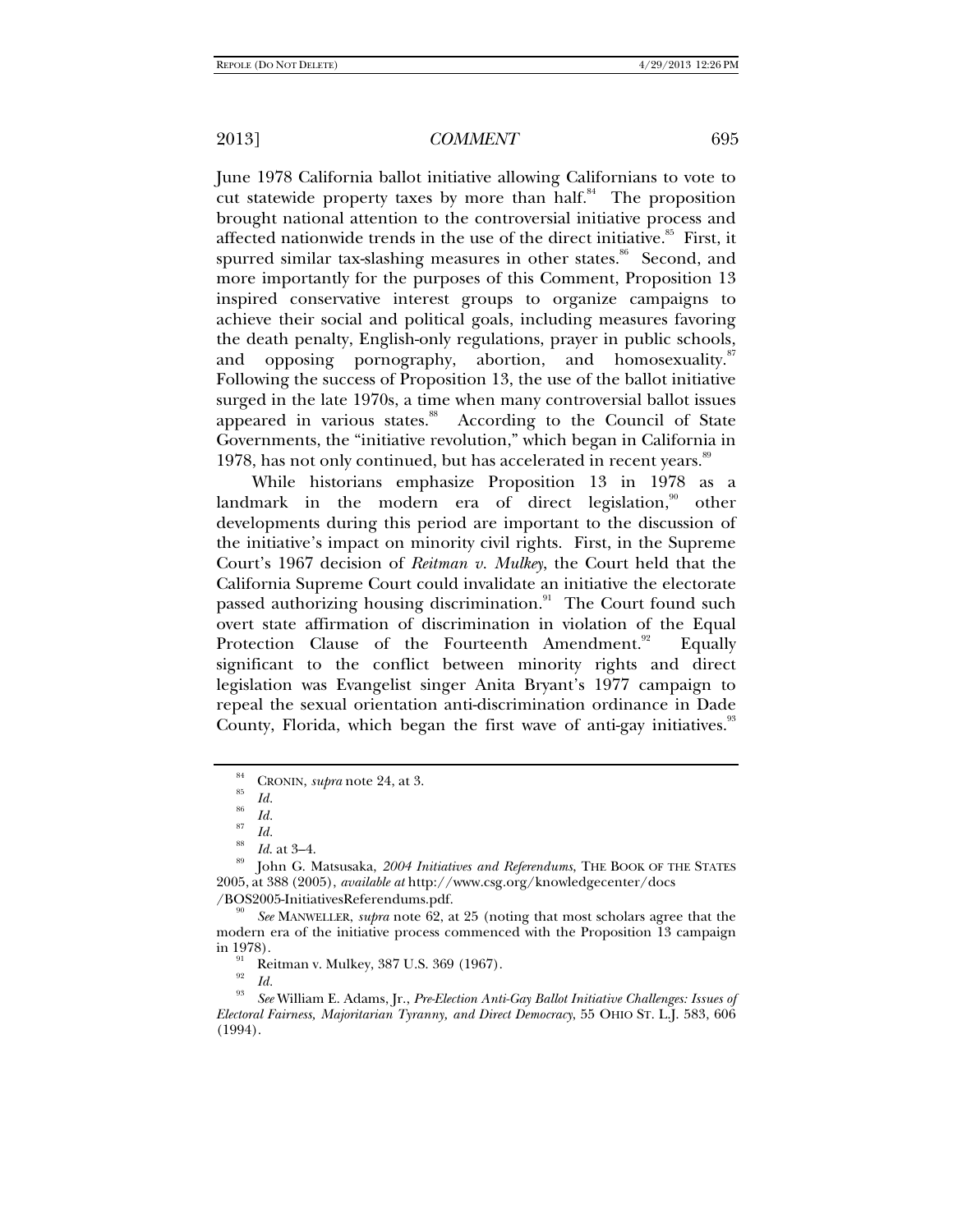June 1978 California ballot initiative allowing Californians to vote to cut statewide property taxes by more than half.[84] The proposition brought national attention to the controversial initiative process and affected nationwide trends in the use of the direct initiative.[85] First, it spurred similar tax-slashing measures in other states.[86] Second, and more importantly for the purposes of this Comment, Proposition 13 inspired conservative interest groups to organize campaigns to achieve their social and political goals, including measures favoring the death penalty, English-only regulations, prayer in public schools, and opposing pornography, abortion, and homosexuality.[87] Following the success of Proposition 13, the use of the ballot initiative surged in the late 1970s, a time when many controversial ballot issues appeared in various states.[88] According to the Council of State Governments, the "initiative revolution," which began in California in 1978, has not only continued, but has accelerated in recent years.[89]

While historians emphasize Proposition 13 in 1978 as a landmark in the modern era of direct legislation,[90] other developments during this period are important to the discussion of the initiative's impact on minority civil rights. First, in the Supreme Court's 1967 decision of *Reitman v. Mulkey*, the Court held that the California Supreme Court could invalidate an initiative the electorate passed authorizing housing discrimination.[91] The Court found such overt state affirmation of discrimination in violation of the Equal Protection Clause of the Fourteenth Amendment.[92] Equally significant to the conflict between minority rights and direct legislation was Evangelist singer Anita Bryant's 1977 campaign to repeal the sexual orientation anti-discrimination ordinance in Dade County, Florida, which began the first wave of anti-gay initiatives.[93]

---

[84] CRONIN, *supra* note 24, at 3.

[85] *Id.*

[86] *Id.*

[87] *Id.*

[88] *Id.* at 3–4.

[89] John G. Matsusaka, *2004 Initiatives and Referendums*, THE BOOK OF THE STATES 2005, at 388 (2005), *available at* http://www.csg.org/knowledgecenter/docs/BOS2005-InitiativesReferendums.pdf.

[90] *See* MANWELLER, *supra* note 62, at 25 (noting that most scholars agree that the modern era of the initiative process commenced with the Proposition 13 campaign in 1978).

[91] Reitman v. Mulkey, 387 U.S. 369 (1967).

[92] *Id.*

[93] *See* William E. Adams, Jr., *Pre-Election Anti-Gay Ballot Initiative Challenges: Issues of Electoral Fairness, Majoritarian Tyranny, and Direct Democracy*, 55 OHIO ST. L.J. 583, 606 (1994).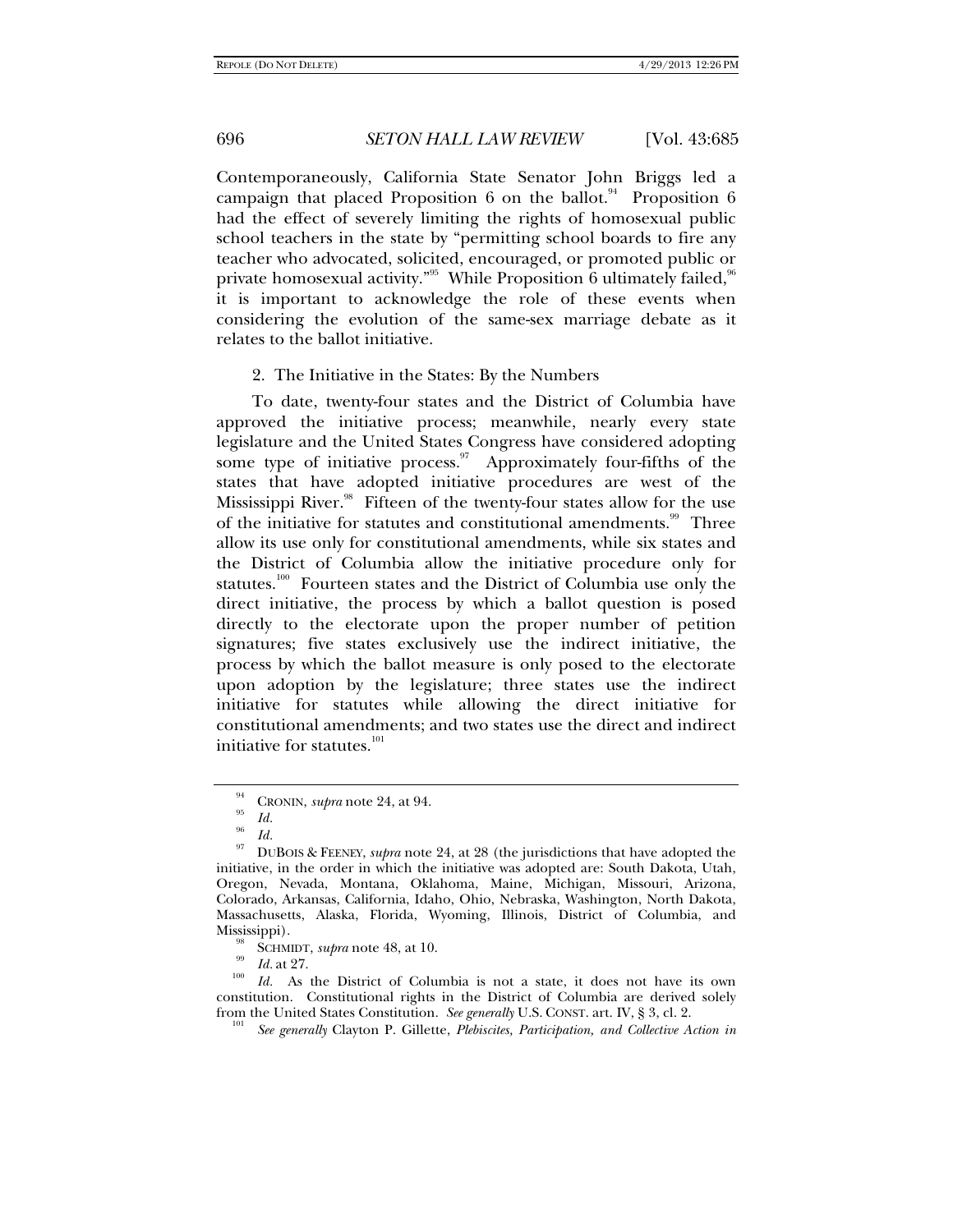Contemporaneously, California State Senator John Briggs led a campaign that placed Proposition 6 on the ballot.[94] Proposition 6 had the effect of severely limiting the rights of homosexual public school teachers in the state by "permitting school boards to fire any teacher who advocated, solicited, encouraged, or promoted public or private homosexual activity."[95] While Proposition 6 ultimately failed,[96] it is important to acknowledge the role of these events when considering the evolution of the same-sex marriage debate as it relates to the ballot initiative.

### 2. The Initiative in the States: By the Numbers

To date, twenty-four states and the District of Columbia have approved the initiative process; meanwhile, nearly every state legislature and the United States Congress have considered adopting some type of initiative process.[97] Approximately four-fifths of the states that have adopted initiative procedures are west of the Mississippi River.[98] Fifteen of the twenty-four states allow for the use of the initiative for statutes and constitutional amendments.[99] Three allow its use only for constitutional amendments, while six states and the District of Columbia allow the initiative procedure only for statutes.[100] Fourteen states and the District of Columbia use only the direct initiative, the process by which a ballot question is posed directly to the electorate upon the proper number of petition signatures; five states exclusively use the indirect initiative, the process by which the ballot measure is only posed to the electorate upon adoption by the legislature; three states use the indirect initiative for statutes while allowing the direct initiative for constitutional amendments; and two states use the direct and indirect initiative for statutes.[101]

---

[94] CRONIN, *supra* note 24, at 94.

[95] *Id.*

[96] *Id.*

[97] DUBOIS & FEENEY, *supra* note 24, at 28 (the jurisdictions that have adopted the initiative, in the order in which the initiative was adopted are: South Dakota, Utah, Oregon, Nevada, Montana, Oklahoma, Maine, Michigan, Missouri, Arizona, Colorado, Arkansas, California, Idaho, Ohio, Nebraska, Washington, North Dakota, Massachusetts, Alaska, Florida, Wyoming, Illinois, District of Columbia, and Mississippi).

[98] SCHMIDT, *supra* note 48, at 10.

[99] *Id.* at 27.

[100] *Id.* As the District of Columbia is not a state, it does not have its own constitution. Constitutional rights in the District of Columbia are derived solely from the United States Constitution. *See generally* U.S. CONST. art. IV, § 3, cl. 2.

[101] *See generally* Clayton P. Gillette, *Plebiscites, Participation, and Collective Action in*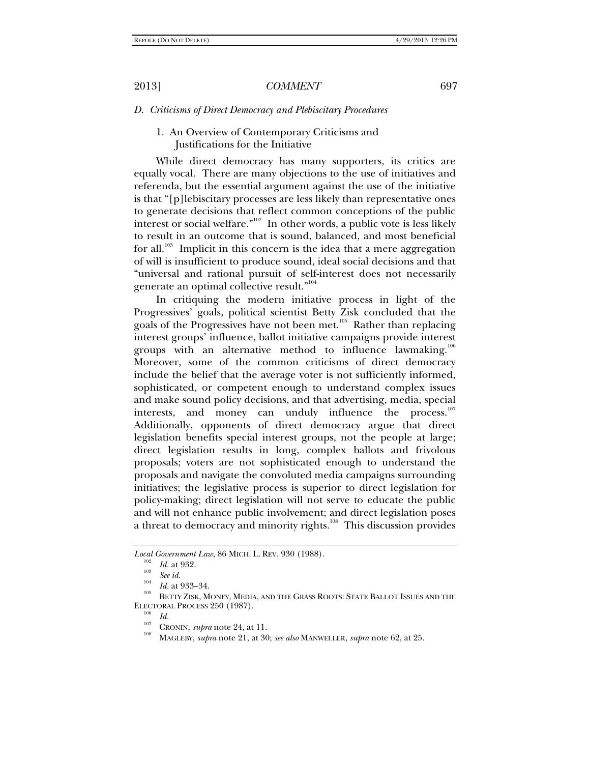### D. *Criticisms of Direct Democracy and Plebiscitary Procedures*

#### 1. An Overview of Contemporary Criticisms and Justifications for the Initiative

While direct democracy has many supporters, its critics are equally vocal. There are many objections to the use of initiatives and referenda, but the essential argument against the use of the initiative is that "[p]lebiscitary processes are less likely than representative ones to generate decisions that reflect common conceptions of the public interest or social welfare."[102] In other words, a public vote is less likely to result in an outcome that is sound, balanced, and most beneficial for all.[103] Implicit in this concern is the idea that a mere aggregation of will is insufficient to produce sound, ideal social decisions and that "universal and rational pursuit of self-interest does not necessarily generate an optimal collective result."[104]

In critiquing the modern initiative process in light of the Progressives' goals, political scientist Betty Zisk concluded that the goals of the Progressives have not been met.[105] Rather than replacing interest groups' influence, ballot initiative campaigns provide interest groups with an alternative method to influence lawmaking.[106] Moreover, some of the common criticisms of direct democracy include the belief that the average voter is not sufficiently informed, sophisticated, or competent enough to understand complex issues and make sound policy decisions, and that advertising, media, special interests, and money can unduly influence the process.[107] Additionally, opponents of direct democracy argue that direct legislation benefits special interest groups, not the people at large; direct legislation results in long, complex ballots and frivolous proposals; voters are not sophisticated enough to understand the proposals and navigate the convoluted media campaigns surrounding initiatives; the legislative process is superior to direct legislation for policy-making; direct legislation will not serve to educate the public and will not enhance public involvement; and direct legislation poses a threat to democracy and minority rights.[108] This discussion provides

---

*Local Government Law*, 86 MICH. L. REV. 930 (1988).

[102] *Id.* at 932.

[103] *See id.*

[104] *Id.* at 933–34.

[105] BETTY ZISK, MONEY, MEDIA, AND THE GRASS ROOTS: STATE BALLOT ISSUES AND THE ELECTORAL PROCESS 250 (1987).

[106] *Id.*

[107] CRONIN, *supra* note 24, at 11.

[108] MAGLEBY, *supra* note 21, at 30; *see also* MANWELLER, *supra* note 62, at 25.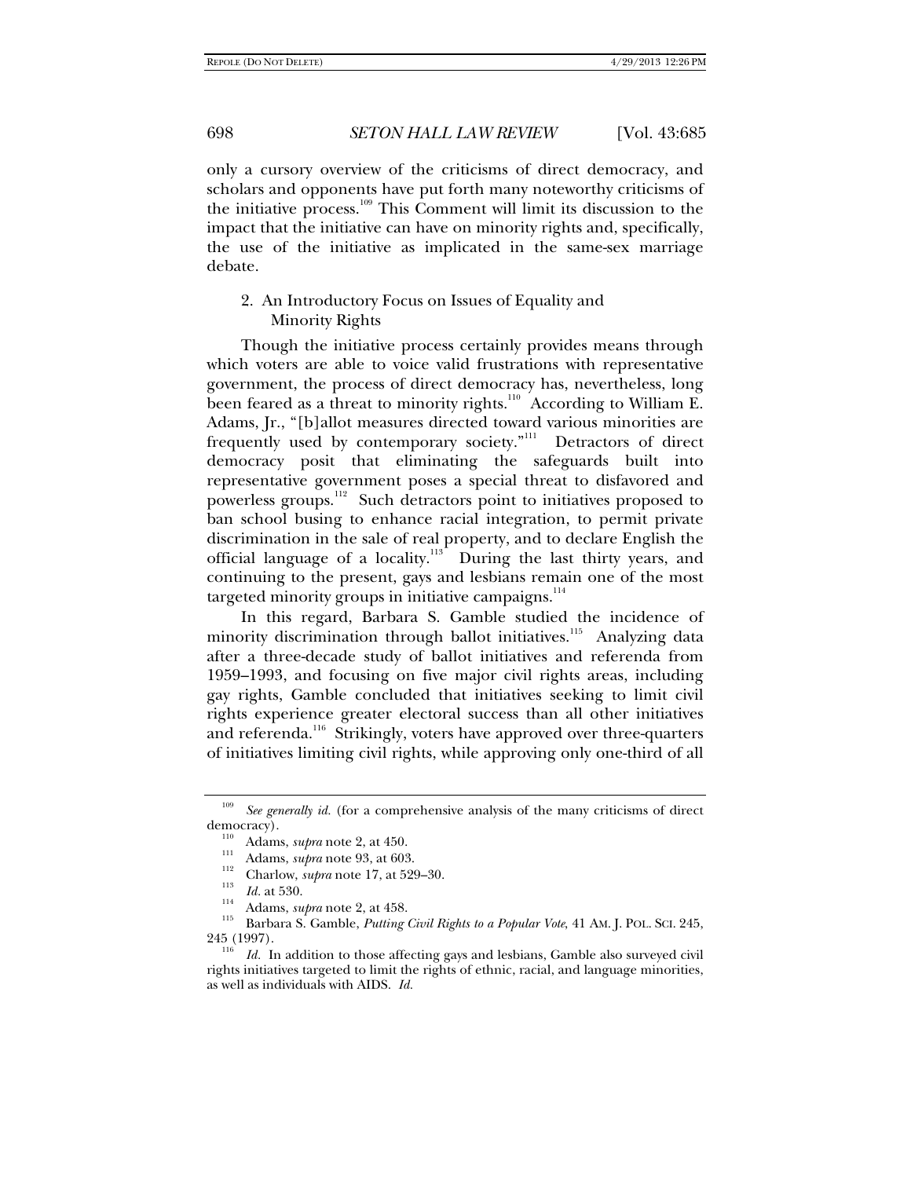only a cursory overview of the criticisms of direct democracy, and scholars and opponents have put forth many noteworthy criticisms of the initiative process.[109] This Comment will limit its discussion to the impact that the initiative can have on minority rights and, specifically, the use of the initiative as implicated in the same-sex marriage debate.

### 2. An Introductory Focus on Issues of Equality and Minority Rights

Though the initiative process certainly provides means through which voters are able to voice valid frustrations with representative government, the process of direct democracy has, nevertheless, long been feared as a threat to minority rights.[110] According to William E. Adams, Jr., "[b]allot measures directed toward various minorities are frequently used by contemporary society."[111] Detractors of direct democracy posit that eliminating the safeguards built into representative government poses a special threat to disfavored and powerless groups.[112] Such detractors point to initiatives proposed to ban school busing to enhance racial integration, to permit private discrimination in the sale of real property, and to declare English the official language of a locality.[113] During the last thirty years, and continuing to the present, gays and lesbians remain one of the most targeted minority groups in initiative campaigns.[114]

In this regard, Barbara S. Gamble studied the incidence of minority discrimination through ballot initiatives.[115] Analyzing data after a three-decade study of ballot initiatives and referenda from 1959–1993, and focusing on five major civil rights areas, including gay rights, Gamble concluded that initiatives seeking to limit civil rights experience greater electoral success than all other initiatives and referenda.[116] Strikingly, voters have approved over three-quarters of initiatives limiting civil rights, while approving only one-third of all

---

[109] *See generally id.* (for a comprehensive analysis of the many criticisms of direct democracy).

[110] Adams, *supra* note 2, at 450.

[111] Adams, *supra* note 93, at 603.

[112] Charlow, *supra* note 17, at 529–30.

[113] *Id.* at 530.

[114] Adams, *supra* note 2, at 458.

[115] Barbara S. Gamble, *Putting Civil Rights to a Popular Vote*, 41 AM. J. POL. SCI. 245, 245 (1997).

[116] *Id.* In addition to those affecting gays and lesbians, Gamble also surveyed civil rights initiatives targeted to limit the rights of ethnic, racial, and language minorities, as well as individuals with AIDS. *Id.*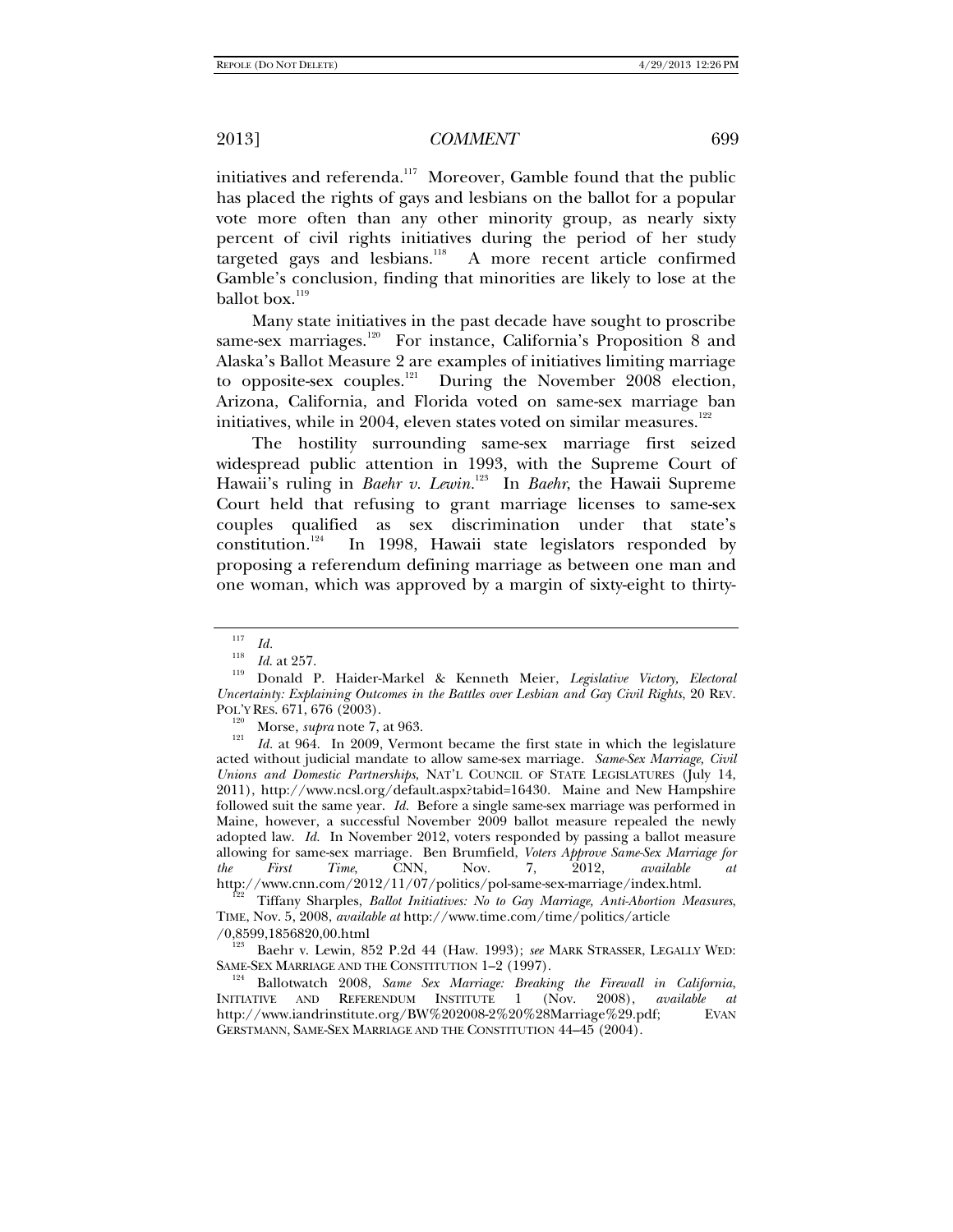initiatives and referenda.[117] Moreover, Gamble found that the public has placed the rights of gays and lesbians on the ballot for a popular vote more often than any other minority group, as nearly sixty percent of civil rights initiatives during the period of her study targeted gays and lesbians.[118] A more recent article confirmed Gamble's conclusion, finding that minorities are likely to lose at the ballot box.[119]

Many state initiatives in the past decade have sought to proscribe same-sex marriages.[120] For instance, California's Proposition 8 and Alaska's Ballot Measure 2 are examples of initiatives limiting marriage to opposite-sex couples.[121] During the November 2008 election, Arizona, California, and Florida voted on same-sex marriage ban initiatives, while in 2004, eleven states voted on similar measures.[122]

The hostility surrounding same-sex marriage first seized widespread public attention in 1993, with the Supreme Court of Hawaii's ruling in *Baehr v. Lewin*.[123] In *Baehr*, the Hawaii Supreme Court held that refusing to grant marriage licenses to same-sex couples qualified as sex discrimination under that state's constitution.[124] In 1998, Hawaii state legislators responded by proposing a referendum defining marriage as between one man and one woman, which was approved by a margin of sixty-eight to thirty-

---

[117] *Id.*

[118] *Id.* at 257.

[119] Donald P. Haider-Markel & Kenneth Meier, *Legislative Victory, Electoral Uncertainty: Explaining Outcomes in the Battles over Lesbian and Gay Civil Rights*, 20 REV. POL'Y RES. 671, 676 (2003).

[120] Morse, *supra* note 7, at 963.

[121] *Id.* at 964. In 2009, Vermont became the first state in which the legislature acted without judicial mandate to allow same-sex marriage. *Same-Sex Marriage, Civil Unions and Domestic Partnerships*, NAT'L COUNCIL OF STATE LEGISLATURES (July 14, 2011), http://www.ncsl.org/default.aspx?tabid=16430. Maine and New Hampshire followed suit the same year. *Id.* Before a single same-sex marriage was performed in Maine, however, a successful November 2009 ballot measure repealed the newly adopted law. *Id.* In November 2012, voters responded by passing a ballot measure allowing for same-sex marriage. Ben Brumfield, *Voters Approve Same-Sex Marriage for the First Time*, CNN, Nov. 7, 2012, *available at* http://www.cnn.com/2012/11/07/politics/pol-same-sex-marriage/index.html.

[122] Tiffany Sharples, *Ballot Initiatives: No to Gay Marriage, Anti-Abortion Measures*, TIME, Nov. 5, 2008, *available at* http://www.time.com/time/politics/article/0,8599,1856820,00.html

[123] Baehr v. Lewin, 852 P.2d 44 (Haw. 1993); *see* MARK STRASSER, LEGALLY WED: SAME-SEX MARRIAGE AND THE CONSTITUTION 1–2 (1997).

[124] Ballotwatch 2008, *Same Sex Marriage: Breaking the Firewall in California*, INITIATIVE AND REFERENDUM INSTITUTE 1 (Nov. 2008), *available at* http://www.iandrinstitute.org/BW%202008-2%20%28Marriage%29.pdf; EVAN GERSTMANN, SAME-SEX MARRIAGE AND THE CONSTITUTION 44–45 (2004).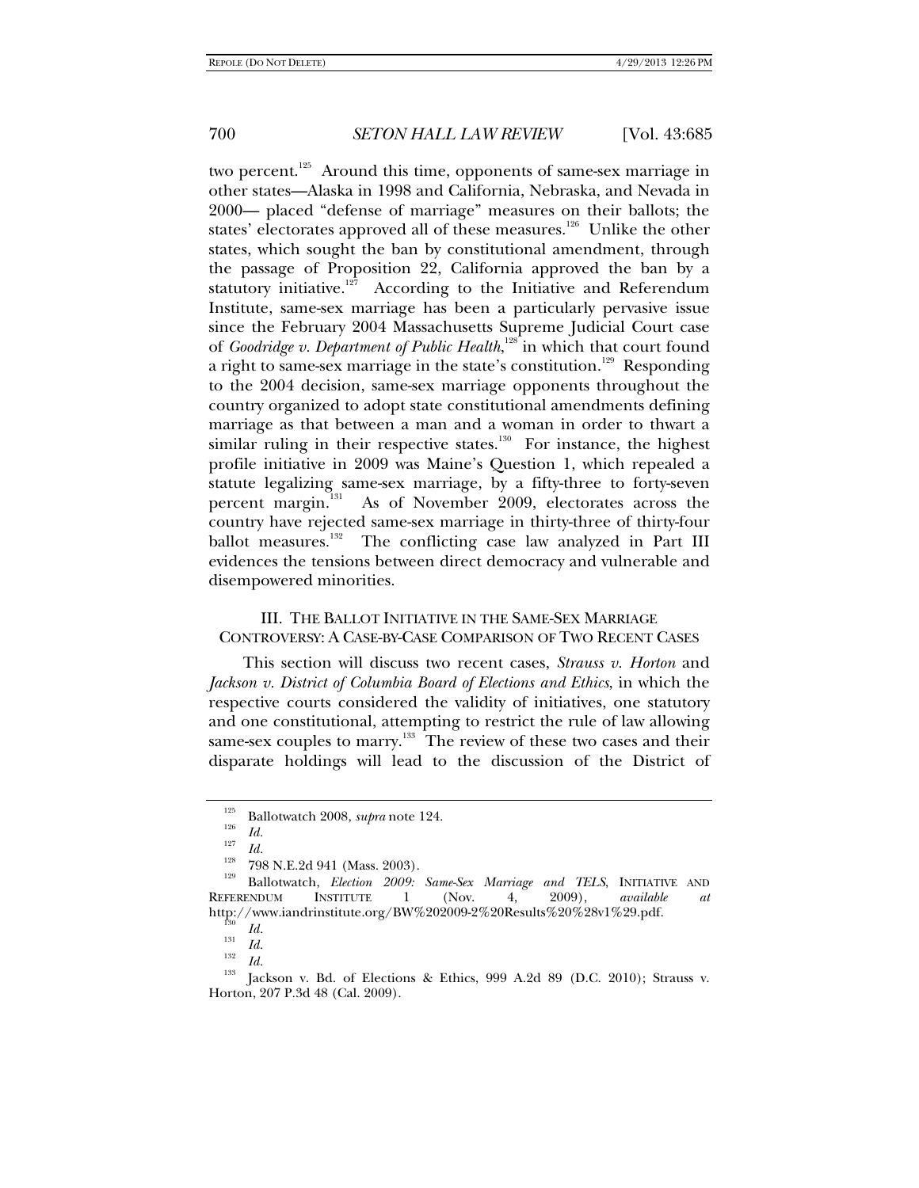two percent.[125] Around this time, opponents of same-sex marriage in other states—Alaska in 1998 and California, Nebraska, and Nevada in 2000— placed "defense of marriage" measures on their ballots; the states' electorates approved all of these measures.[126] Unlike the other states, which sought the ban by constitutional amendment, through the passage of Proposition 22, California approved the ban by a statutory initiative.[127] According to the Initiative and Referendum Institute, same-sex marriage has been a particularly pervasive issue since the February 2004 Massachusetts Supreme Judicial Court case of *Goodridge v. Department of Public Health*,[128] in which that court found a right to same-sex marriage in the state's constitution.[129] Responding to the 2004 decision, same-sex marriage opponents throughout the country organized to adopt state constitutional amendments defining marriage as that between a man and a woman in order to thwart a similar ruling in their respective states.[130] For instance, the highest profile initiative in 2009 was Maine's Question 1, which repealed a statute legalizing same-sex marriage, by a fifty-three to forty-seven percent margin.[131] As of November 2009, electorates across the country have rejected same-sex marriage in thirty-three of thirty-four ballot measures.[132] The conflicting case law analyzed in Part III evidences the tensions between direct democracy and vulnerable and disempowered minorities.

## III. THE BALLOT INITIATIVE IN THE SAME-SEX MARRIAGE CONTROVERSY: A CASE-BY-CASE COMPARISON OF TWO RECENT CASES

This section will discuss two recent cases, *Strauss v. Horton* and *Jackson v. District of Columbia Board of Elections and Ethics*, in which the respective courts considered the validity of initiatives, one statutory and one constitutional, attempting to restrict the rule of law allowing same-sex couples to marry.[133] The review of these two cases and their disparate holdings will lead to the discussion of the District of

---

[125] Ballotwatch 2008, *supra* note 124.

[126] *Id.*

[127] *Id.*

[128] 798 N.E.2d 941 (Mass. 2003).

[129] Ballotwatch, *Election 2009: Same-Sex Marriage and TELS*, INITIATIVE AND REFERENDUM INSTITUTE 1 (Nov. 4, 2009), *available at* http://www.iandrinstitute.org/BW%202009-2%20Results%20%28v1%29.pdf.

[130] *Id.*

[131] *Id.*

[132] *Id.*

[133] Jackson v. Bd. of Elections & Ethics, 999 A.2d 89 (D.C. 2010); Strauss v. Horton, 207 P.3d 48 (Cal. 2009).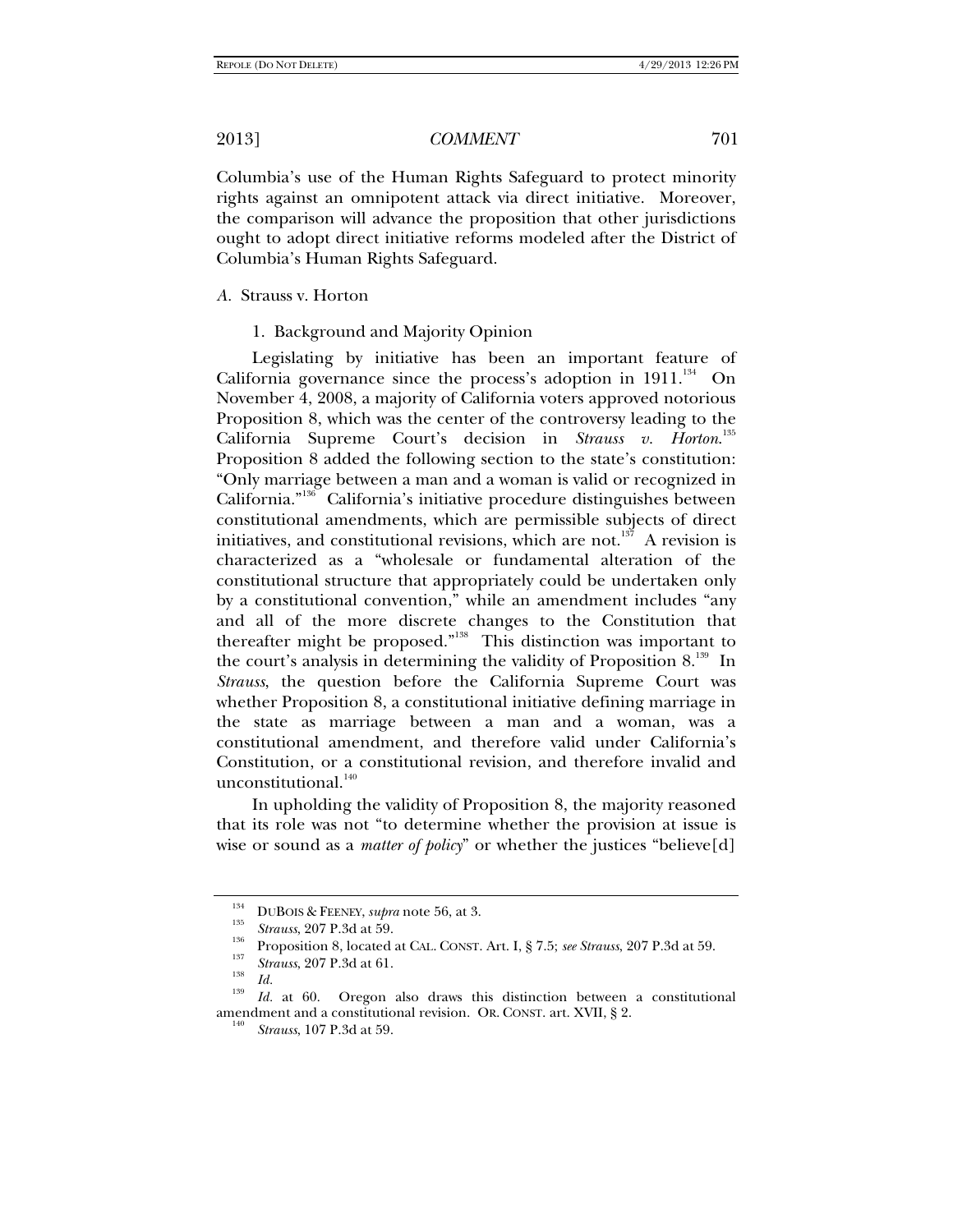Columbia's use of the Human Rights Safeguard to protect minority rights against an omnipotent attack via direct initiative. Moreover, the comparison will advance the proposition that other jurisdictions ought to adopt direct initiative reforms modeled after the District of Columbia's Human Rights Safeguard.

### *A.* Strauss v. Horton

#### 1. Background and Majority Opinion

Legislating by initiative has been an important feature of California governance since the process's adoption in 1911.[134] On November 4, 2008, a majority of California voters approved notorious Proposition 8, which was the center of the controversy leading to the California Supreme Court's decision in *Strauss v. Horton*.[135] Proposition 8 added the following section to the state's constitution: "Only marriage between a man and a woman is valid or recognized in California."[136] California's initiative procedure distinguishes between constitutional amendments, which are permissible subjects of direct initiatives, and constitutional revisions, which are not.[137] A revision is characterized as a "wholesale or fundamental alteration of the constitutional structure that appropriately could be undertaken only by a constitutional convention," while an amendment includes "any and all of the more discrete changes to the Constitution that thereafter might be proposed."[138] This distinction was important to the court's analysis in determining the validity of Proposition 8.[139] In *Strauss*, the question before the California Supreme Court was whether Proposition 8, a constitutional initiative defining marriage in the state as marriage between a man and a woman, was a constitutional amendment, and therefore valid under California's Constitution, or a constitutional revision, and therefore invalid and unconstitutional.[140]

In upholding the validity of Proposition 8, the majority reasoned that its role was not "to determine whether the provision at issue is wise or sound as a *matter of policy*" or whether the justices "believe[d]

---

[134] DUBOIS & FEENEY, *supra* note 56, at 3.

[135] *Strauss*, 207 P.3d at 59.

[136] Proposition 8, located at CAL. CONST. Art. I, § 7.5; *see Strauss*, 207 P.3d at 59.

[137] *Strauss*, 207 P.3d at 61.

[138] *Id.*

[139] *Id.* at 60. Oregon also draws this distinction between a constitutional amendment and a constitutional revision. OR. CONST. art. XVII, § 2.

[140] *Strauss*, 107 P.3d at 59.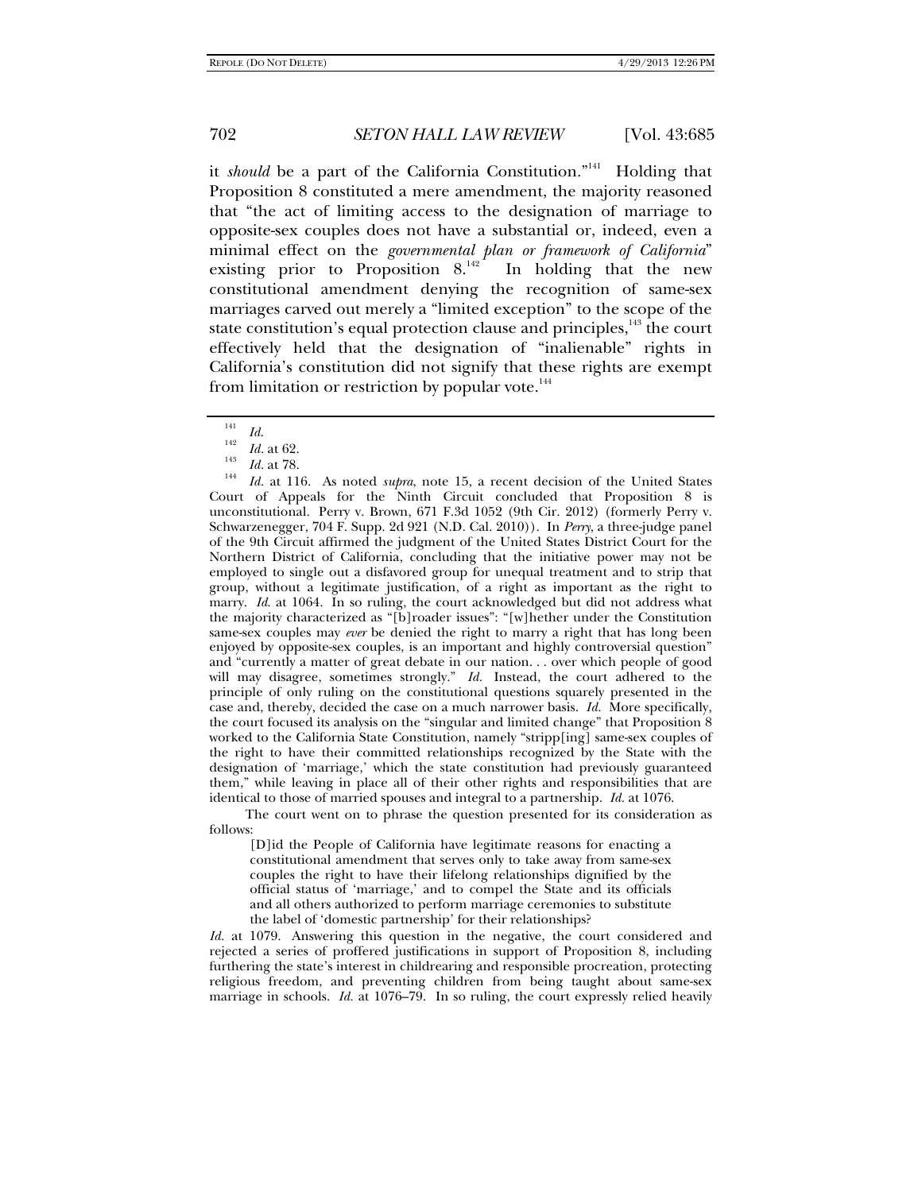it *should* be a part of the California Constitution."[141] Holding that Proposition 8 constituted a mere amendment, the majority reasoned that "the act of limiting access to the designation of marriage to opposite-sex couples does not have a substantial or, indeed, even a minimal effect on the *governmental plan or framework of California*" existing prior to Proposition 8.[142] In holding that the new constitutional amendment denying the recognition of same-sex marriages carved out merely a "limited exception" to the scope of the state constitution's equal protection clause and principles,[143] the court effectively held that the designation of "inalienable" rights in California's constitution did not signify that these rights are exempt from limitation or restriction by popular vote.[144]

---

[141] *Id.*

[142] *Id.* at 62.

[143] *Id.* at 78.

[144] *Id.* at 116. As noted *supra*, note 15, a recent decision of the United States Court of Appeals for the Ninth Circuit concluded that Proposition 8 is unconstitutional. Perry v. Brown, 671 F.3d 1052 (9th Cir. 2012) (formerly Perry v. Schwarzenegger, 704 F. Supp. 2d 921 (N.D. Cal. 2010)). In *Perry*, a three-judge panel of the 9th Circuit affirmed the judgment of the United States District Court for the Northern District of California, concluding that the initiative power may not be employed to single out a disfavored group for unequal treatment and to strip that group, without a legitimate justification, of a right as important as the right to marry. *Id*. at 1064. In so ruling, the court acknowledged but did not address what the majority characterized as "[b]roader issues": "[w]hether under the Constitution same-sex couples may *ever* be denied the right to marry a right that has long been enjoyed by opposite-sex couples, is an important and highly controversial question" and "currently a matter of great debate in our nation. . . over which people of good will may disagree, sometimes strongly." *Id.* Instead, the court adhered to the principle of only ruling on the constitutional questions squarely presented in the case and, thereby, decided the case on a much narrower basis. *Id.* More specifically, the court focused its analysis on the "singular and limited change" that Proposition 8 worked to the California State Constitution, namely "stripp[ing] same-sex couples of the right to have their committed relationships recognized by the State with the designation of 'marriage,' which the state constitution had previously guaranteed them," while leaving in place all of their other rights and responsibilities that are identical to those of married spouses and integral to a partnership. *Id.* at 1076.

The court went on to phrase the question presented for its consideration as follows:

> [D]id the People of California have legitimate reasons for enacting a constitutional amendment that serves only to take away from same-sex couples the right to have their lifelong relationships dignified by the official status of 'marriage,' and to compel the State and its officials and all others authorized to perform marriage ceremonies to substitute the label of 'domestic partnership' for their relationships?

*Id.* at 1079. Answering this question in the negative, the court considered and rejected a series of proffered justifications in support of Proposition 8, including furthering the state's interest in childrearing and responsible procreation, protecting religious freedom, and preventing children from being taught about same-sex marriage in schools. *Id.* at 1076–79. In so ruling, the court expressly relied heavily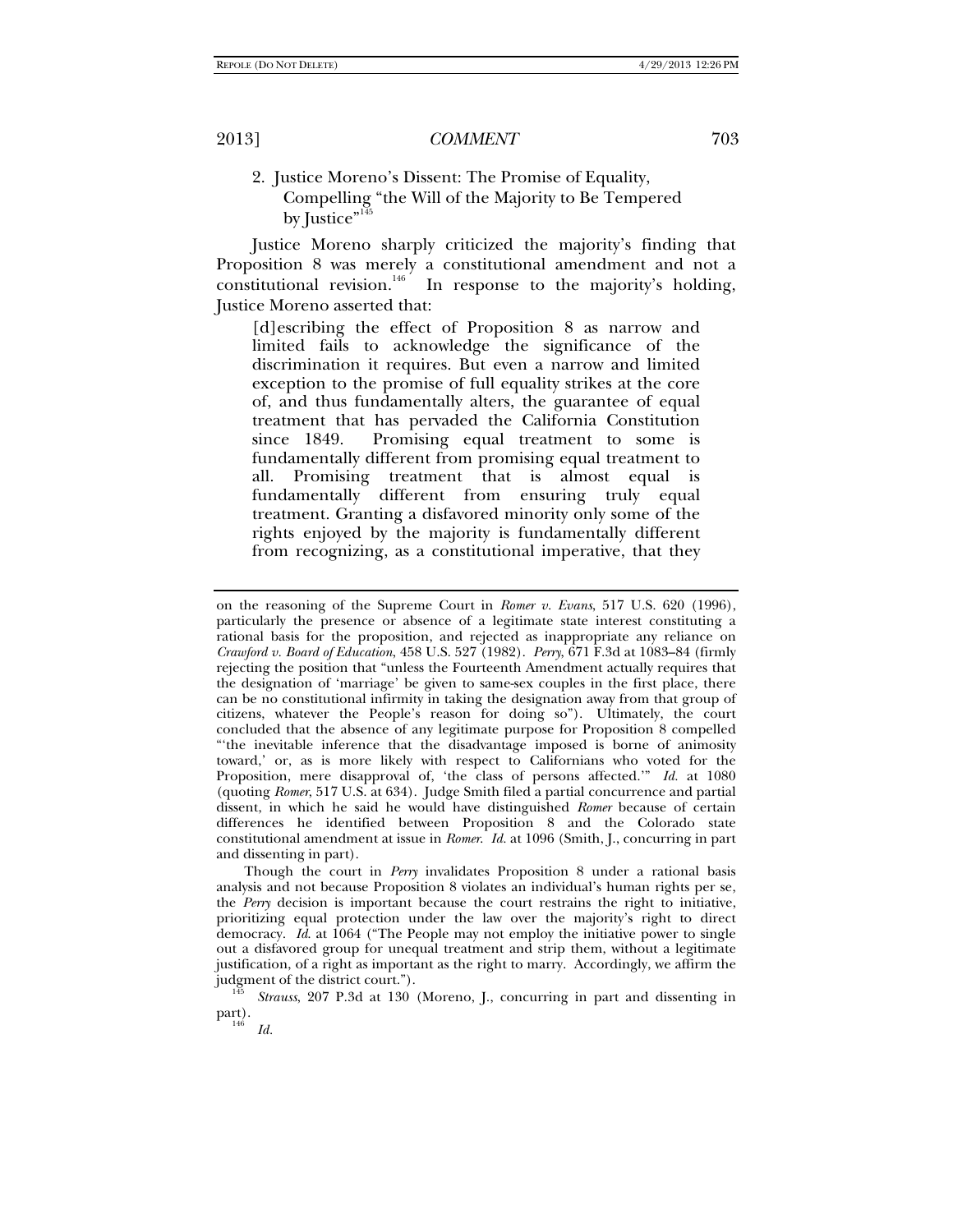### 2. Justice Moreno's Dissent: The Promise of Equality, Compelling "the Will of the Majority to Be Tempered by Justice"[145]

Justice Moreno sharply criticized the majority's finding that Proposition 8 was merely a constitutional amendment and not a constitutional revision.[146] In response to the majority's holding, Justice Moreno asserted that:

> [d]escribing the effect of Proposition 8 as narrow and limited fails to acknowledge the significance of the discrimination it requires. But even a narrow and limited exception to the promise of full equality strikes at the core of, and thus fundamentally alters, the guarantee of equal treatment that has pervaded the California Constitution since 1849. Promising equal treatment to some is fundamentally different from promising equal treatment to all. Promising treatment that is almost equal is fundamentally different from ensuring truly equal treatment. Granting a disfavored minority only some of the rights enjoyed by the majority is fundamentally different from recognizing, as a constitutional imperative, that they

---

on the reasoning of the Supreme Court in *Romer v. Evans*, 517 U.S. 620 (1996), particularly the presence or absence of a legitimate state interest constituting a rational basis for the proposition, and rejected as inappropriate any reliance on *Crawford v. Board of Education*, 458 U.S. 527 (1982). *Perry*, 671 F.3d at 1083–84 (firmly rejecting the position that "unless the Fourteenth Amendment actually requires that the designation of 'marriage' be given to same-sex couples in the first place, there can be no constitutional infirmity in taking the designation away from that group of citizens, whatever the People's reason for doing so"). Ultimately, the court concluded that the absence of any legitimate purpose for Proposition 8 compelled "'the inevitable inference that the disadvantage imposed is borne of animosity toward,' or, as is more likely with respect to Californians who voted for the Proposition, mere disapproval of, 'the class of persons affected.'" *Id.* at 1080 (quoting *Romer*, 517 U.S. at 634). Judge Smith filed a partial concurrence and partial dissent, in which he said he would have distinguished *Romer* because of certain differences he identified between Proposition 8 and the Colorado state constitutional amendment at issue in *Romer*. *Id.* at 1096 (Smith, J., concurring in part and dissenting in part).

Though the court in *Perry* invalidates Proposition 8 under a rational basis analysis and not because Proposition 8 violates an individual's human rights per se, the *Perry* decision is important because the court restrains the right to initiative, prioritizing equal protection under the law over the majority's right to direct democracy. *Id.* at 1064 ("The People may not employ the initiative power to single out a disfavored group for unequal treatment and strip them, without a legitimate justification, of a right as important as the right to marry. Accordingly, we affirm the judgment of the district court.").

[145] *Strauss*, 207 P.3d at 130 (Moreno, J., concurring in part and dissenting in part).

[146] *Id.*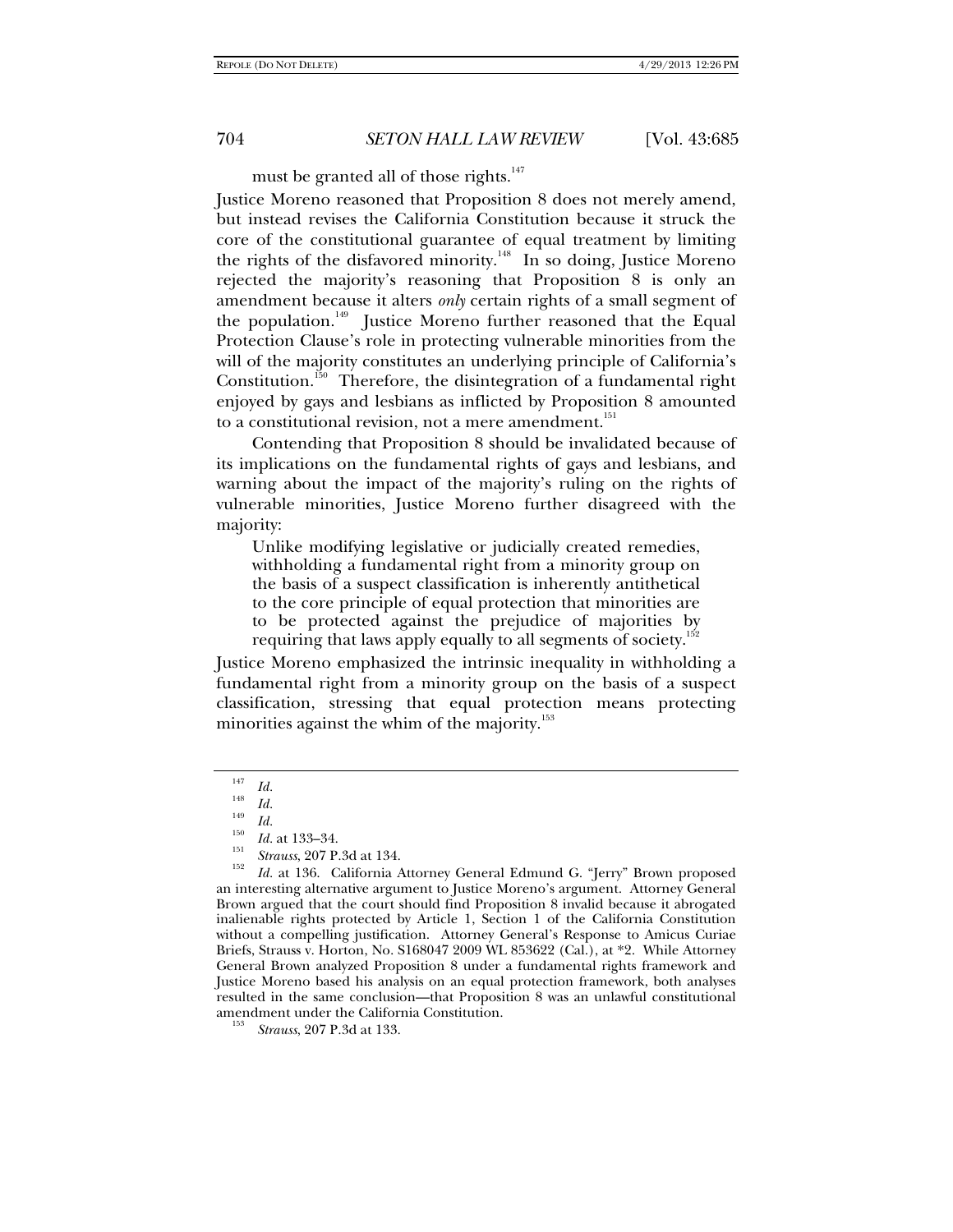must be granted all of those rights.[147]

Justice Moreno reasoned that Proposition 8 does not merely amend, but instead revises the California Constitution because it struck the core of the constitutional guarantee of equal treatment by limiting the rights of the disfavored minority.[148] In so doing, Justice Moreno rejected the majority's reasoning that Proposition 8 is only an amendment because it alters *only* certain rights of a small segment of the population.[149] Justice Moreno further reasoned that the Equal Protection Clause's role in protecting vulnerable minorities from the will of the majority constitutes an underlying principle of California's Constitution.[150] Therefore, the disintegration of a fundamental right enjoyed by gays and lesbians as inflicted by Proposition 8 amounted to a constitutional revision, not a mere amendment.[151]

Contending that Proposition 8 should be invalidated because of its implications on the fundamental rights of gays and lesbians, and warning about the impact of the majority's ruling on the rights of vulnerable minorities, Justice Moreno further disagreed with the majority:

> Unlike modifying legislative or judicially created remedies, withholding a fundamental right from a minority group on the basis of a suspect classification is inherently antithetical to the core principle of equal protection that minorities are to be protected against the prejudice of majorities by requiring that laws apply equally to all segments of society.[152]

Justice Moreno emphasized the intrinsic inequality in withholding a fundamental right from a minority group on the basis of a suspect classification, stressing that equal protection means protecting minorities against the whim of the majority.[153]

---

[147] *Id.*

[148] *Id.*

[149] *Id.*

[150] *Id.* at 133–34.

[151] *Strauss*, 207 P.3d at 134.

[152] *Id.* at 136. California Attorney General Edmund G. "Jerry" Brown proposed an interesting alternative argument to Justice Moreno's argument. Attorney General Brown argued that the court should find Proposition 8 invalid because it abrogated inalienable rights protected by Article 1, Section 1 of the California Constitution without a compelling justification. Attorney General's Response to Amicus Curiae Briefs, Strauss v. Horton, No. S168047 2009 WL 853622 (Cal.), at *2. While Attorney General Brown analyzed Proposition 8 under a fundamental rights framework and Justice Moreno based his analysis on an equal protection framework, both analyses resulted in the same conclusion—that Proposition 8 was an unlawful constitutional amendment under the California Constitution.

[153] *Strauss*, 207 P.3d at 133.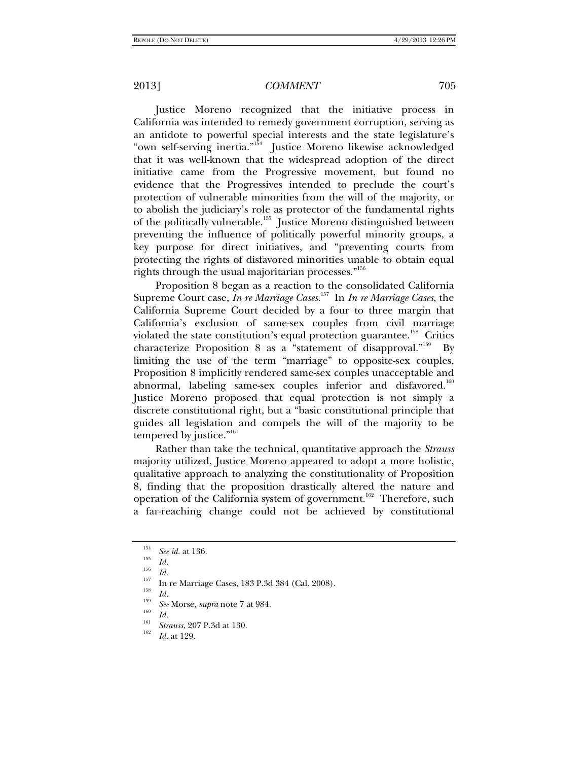Justice Moreno recognized that the initiative process in California was intended to remedy government corruption, serving as an antidote to powerful special interests and the state legislature's "own self-serving inertia."[154] Justice Moreno likewise acknowledged that it was well-known that the widespread adoption of the direct initiative came from the Progressive movement, but found no evidence that the Progressives intended to preclude the court's protection of vulnerable minorities from the will of the majority, or to abolish the judiciary's role as protector of the fundamental rights of the politically vulnerable.[155] Justice Moreno distinguished between preventing the influence of politically powerful minority groups, a key purpose for direct initiatives, and "preventing courts from protecting the rights of disfavored minorities unable to obtain equal rights through the usual majoritarian processes."[156]

Proposition 8 began as a reaction to the consolidated California Supreme Court case, *In re Marriage Cases*.[157] In *In re Marriage Cases*, the California Supreme Court decided by a four to three margin that California's exclusion of same-sex couples from civil marriage violated the state constitution's equal protection guarantee.[158] Critics characterize Proposition 8 as a "statement of disapproval."[159] By limiting the use of the term "marriage" to opposite-sex couples, Proposition 8 implicitly rendered same-sex couples unacceptable and abnormal, labeling same-sex couples inferior and disfavored.[160] Justice Moreno proposed that equal protection is not simply a discrete constitutional right, but a "basic constitutional principle that guides all legislation and compels the will of the majority to be tempered by justice."[161]

Rather than take the technical, quantitative approach the *Strauss* majority utilized, Justice Moreno appeared to adopt a more holistic, qualitative approach to analyzing the constitutionality of Proposition 8, finding that the proposition drastically altered the nature and operation of the California system of government.[162] Therefore, such a far-reaching change could not be achieved by constitutional

---

[154] *See id.* at 136.

[155] *Id.*

[156] *Id.*

[157] In re Marriage Cases, 183 P.3d 384 (Cal. 2008).

[158] *Id.*

[159] *See* Morse, *supra* note 7 at 984.

[160] *Id.*

[161] *Strauss*, 207 P.3d at 130.

[162] *Id.* at 129.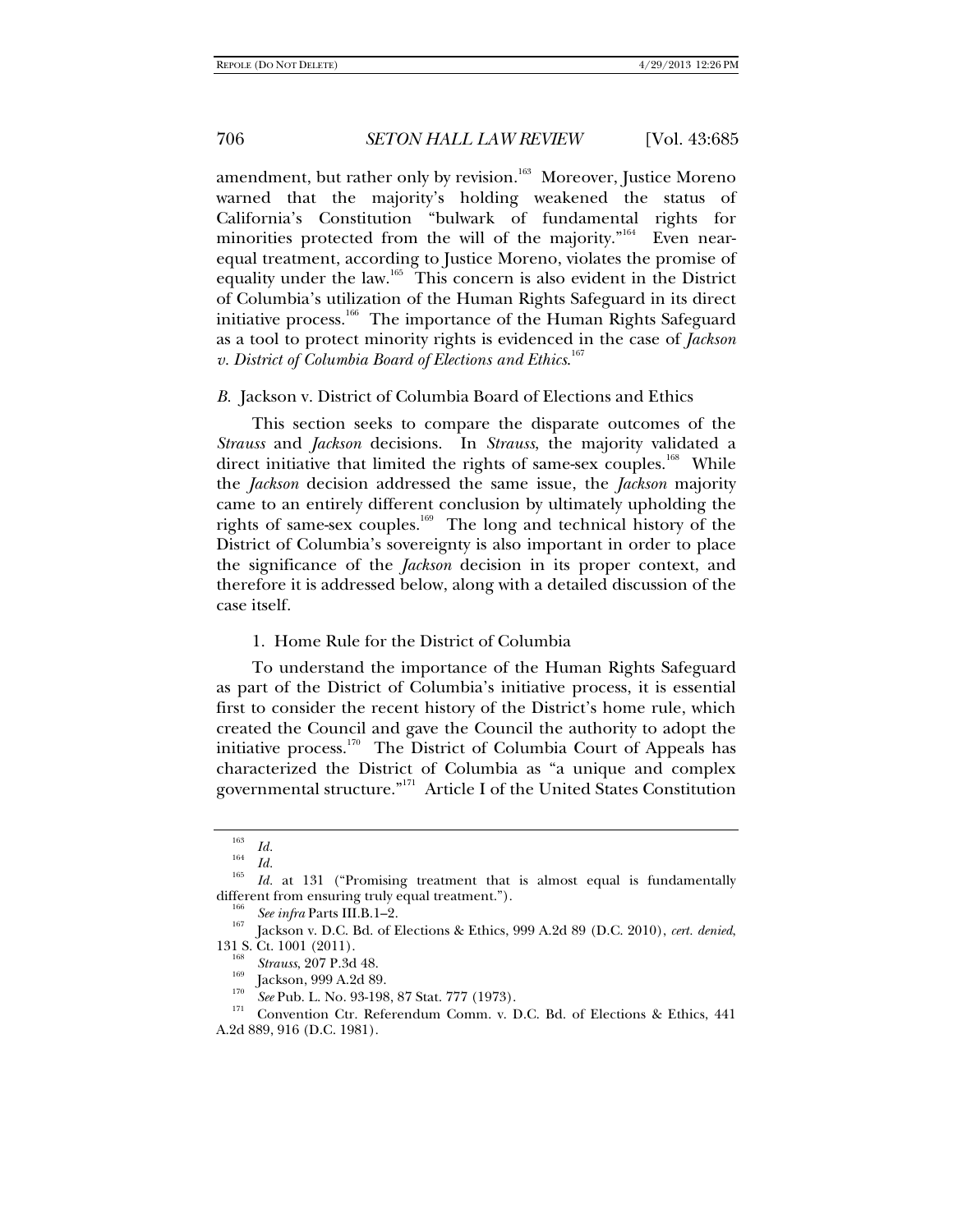amendment, but rather only by revision.[163] Moreover, Justice Moreno warned that the majority's holding weakened the status of California's Constitution "bulwark of fundamental rights for minorities protected from the will of the majority."[164] Even near-equal treatment, according to Justice Moreno, violates the promise of equality under the law.[165] This concern is also evident in the District of Columbia's utilization of the Human Rights Safeguard in its direct initiative process.[166] The importance of the Human Rights Safeguard as a tool to protect minority rights is evidenced in the case of *Jackson v. District of Columbia Board of Elections and Ethics*.[167]

### *B.* Jackson v. District of Columbia Board of Elections and Ethics

This section seeks to compare the disparate outcomes of the *Strauss* and *Jackson* decisions. In *Strauss*, the majority validated a direct initiative that limited the rights of same-sex couples.[168] While the *Jackson* decision addressed the same issue, the *Jackson* majority came to an entirely different conclusion by ultimately upholding the rights of same-sex couples.[169] The long and technical history of the District of Columbia's sovereignty is also important in order to place the significance of the *Jackson* decision in its proper context, and therefore it is addressed below, along with a detailed discussion of the case itself.

#### 1. Home Rule for the District of Columbia

To understand the importance of the Human Rights Safeguard as part of the District of Columbia's initiative process, it is essential first to consider the recent history of the District's home rule, which created the Council and gave the Council the authority to adopt the initiative process.[170] The District of Columbia Court of Appeals has characterized the District of Columbia as "a unique and complex governmental structure."[171] Article I of the United States Constitution

---

[163] *Id.*

[164] *Id.*

[165] *Id.* at 131 ("Promising treatment that is almost equal is fundamentally different from ensuring truly equal treatment.").

[166] *See infra* Parts III.B.1–2.

[167] Jackson v. D.C. Bd. of Elections & Ethics, 999 A.2d 89 (D.C. 2010), *cert. denied*, 131 S. Ct. 1001 (2011).

[168] *Strauss*, 207 P.3d 48.

[169] Jackson, 999 A.2d 89.

[170] *See* Pub. L. No. 93-198, 87 Stat. 777 (1973).

[171] Convention Ctr. Referendum Comm. v. D.C. Bd. of Elections & Ethics, 441 A.2d 889, 916 (D.C. 1981).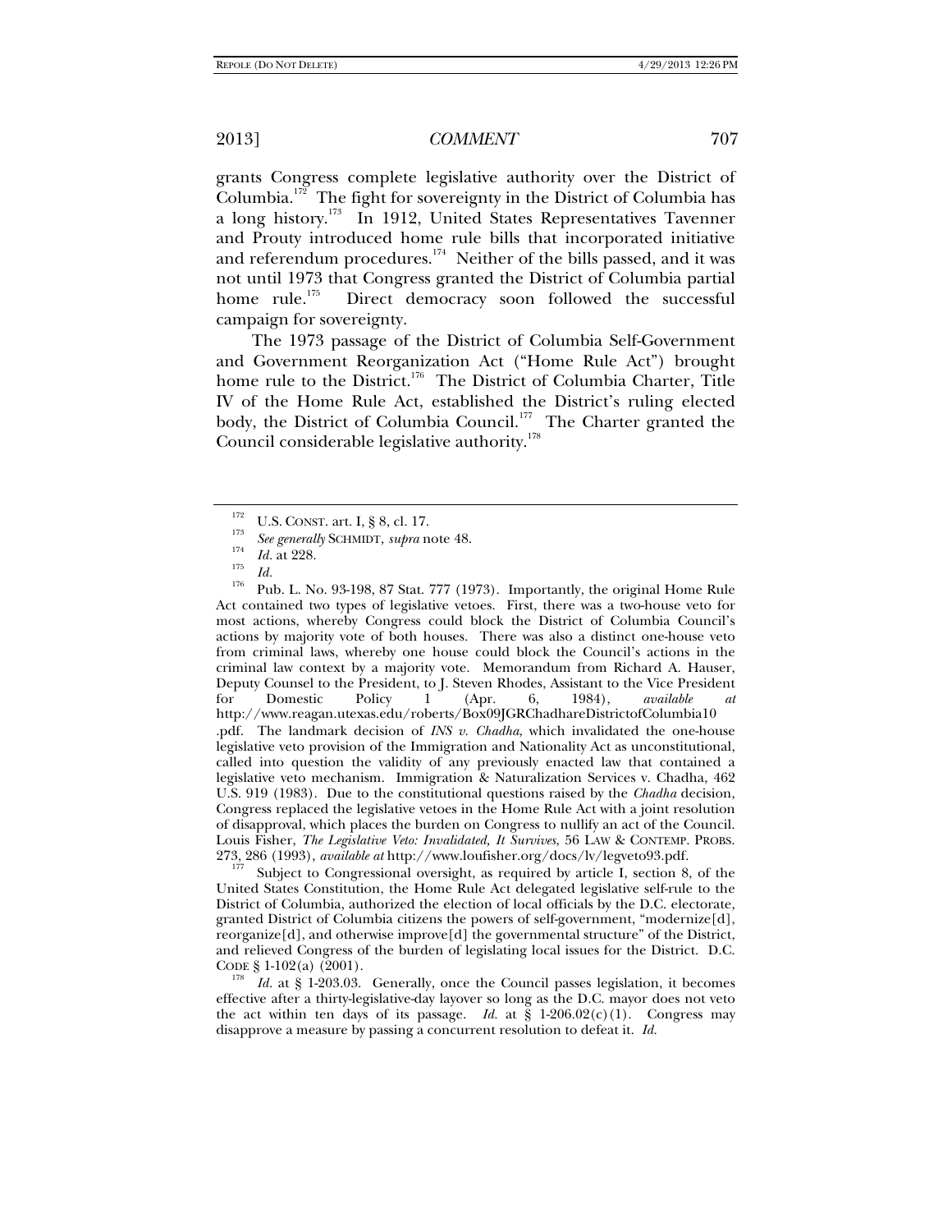grants Congress complete legislative authority over the District of Columbia.[172] The fight for sovereignty in the District of Columbia has a long history.[173] In 1912, United States Representatives Tavenner and Prouty introduced home rule bills that incorporated initiative and referendum procedures.[174] Neither of the bills passed, and it was not until 1973 that Congress granted the District of Columbia partial home rule.[175] Direct democracy soon followed the successful campaign for sovereignty.

The 1973 passage of the District of Columbia Self-Government and Government Reorganization Act ("Home Rule Act") brought home rule to the District.[176] The District of Columbia Charter, Title IV of the Home Rule Act, established the District's ruling elected body, the District of Columbia Council.[177] The Charter granted the Council considerable legislative authority.[178]

---

[172] U.S. CONST. art. I, § 8, cl. 17.

[173] *See generally* SCHMIDT, *supra* note 48.

[174] *Id.* at 228.

[175] *Id.*

[176] Pub. L. No. 93-198, 87 Stat. 777 (1973). Importantly, the original Home Rule Act contained two types of legislative vetoes. First, there was a two-house veto for most actions, whereby Congress could block the District of Columbia Council's actions by majority vote of both houses. There was also a distinct one-house veto from criminal laws, whereby one house could block the Council's actions in the criminal law context by a majority vote. Memorandum from Richard A. Hauser, Deputy Counsel to the President, to J. Steven Rhodes, Assistant to the Vice President for Domestic Policy 1 (Apr. 6, 1984), *available at* http://www.reagan.utexas.edu/roberts/Box09JGRChadhareDistrictofColumbia10.pdf. The landmark decision of *INS v. Chadha*, which invalidated the one-house legislative veto provision of the Immigration and Nationality Act as unconstitutional, called into question the validity of any previously enacted law that contained a legislative veto mechanism. Immigration & Naturalization Services v. Chadha, 462 U.S. 919 (1983). Due to the constitutional questions raised by the *Chadha* decision, Congress replaced the legislative vetoes in the Home Rule Act with a joint resolution of disapproval, which places the burden on Congress to nullify an act of the Council. Louis Fisher, *The Legislative Veto: Invalidated, It Survives*, 56 LAW & CONTEMP. PROBS. 273, 286 (1993), *available at* http://www.loufisher.org/docs/lv/legveto93.pdf.

[177] Subject to Congressional oversight, as required by article I, section 8, of the United States Constitution, the Home Rule Act delegated legislative self-rule to the District of Columbia, authorized the election of local officials by the D.C. electorate, granted District of Columbia citizens the powers of self-government, "modernize[d], reorganize[d], and otherwise improve[d] the governmental structure" of the District, and relieved Congress of the burden of legislating local issues for the District. D.C. CODE § 1-102(a) (2001).

[178] *Id.* at § 1-203.03. Generally, once the Council passes legislation, it becomes effective after a thirty-legislative-day layover so long as the D.C. mayor does not veto the act within ten days of its passage. *Id.* at § 1-206.02(c)(1). Congress may disapprove a measure by passing a concurrent resolution to defeat it. *Id.*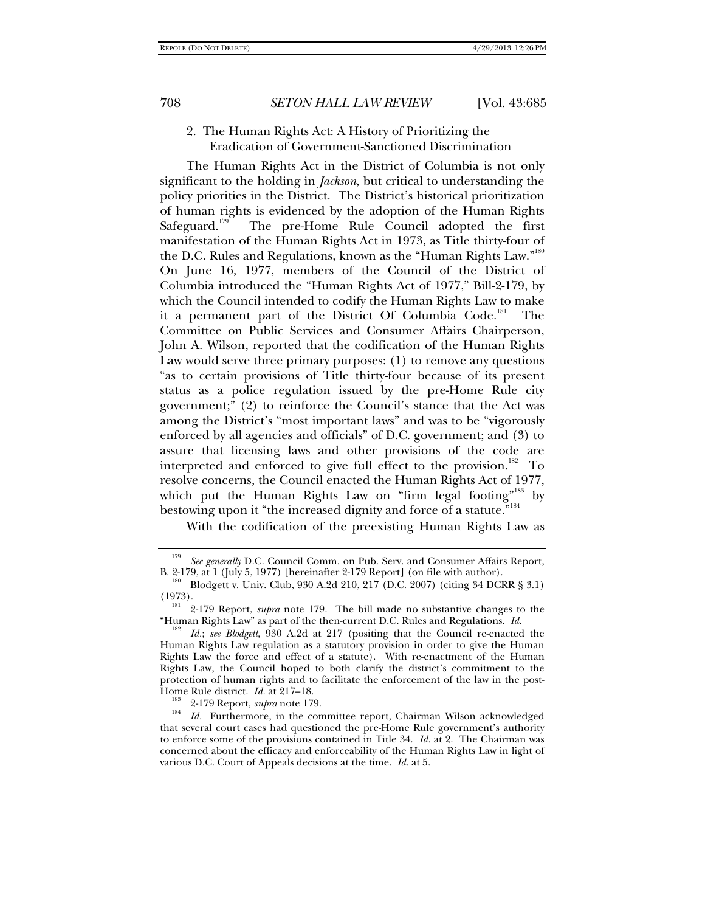### 2. The Human Rights Act: A History of Prioritizing the Eradication of Government-Sanctioned Discrimination

The Human Rights Act in the District of Columbia is not only significant to the holding in *Jackson*, but critical to understanding the policy priorities in the District. The District's historical prioritization of human rights is evidenced by the adoption of the Human Rights Safeguard.[179] The pre-Home Rule Council adopted the first manifestation of the Human Rights Act in 1973, as Title thirty-four of the D.C. Rules and Regulations, known as the "Human Rights Law."[180] On June 16, 1977, members of the Council of the District of Columbia introduced the "Human Rights Act of 1977," Bill-2-179, by which the Council intended to codify the Human Rights Law to make it a permanent part of the District Of Columbia Code.[181] The Committee on Public Services and Consumer Affairs Chairperson, John A. Wilson, reported that the codification of the Human Rights Law would serve three primary purposes: (1) to remove any questions "as to certain provisions of Title thirty-four because of its present status as a police regulation issued by the pre-Home Rule city government;" (2) to reinforce the Council's stance that the Act was among the District's "most important laws" and was to be "vigorously enforced by all agencies and officials" of D.C. government; and (3) to assure that licensing laws and other provisions of the code are interpreted and enforced to give full effect to the provision.[182] To resolve concerns, the Council enacted the Human Rights Act of 1977, which put the Human Rights Law on "firm legal footing"[183] by bestowing upon it "the increased dignity and force of a statute."[184]

With the codification of the preexisting Human Rights Law as

---

[179] *See generally* D.C. Council Comm. on Pub. Serv. and Consumer Affairs Report, B. 2-179, at 1 (July 5, 1977) [hereinafter 2-179 Report] (on file with author).

[180] Blodgett v. Univ. Club, 930 A.2d 210, 217 (D.C. 2007) (citing 34 DCRR § 3.1) (1973).

[181] 2-179 Report, *supra* note 179. The bill made no substantive changes to the "Human Rights Law" as part of the then-current D.C. Rules and Regulations. *Id.*

[182] *Id.*; *see Blodgett*, 930 A.2d at 217 (positing that the Council re-enacted the Human Rights Law regulation as a statutory provision in order to give the Human Rights Law the force and effect of a statute). With re-enactment of the Human Rights Law, the Council hoped to both clarify the district's commitment to the protection of human rights and to facilitate the enforcement of the law in the post-Home Rule district. *Id.* at 217–18.

[183] 2-179 Report, *supra* note 179.

[184] *Id.* Furthermore, in the committee report, Chairman Wilson acknowledged that several court cases had questioned the pre-Home Rule government's authority to enforce some of the provisions contained in Title 34. *Id.* at 2. The Chairman was concerned about the efficacy and enforceability of the Human Rights Law in light of various D.C. Court of Appeals decisions at the time. *Id.* at 5.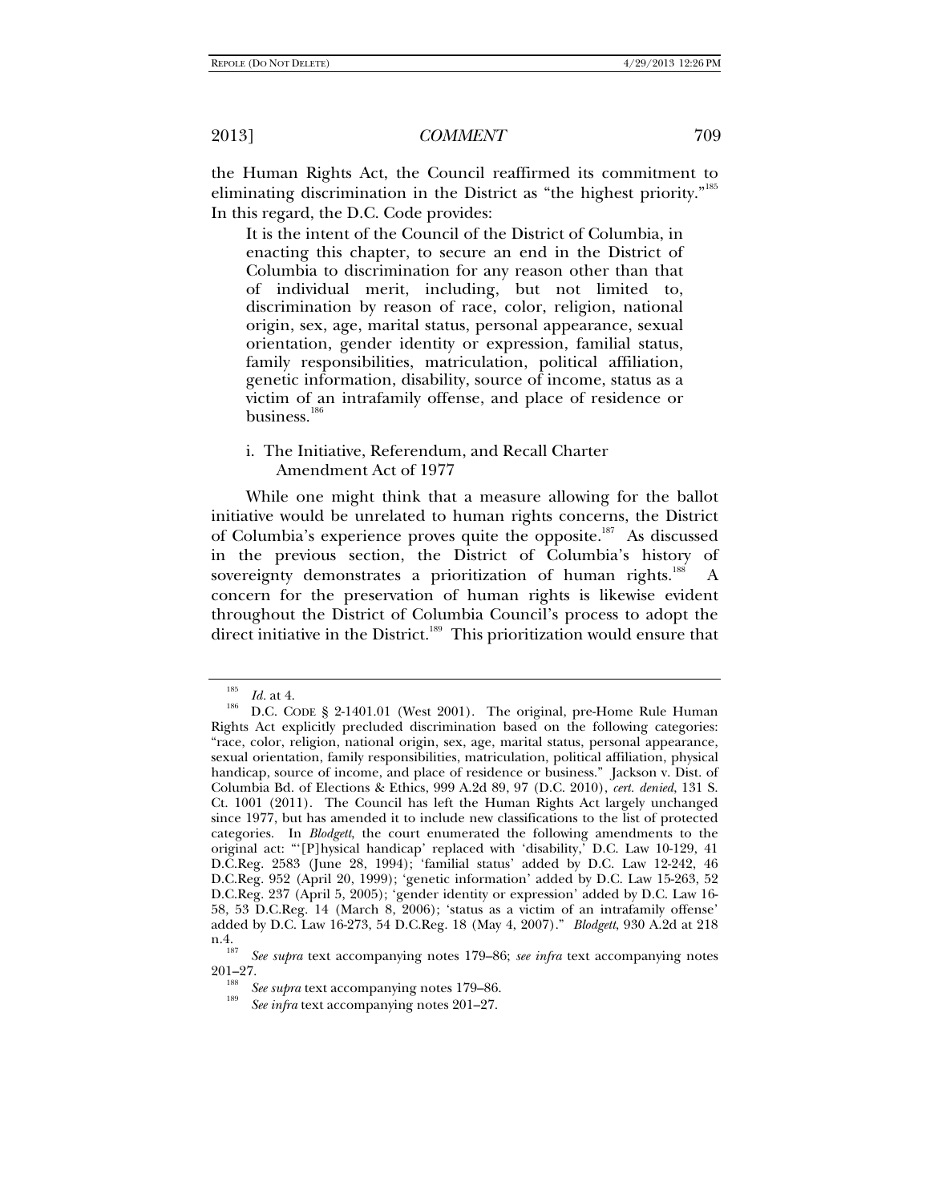the Human Rights Act, the Council reaffirmed its commitment to eliminating discrimination in the District as "the highest priority."[185] In this regard, the D.C. Code provides:

> It is the intent of the Council of the District of Columbia, in enacting this chapter, to secure an end in the District of Columbia to discrimination for any reason other than that of individual merit, including, but not limited to, discrimination by reason of race, color, religion, national origin, sex, age, marital status, personal appearance, sexual orientation, gender identity or expression, familial status, family responsibilities, matriculation, political affiliation, genetic information, disability, source of income, status as a victim of an intrafamily offense, and place of residence or business.[186]

i. The Initiative, Referendum, and Recall Charter Amendment Act of 1977

While one might think that a measure allowing for the ballot initiative would be unrelated to human rights concerns, the District of Columbia's experience proves quite the opposite.[187] As discussed in the previous section, the District of Columbia's history of sovereignty demonstrates a prioritization of human rights.[188] A concern for the preservation of human rights is likewise evident throughout the District of Columbia Council's process to adopt the direct initiative in the District.[189] This prioritization would ensure that

---

[185] *Id.* at 4.

[186] D.C. CODE § 2-1401.01 (West 2001). The original, pre-Home Rule Human Rights Act explicitly precluded discrimination based on the following categories: "race, color, religion, national origin, sex, age, marital status, personal appearance, sexual orientation, family responsibilities, matriculation, political affiliation, physical handicap, source of income, and place of residence or business." Jackson v. Dist. of Columbia Bd. of Elections & Ethics, 999 A.2d 89, 97 (D.C. 2010), *cert. denied*, 131 S. Ct. 1001 (2011). The Council has left the Human Rights Act largely unchanged since 1977, but has amended it to include new classifications to the list of protected categories. In *Blodgett*, the court enumerated the following amendments to the original act: "'[P]hysical handicap' replaced with 'disability,' D.C. Law 10-129, 41 D.C.Reg. 2583 (June 28, 1994); 'familial status' added by D.C. Law 12-242, 46 D.C.Reg. 952 (April 20, 1999); 'genetic information' added by D.C. Law 15-263, 52 D.C.Reg. 237 (April 5, 2005); 'gender identity or expression' added by D.C. Law 16-58, 53 D.C.Reg. 14 (March 8, 2006); 'status as a victim of an intrafamily offense' added by D.C. Law 16-273, 54 D.C.Reg. 18 (May 4, 2007)." *Blodgett*, 930 A.2d at 218 n.4.

[187] *See supra* text accompanying notes 179–86; *see infra* text accompanying notes 201–27.

[188] *See supra* text accompanying notes 179–86.

[189] *See infra* text accompanying notes 201–27.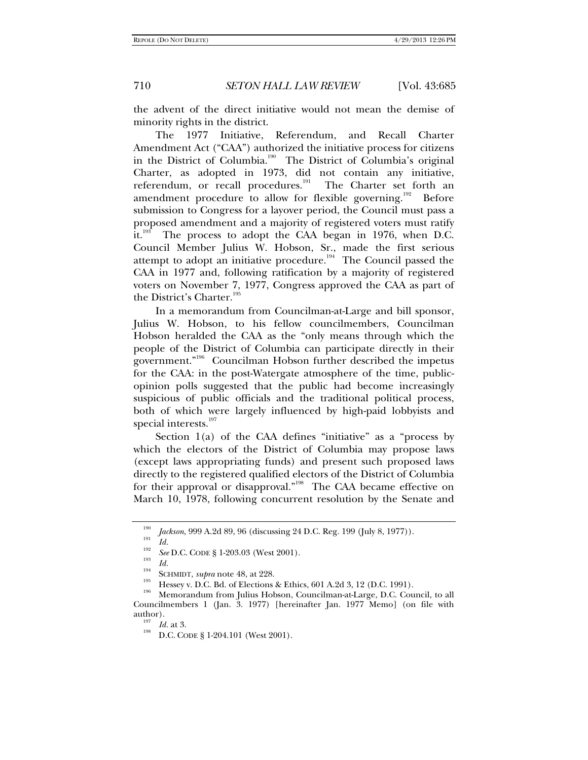the advent of the direct initiative would not mean the demise of minority rights in the district.

The 1977 Initiative, Referendum, and Recall Charter Amendment Act ("CAA") authorized the initiative process for citizens in the District of Columbia.[190] The District of Columbia's original Charter, as adopted in 1973, did not contain any initiative, referendum, or recall procedures.[191] The Charter set forth an amendment procedure to allow for flexible governing.[192] Before submission to Congress for a layover period, the Council must pass a proposed amendment and a majority of registered voters must ratify it.[193] The process to adopt the CAA began in 1976, when D.C. Council Member Julius W. Hobson, Sr., made the first serious attempt to adopt an initiative procedure.[194] The Council passed the CAA in 1977 and, following ratification by a majority of registered voters on November 7, 1977, Congress approved the CAA as part of the District's Charter.[195]

In a memorandum from Councilman-at-Large and bill sponsor, Julius W. Hobson, to his fellow councilmembers, Councilman Hobson heralded the CAA as the "only means through which the people of the District of Columbia can participate directly in their government."[196] Councilman Hobson further described the impetus for the CAA: in the post-Watergate atmosphere of the time, public-opinion polls suggested that the public had become increasingly suspicious of public officials and the traditional political process, both of which were largely influenced by high-paid lobbyists and special interests.[197]

Section 1(a) of the CAA defines "initiative" as a "process by which the electors of the District of Columbia may propose laws (except laws appropriating funds) and present such proposed laws directly to the registered qualified electors of the District of Columbia for their approval or disapproval."[198] The CAA became effective on March 10, 1978, following concurrent resolution by the Senate and

---

[190] *Jackson*, 999 A.2d 89, 96 (discussing 24 D.C. Reg. 199 (July 8, 1977)).

[191] *Id.*

[192] *See* D.C. CODE § 1-203.03 (West 2001).

[193] *Id.*

[194] SCHMIDT, *supra* note 48, at 228.

[195] Hessey v. D.C. Bd. of Elections & Ethics, 601 A.2d 3, 12 (D.C. 1991).

[196] Memorandum from Julius Hobson, Councilman-at-Large, D.C. Council, to all Councilmembers 1 (Jan. 3. 1977) [hereinafter Jan. 1977 Memo] (on file with author).

[197] *Id.* at 3.

[198] D.C. CODE § 1-204.101 (West 2001).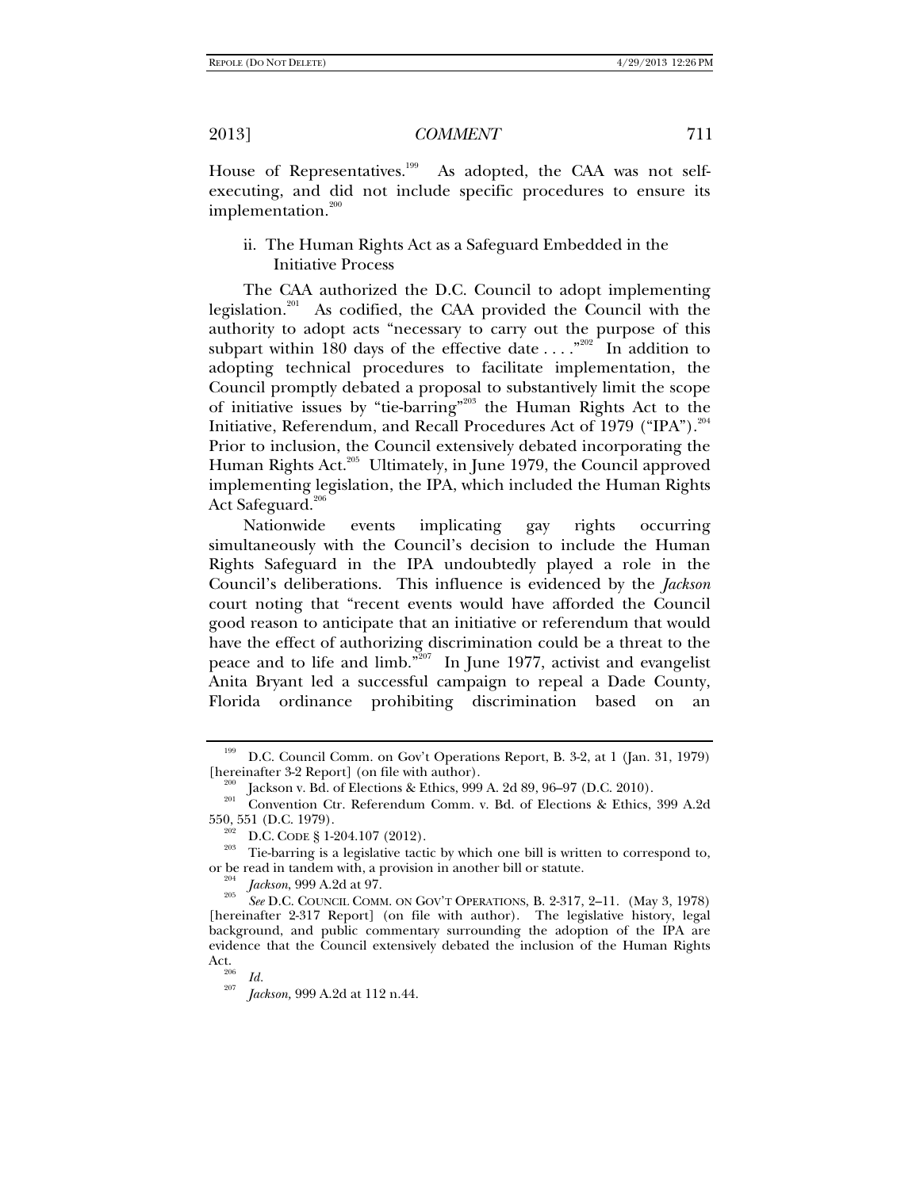House of Representatives.[199] As adopted, the CAA was not self-executing, and did not include specific procedures to ensure its implementation.[200]

ii. The Human Rights Act as a Safeguard Embedded in the Initiative Process

The CAA authorized the D.C. Council to adopt implementing legislation.[201] As codified, the CAA provided the Council with the authority to adopt acts "necessary to carry out the purpose of this subpart within 180 days of the effective date . . . ."[202] In addition to adopting technical procedures to facilitate implementation, the Council promptly debated a proposal to substantively limit the scope of initiative issues by "tie-barring"[203] the Human Rights Act to the Initiative, Referendum, and Recall Procedures Act of 1979 ("IPA").[204] Prior to inclusion, the Council extensively debated incorporating the Human Rights Act.[205] Ultimately, in June 1979, the Council approved implementing legislation, the IPA, which included the Human Rights Act Safeguard.[206]

Nationwide events implicating gay rights occurring simultaneously with the Council's decision to include the Human Rights Safeguard in the IPA undoubtedly played a role in the Council's deliberations. This influence is evidenced by the *Jackson* court noting that "recent events would have afforded the Council good reason to anticipate that an initiative or referendum that would have the effect of authorizing discrimination could be a threat to the peace and to life and limb."[207] In June 1977, activist and evangelist Anita Bryant led a successful campaign to repeal a Dade County, Florida ordinance prohibiting discrimination based on an

---

[199] D.C. Council Comm. on Gov't Operations Report, B. 3-2, at 1 (Jan. 31, 1979) [hereinafter 3-2 Report] (on file with author).

[200] Jackson v. Bd. of Elections & Ethics, 999 A. 2d 89, 96–97 (D.C. 2010).

[201] Convention Ctr. Referendum Comm. v. Bd. of Elections & Ethics, 399 A.2d 550, 551 (D.C. 1979).

[202] D.C. CODE § 1-204.107 (2012).

[203] Tie-barring is a legislative tactic by which one bill is written to correspond to, or be read in tandem with, a provision in another bill or statute.

[204] *Jackson*, 999 A.2d at 97.

[205] *See* D.C. COUNCIL COMM. ON GOV'T OPERATIONS, B. 2-317, 2–11. (May 3, 1978) [hereinafter 2-317 Report] (on file with author). The legislative history, legal background, and public commentary surrounding the adoption of the IPA are evidence that the Council extensively debated the inclusion of the Human Rights Act.

[206] *Id.*

[207] *Jackson,* 999 A.2d at 112 n.44.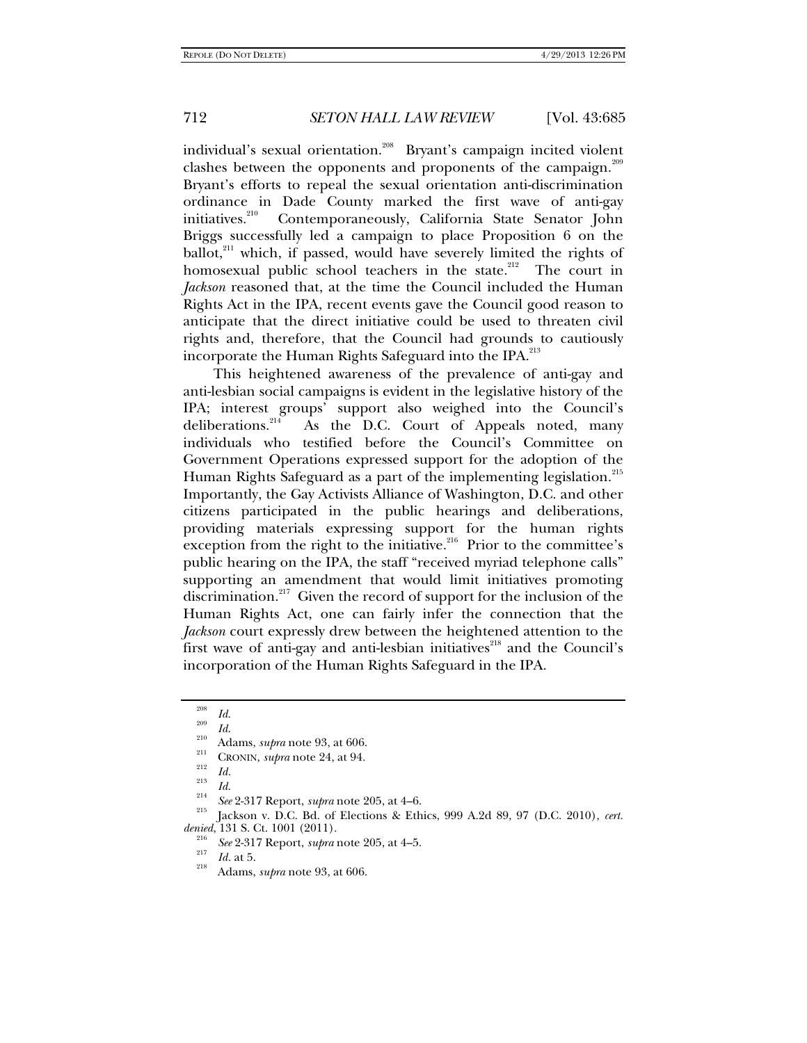individual's sexual orientation.[208] Bryant's campaign incited violent clashes between the opponents and proponents of the campaign.[209] Bryant's efforts to repeal the sexual orientation anti-discrimination ordinance in Dade County marked the first wave of anti-gay initiatives.[210] Contemporaneously, California State Senator John Briggs successfully led a campaign to place Proposition 6 on the ballot,[211] which, if passed, would have severely limited the rights of homosexual public school teachers in the state.[212] The court in *Jackson* reasoned that, at the time the Council included the Human Rights Act in the IPA, recent events gave the Council good reason to anticipate that the direct initiative could be used to threaten civil rights and, therefore, that the Council had grounds to cautiously incorporate the Human Rights Safeguard into the IPA.[213]

This heightened awareness of the prevalence of anti-gay and anti-lesbian social campaigns is evident in the legislative history of the IPA; interest groups' support also weighed into the Council's deliberations.[214] As the D.C. Court of Appeals noted, many individuals who testified before the Council's Committee on Government Operations expressed support for the adoption of the Human Rights Safeguard as a part of the implementing legislation.[215] Importantly, the Gay Activists Alliance of Washington, D.C. and other citizens participated in the public hearings and deliberations, providing materials expressing support for the human rights exception from the right to the initiative.[216] Prior to the committee's public hearing on the IPA, the staff "received myriad telephone calls" supporting an amendment that would limit initiatives promoting discrimination.[217] Given the record of support for the inclusion of the Human Rights Act, one can fairly infer the connection that the *Jackson* court expressly drew between the heightened attention to the first wave of anti-gay and anti-lesbian initiatives[218] and the Council's incorporation of the Human Rights Safeguard in the IPA.

---

[208] *Id.*

[209] *Id.*

[210] Adams, *supra* note 93, at 606.

[211] CRONIN, *supra* note 24, at 94.

[212] *Id.*

[213] *Id.*

[214] *See* 2-317 Report, *supra* note 205, at 4–6.

[215] Jackson v. D.C. Bd. of Elections & Ethics, 999 A.2d 89, 97 (D.C. 2010), *cert. denied*, 131 S. Ct. 1001 (2011).

[216] *See* 2-317 Report, *supra* note 205, at 4–5.

[217] *Id.* at 5.

[218] Adams, *supra* note 93, at 606.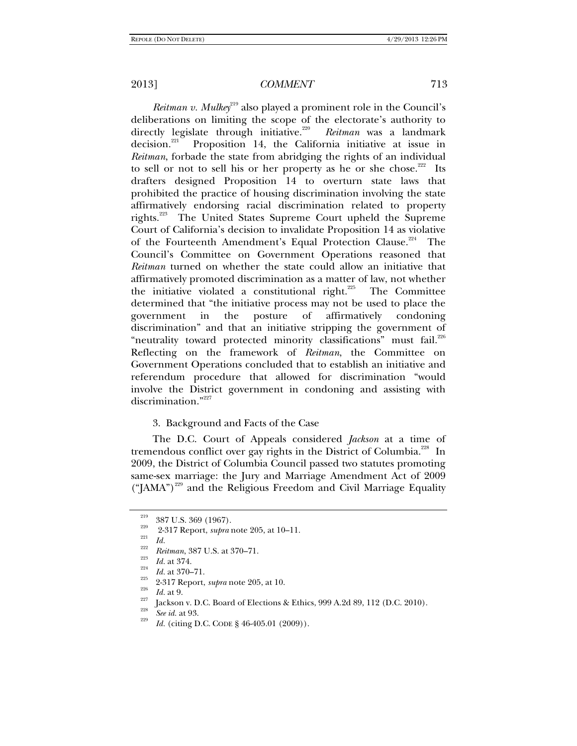*Reitman v. Mulkey*[219] also played a prominent role in the Council's deliberations on limiting the scope of the electorate's authority to directly legislate through initiative.[220] *Reitman* was a landmark decision.[221] Proposition 14, the California initiative at issue in *Reitman*, forbade the state from abridging the rights of an individual to sell or not to sell his or her property as he or she chose.[222] Its drafters designed Proposition 14 to overturn state laws that prohibited the practice of housing discrimination involving the state affirmatively endorsing racial discrimination related to property rights.[223] The United States Supreme Court upheld the Supreme Court of California's decision to invalidate Proposition 14 as violative of the Fourteenth Amendment's Equal Protection Clause.[224] The Council's Committee on Government Operations reasoned that *Reitman* turned on whether the state could allow an initiative that affirmatively promoted discrimination as a matter of law, not whether the initiative violated a constitutional right.[225] The Committee determined that "the initiative process may not be used to place the government in the posture of affirmatively condoning discrimination" and that an initiative stripping the government of "neutrality toward protected minority classifications" must fail.[226] Reflecting on the framework of *Reitman*, the Committee on Government Operations concluded that to establish an initiative and referendum procedure that allowed for discrimination "would involve the District government in condoning and assisting with discrimination."[227]

3. Background and Facts of the Case

The D.C. Court of Appeals considered *Jackson* at a time of tremendous conflict over gay rights in the District of Columbia.[228] In 2009, the District of Columbia Council passed two statutes promoting same-sex marriage: the Jury and Marriage Amendment Act of 2009 ("JAMA")[229] and the Religious Freedom and Civil Marriage Equality

---

[219] 387 U.S. 369 (1967).

[220] 2-317 Report, *supra* note 205, at 10–11.

[221] *Id.*

[222] *Reitman*, 387 U.S. at 370–71.

[223] *Id.* at 374.

[224] *Id.* at 370–71.

[225] 2-317 Report, *supra* note 205, at 10.

[226] *Id.* at 9.

[227] Jackson v. D.C. Board of Elections & Ethics, 999 A.2d 89, 112 (D.C. 2010).

[228] *See id.* at 93.

[229] *Id.* (citing D.C. CODE § 46-405.01 (2009)).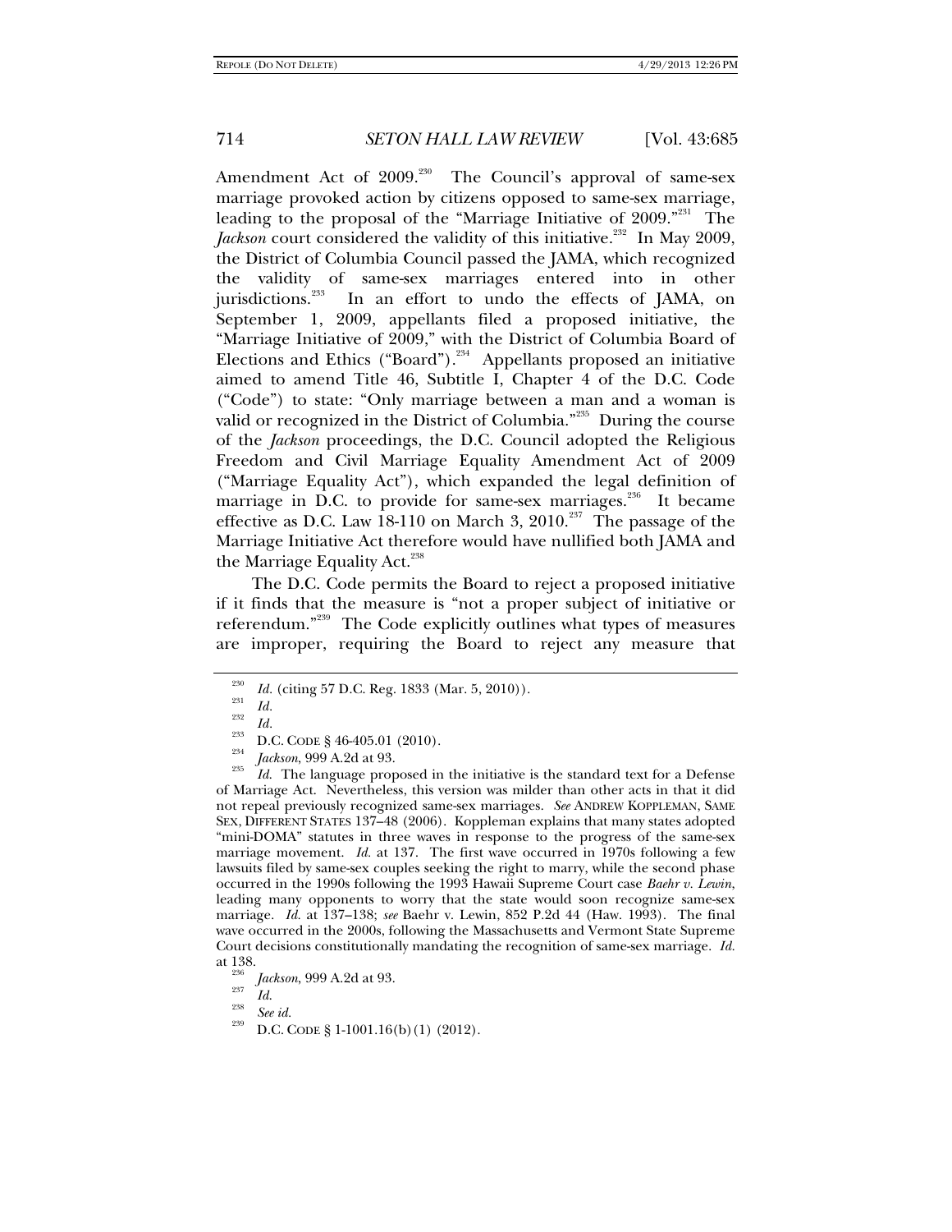Amendment Act of 2009.[230] The Council's approval of same-sex marriage provoked action by citizens opposed to same-sex marriage, leading to the proposal of the "Marriage Initiative of 2009."[231] The *Jackson* court considered the validity of this initiative.[232] In May 2009, the District of Columbia Council passed the JAMA, which recognized the validity of same-sex marriages entered into in other jurisdictions.[233] In an effort to undo the effects of JAMA, on September 1, 2009, appellants filed a proposed initiative, the "Marriage Initiative of 2009," with the District of Columbia Board of Elections and Ethics ("Board").[234] Appellants proposed an initiative aimed to amend Title 46, Subtitle I, Chapter 4 of the D.C. Code ("Code") to state: "Only marriage between a man and a woman is valid or recognized in the District of Columbia."[235] During the course of the *Jackson* proceedings, the D.C. Council adopted the Religious Freedom and Civil Marriage Equality Amendment Act of 2009 ("Marriage Equality Act"), which expanded the legal definition of marriage in D.C. to provide for same-sex marriages.[236] It became effective as D.C. Law 18-110 on March 3, 2010.[237] The passage of the Marriage Initiative Act therefore would have nullified both JAMA and the Marriage Equality Act.[238]

The D.C. Code permits the Board to reject a proposed initiative if it finds that the measure is "not a proper subject of initiative or referendum."[239] The Code explicitly outlines what types of measures are improper, requiring the Board to reject any measure that

---

[230] *Id.* (citing 57 D.C. Reg. 1833 (Mar. 5, 2010)).

[231] *Id.*

[232] *Id.*

[233] D.C. CODE § 46-405.01 (2010).

[234] *Jackson*, 999 A.2d at 93.

[235] *Id.* The language proposed in the initiative is the standard text for a Defense of Marriage Act. Nevertheless, this version was milder than other acts in that it did not repeal previously recognized same-sex marriages. *See* ANDREW KOPPLEMAN, SAME SEX, DIFFERENT STATES 137–48 (2006). Koppleman explains that many states adopted "mini-DOMA" statutes in three waves in response to the progress of the same-sex marriage movement. *Id.* at 137. The first wave occurred in 1970s following a few lawsuits filed by same-sex couples seeking the right to marry, while the second phase occurred in the 1990s following the 1993 Hawaii Supreme Court case *Baehr v. Lewin*, leading many opponents to worry that the state would soon recognize same-sex marriage. *Id.* at 137–138; *see* Baehr v. Lewin, 852 P.2d 44 (Haw. 1993). The final wave occurred in the 2000s, following the Massachusetts and Vermont State Supreme Court decisions constitutionally mandating the recognition of same-sex marriage. *Id.* at 138.

[236] *Jackson*, 999 A.2d at 93.

[237] *Id.*

[238] *See id.*

[239] D.C. CODE § 1-1001.16(b)(1) (2012).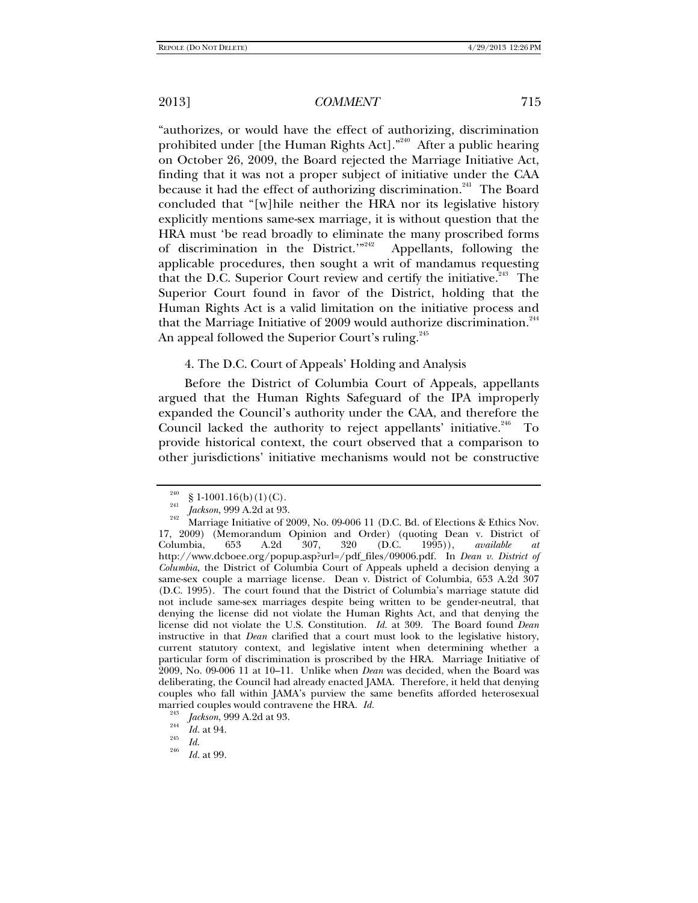"authorizes, or would have the effect of authorizing, discrimination prohibited under [the Human Rights Act]."[240] After a public hearing on October 26, 2009, the Board rejected the Marriage Initiative Act, finding that it was not a proper subject of initiative under the CAA because it had the effect of authorizing discrimination.[241] The Board concluded that "[w]hile neither the HRA nor its legislative history explicitly mentions same-sex marriage, it is without question that the HRA must 'be read broadly to eliminate the many proscribed forms of discrimination in the District.'"[242] Appellants, following the applicable procedures, then sought a writ of mandamus requesting that the D.C. Superior Court review and certify the initiative.[243] The Superior Court found in favor of the District, holding that the Human Rights Act is a valid limitation on the initiative process and that the Marriage Initiative of 2009 would authorize discrimination.[244] An appeal followed the Superior Court's ruling.[245]

4. The D.C. Court of Appeals' Holding and Analysis

Before the District of Columbia Court of Appeals, appellants argued that the Human Rights Safeguard of the IPA improperly expanded the Council's authority under the CAA, and therefore the Council lacked the authority to reject appellants' initiative.[246] To provide historical context, the court observed that a comparison to other jurisdictions' initiative mechanisms would not be constructive

---

[240] § 1-1001.16(b)(1)(C).

[241] *Jackson*, 999 A.2d at 93.

[242] Marriage Initiative of 2009, No. 09-006 11 (D.C. Bd. of Elections & Ethics Nov. 17, 2009) (Memorandum Opinion and Order) (quoting Dean v. District of Columbia, 653 A.2d 307, 320 (D.C. 1995)), *available at* http://www.dcboee.org/popup.asp?url=/pdf_files/09006.pdf. In *Dean v. District of Columbia*, the District of Columbia Court of Appeals upheld a decision denying a same-sex couple a marriage license. Dean v. District of Columbia, 653 A.2d 307 (D.C. 1995). The court found that the District of Columbia's marriage statute did not include same-sex marriages despite being written to be gender-neutral, that denying the license did not violate the Human Rights Act, and that denying the license did not violate the U.S. Constitution. *Id.* at 309. The Board found *Dean* instructive in that *Dean* clarified that a court must look to the legislative history, current statutory context, and legislative intent when determining whether a particular form of discrimination is proscribed by the HRA. Marriage Initiative of 2009, No. 09-006 11 at 10–11. Unlike when *Dean* was decided, when the Board was deliberating, the Council had already enacted JAMA. Therefore, it held that denying couples who fall within JAMA's purview the same benefits afforded heterosexual married couples would contravene the HRA. *Id.*

[243] *Jackson*, 999 A.2d at 93.

[244] *Id.* at 94.

[245] *Id.*

[246] *Id.* at 99.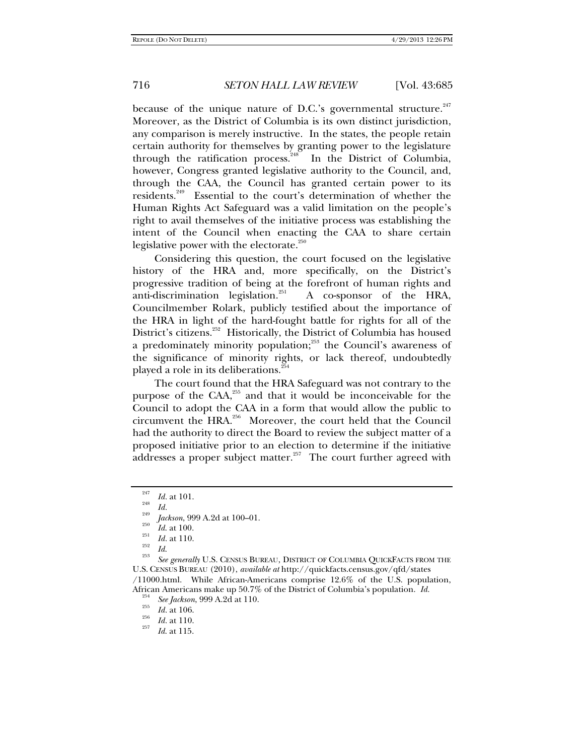because of the unique nature of D.C.'s governmental structure.[247] Moreover, as the District of Columbia is its own distinct jurisdiction, any comparison is merely instructive. In the states, the people retain certain authority for themselves by granting power to the legislature through the ratification process.[248] In the District of Columbia, however, Congress granted legislative authority to the Council, and, through the CAA, the Council has granted certain power to its residents.[249] Essential to the court's determination of whether the Human Rights Act Safeguard was a valid limitation on the people's right to avail themselves of the initiative process was establishing the intent of the Council when enacting the CAA to share certain legislative power with the electorate.[250]

Considering this question, the court focused on the legislative history of the HRA and, more specifically, on the District's progressive tradition of being at the forefront of human rights and anti-discrimination legislation.[251] A co-sponsor of the HRA, Councilmember Rolark, publicly testified about the importance of the HRA in light of the hard-fought battle for rights for all of the District's citizens.[252] Historically, the District of Columbia has housed a predominately minority population;[253] the Council's awareness of the significance of minority rights, or lack thereof, undoubtedly played a role in its deliberations.[254]

The court found that the HRA Safeguard was not contrary to the purpose of the CAA,[255] and that it would be inconceivable for the Council to adopt the CAA in a form that would allow the public to circumvent the HRA.[256] Moreover, the court held that the Council had the authority to direct the Board to review the subject matter of a proposed initiative prior to an election to determine if the initiative addresses a proper subject matter.[257] The court further agreed with

---

[247] *Id.* at 101.

[248] *Id.*

[249] *Jackson*, 999 A.2d at 100–01.

[250] *Id.* at 100.

[251] *Id.* at 110.

[252] *Id.*

[253] *See generally* U.S. CENSUS BUREAU, DISTRICT OF COLUMBIA QUICKFACTS FROM THE U.S. CENSUS BUREAU (2010), *available at* http://quickfacts.census.gov/qfd/states/11000.html. While African-Americans comprise 12.6% of the U.S. population, African Americans make up 50.7% of the District of Columbia's population. *Id.*

[254] *See Jackson*, 999 A.2d at 110.

[255] *Id.* at 106.

[256] *Id.* at 110.

[257] *Id.* at 115.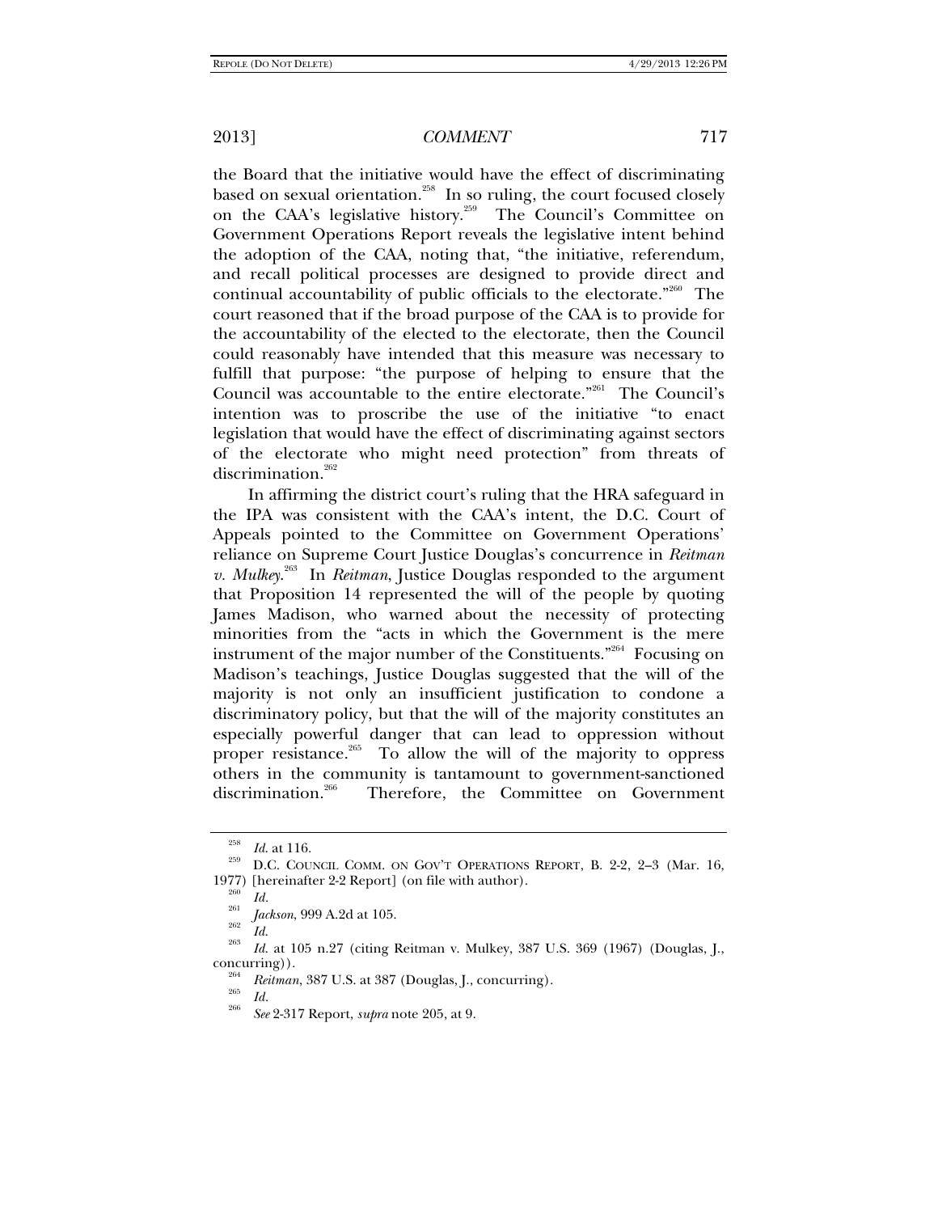the Board that the initiative would have the effect of discriminating based on sexual orientation.[258] In so ruling, the court focused closely on the CAA's legislative history.[259] The Council's Committee on Government Operations Report reveals the legislative intent behind the adoption of the CAA, noting that, "the initiative, referendum, and recall political processes are designed to provide direct and continual accountability of public officials to the electorate."[260] The court reasoned that if the broad purpose of the CAA is to provide for the accountability of the elected to the electorate, then the Council could reasonably have intended that this measure was necessary to fulfill that purpose: "the purpose of helping to ensure that the Council was accountable to the entire electorate."[261] The Council's intention was to proscribe the use of the initiative "to enact legislation that would have the effect of discriminating against sectors of the electorate who might need protection" from threats of discrimination.[262]

In affirming the district court's ruling that the HRA safeguard in the IPA was consistent with the CAA's intent, the D.C. Court of Appeals pointed to the Committee on Government Operations' reliance on Supreme Court Justice Douglas's concurrence in *Reitman v. Mulkey*.[263] In *Reitman*, Justice Douglas responded to the argument that Proposition 14 represented the will of the people by quoting James Madison, who warned about the necessity of protecting minorities from the "acts in which the Government is the mere instrument of the major number of the Constituents."[264] Focusing on Madison's teachings, Justice Douglas suggested that the will of the majority is not only an insufficient justification to condone a discriminatory policy, but that the will of the majority constitutes an especially powerful danger that can lead to oppression without proper resistance.[265] To allow the will of the majority to oppress others in the community is tantamount to government-sanctioned discrimination.[266] Therefore, the Committee on Government

---

[258] *Id.* at 116.

[259] D.C. COUNCIL COMM. ON GOV'T OPERATIONS REPORT, B. 2-2, 2–3 (Mar. 16, 1977) [hereinafter 2-2 Report] (on file with author).

[260] *Id.*

[261] *Jackson*, 999 A.2d at 105.

[262] *Id.*

[263] *Id.* at 105 n.27 (citing Reitman v. Mulkey, 387 U.S. 369 (1967) (Douglas, J., concurring)).

[264] *Reitman*, 387 U.S. at 387 (Douglas, J., concurring).

[265] *Id.*

[266] *See* 2-317 Report, *supra* note 205, at 9.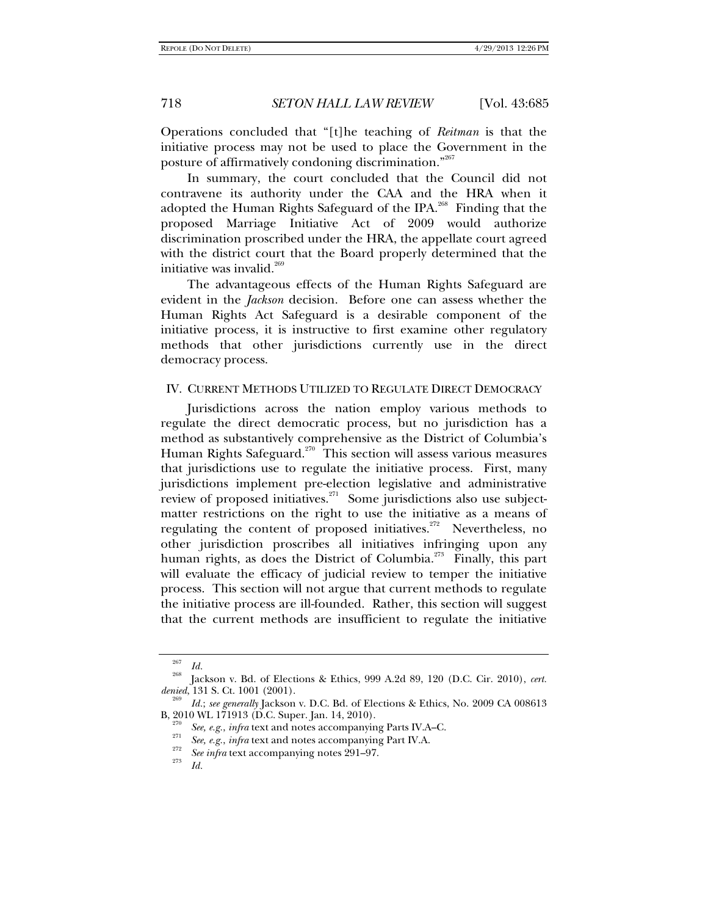Operations concluded that "[t]he teaching of *Reitman* is that the initiative process may not be used to place the Government in the posture of affirmatively condoning discrimination."[267]

In summary, the court concluded that the Council did not contravene its authority under the CAA and the HRA when it adopted the Human Rights Safeguard of the IPA.[268] Finding that the proposed Marriage Initiative Act of 2009 would authorize discrimination proscribed under the HRA, the appellate court agreed with the district court that the Board properly determined that the initiative was invalid.[269]

The advantageous effects of the Human Rights Safeguard are evident in the *Jackson* decision. Before one can assess whether the Human Rights Act Safeguard is a desirable component of the initiative process, it is instructive to first examine other regulatory methods that other jurisdictions currently use in the direct democracy process.

## IV. CURRENT METHODS UTILIZED TO REGULATE DIRECT DEMOCRACY

Jurisdictions across the nation employ various methods to regulate the direct democratic process, but no jurisdiction has a method as substantively comprehensive as the District of Columbia's Human Rights Safeguard.[270] This section will assess various measures that jurisdictions use to regulate the initiative process. First, many jurisdictions implement pre-election legislative and administrative review of proposed initiatives.[271] Some jurisdictions also use subject-matter restrictions on the right to use the initiative as a means of regulating the content of proposed initiatives.[272] Nevertheless, no other jurisdiction proscribes all initiatives infringing upon any human rights, as does the District of Columbia.[273] Finally, this part will evaluate the efficacy of judicial review to temper the initiative process. This section will not argue that current methods to regulate the initiative process are ill-founded. Rather, this section will suggest that the current methods are insufficient to regulate the initiative

---

[267] *Id.*

[268] Jackson v. Bd. of Elections & Ethics, 999 A.2d 89, 120 (D.C. Cir. 2010), *cert. denied*, 131 S. Ct. 1001 (2001).

[269] *Id.*; *see generally* Jackson v. D.C. Bd. of Elections & Ethics, No. 2009 CA 008613 B, 2010 WL 171913 (D.C. Super. Jan. 14, 2010).

[270] *See, e.g.*, *infra* text and notes accompanying Parts IV.A–C.

[271] *See, e.g.*, *infra* text and notes accompanying Part IV.A.

[272] *See infra* text accompanying notes 291–97.

[273] *Id.*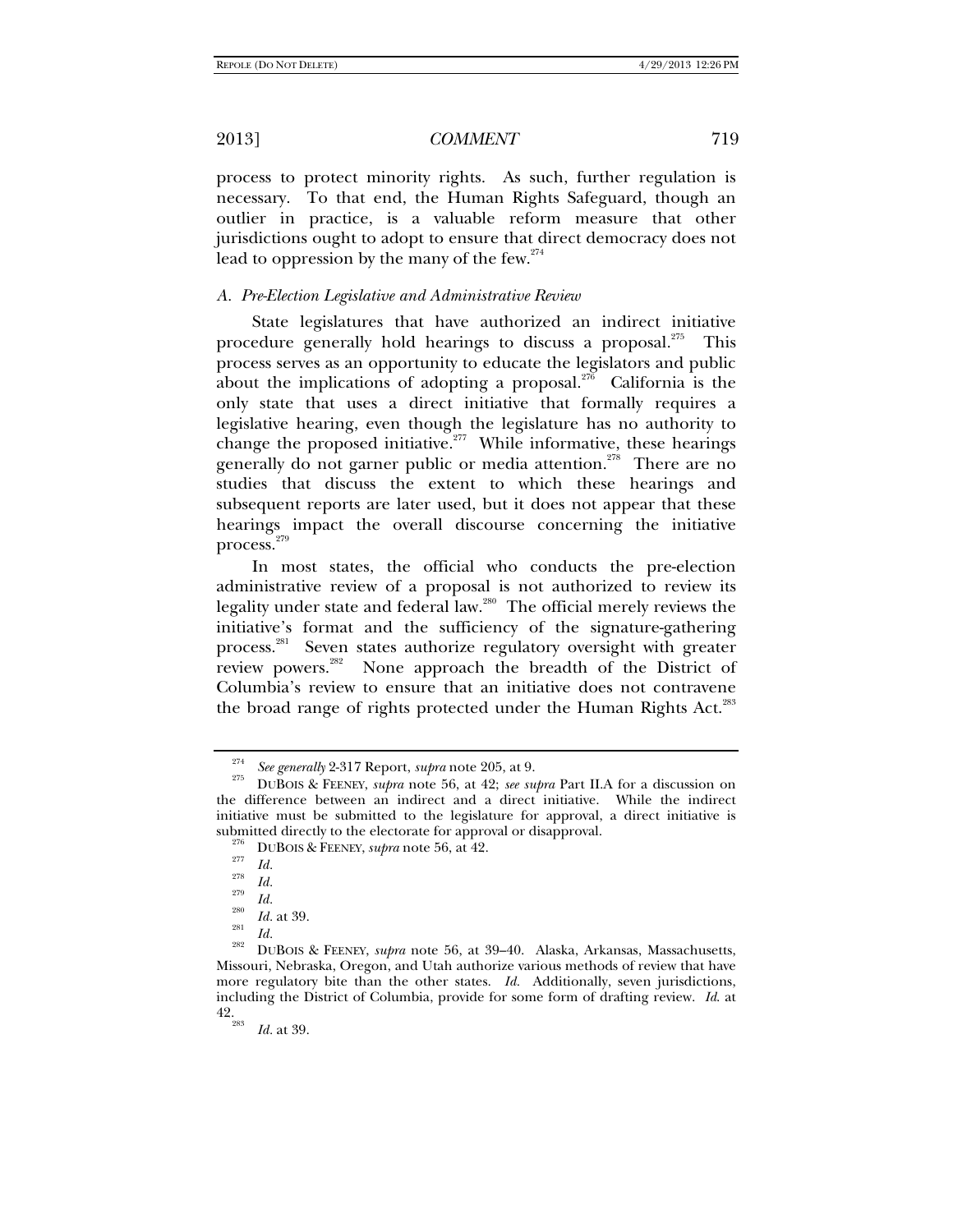process to protect minority rights. As such, further regulation is necessary. To that end, the Human Rights Safeguard, though an outlier in practice, is a valuable reform measure that other jurisdictions ought to adopt to ensure that direct democracy does not lead to oppression by the many of the few.[274]

### *A. Pre-Election Legislative and Administrative Review*

State legislatures that have authorized an indirect initiative procedure generally hold hearings to discuss a proposal.[275] This process serves as an opportunity to educate the legislators and public about the implications of adopting a proposal.[276] California is the only state that uses a direct initiative that formally requires a legislative hearing, even though the legislature has no authority to change the proposed initiative.[277] While informative, these hearings generally do not garner public or media attention.[278] There are no studies that discuss the extent to which these hearings and subsequent reports are later used, but it does not appear that these hearings impact the overall discourse concerning the initiative process.[279]

In most states, the official who conducts the pre-election administrative review of a proposal is not authorized to review its legality under state and federal law.[280] The official merely reviews the initiative's format and the sufficiency of the signature-gathering process.[281] Seven states authorize regulatory oversight with greater review powers.[282] None approach the breadth of the District of Columbia's review to ensure that an initiative does not contravene the broad range of rights protected under the Human Rights Act.[283]

---

[274] *See generally* 2-317 Report, *supra* note 205, at 9.

[275] DUBOIS & FEENEY, *supra* note 56, at 42; *see supra* Part II.A for a discussion on the difference between an indirect and a direct initiative. While the indirect initiative must be submitted to the legislature for approval, a direct initiative is submitted directly to the electorate for approval or disapproval.

[276] DUBOIS & FEENEY, *supra* note 56, at 42.

[277] *Id.*

[278] *Id.*

[279] *Id.*

[280] *Id.* at 39.

[281] *Id.*

[282] DUBOIS & FEENEY, *supra* note 56, at 39–40. Alaska, Arkansas, Massachusetts, Missouri, Nebraska, Oregon, and Utah authorize various methods of review that have more regulatory bite than the other states. *Id.* Additionally, seven jurisdictions, including the District of Columbia, provide for some form of drafting review. *Id.* at 42.

[283] *Id.* at 39.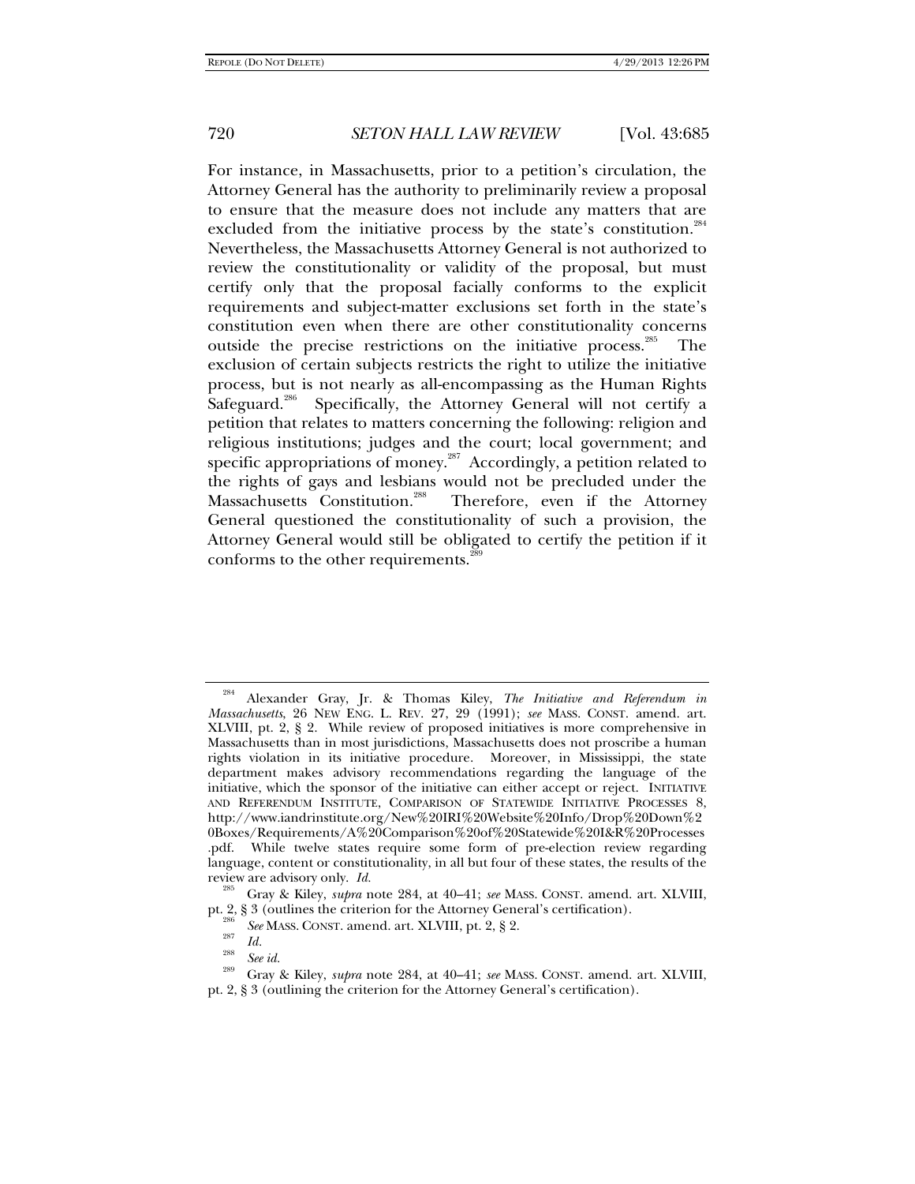For instance, in Massachusetts, prior to a petition's circulation, the Attorney General has the authority to preliminarily review a proposal to ensure that the measure does not include any matters that are excluded from the initiative process by the state's constitution.[284] Nevertheless, the Massachusetts Attorney General is not authorized to review the constitutionality or validity of the proposal, but must certify only that the proposal facially conforms to the explicit requirements and subject-matter exclusions set forth in the state's constitution even when there are other constitutionality concerns outside the precise restrictions on the initiative process.[285] The exclusion of certain subjects restricts the right to utilize the initiative process, but is not nearly as all-encompassing as the Human Rights Safeguard.[286] Specifically, the Attorney General will not certify a petition that relates to matters concerning the following: religion and religious institutions; judges and the court; local government; and specific appropriations of money.[287] Accordingly, a petition related to the rights of gays and lesbians would not be precluded under the Massachusetts Constitution.[288] Therefore, even if the Attorney General questioned the constitutionality of such a provision, the Attorney General would still be obligated to certify the petition if it conforms to the other requirements.[289]

---

[284] Alexander Gray, Jr. & Thomas Kiley, *The Initiative and Referendum in Massachusetts*, 26 NEW ENG. L. REV. 27, 29 (1991); *see* MASS. CONST. amend. art. XLVIII, pt. 2, § 2. While review of proposed initiatives is more comprehensive in Massachusetts than in most jurisdictions, Massachusetts does not proscribe a human rights violation in its initiative procedure. Moreover, in Mississippi, the state department makes advisory recommendations regarding the language of the initiative, which the sponsor of the initiative can either accept or reject. INITIATIVE AND REFERENDUM INSTITUTE, COMPARISON OF STATEWIDE INITIATIVE PROCESSES 8, http://www.iandrinstitute.org/New%20IRI%20Website%20Info/Drop%20Down%20Boxes/Requirements/A%20Comparison%20of%20Statewide%20I&R%20Processes.pdf. While twelve states require some form of pre-election review regarding language, content or constitutionality, in all but four of these states, the results of the review are advisory only. *Id.*

[285] Gray & Kiley, *supra* note 284, at 40–41; *see* MASS. CONST. amend. art. XLVIII, pt. 2, § 3 (outlines the criterion for the Attorney General's certification).

[286] *See* MASS. CONST. amend. art. XLVIII, pt. 2, § 2.

[287] *Id.*

[288] *See id.*

[289] Gray & Kiley, *supra* note 284, at 40–41; *see* MASS. CONST. amend. art. XLVIII, pt. 2, § 3 (outlining the criterion for the Attorney General's certification).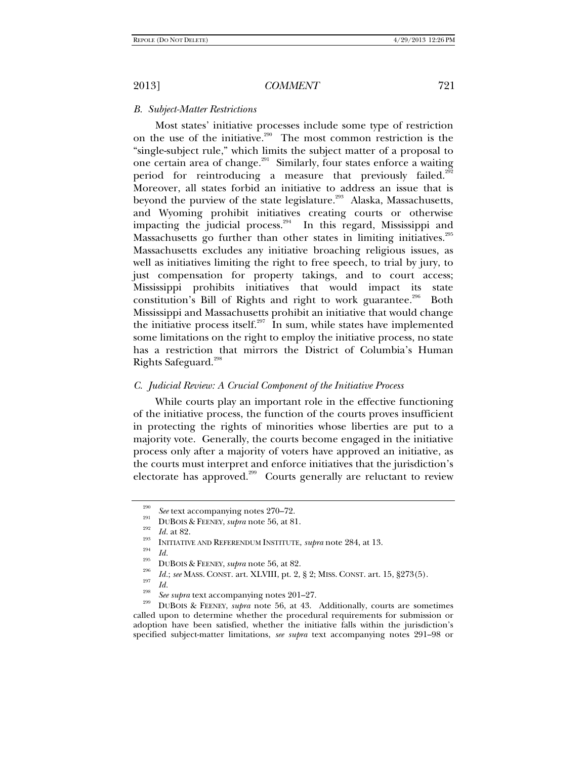### *B. Subject-Matter Restrictions*

Most states' initiative processes include some type of restriction on the use of the initiative.[290] The most common restriction is the "single-subject rule," which limits the subject matter of a proposal to one certain area of change.[291] Similarly, four states enforce a waiting period for reintroducing a measure that previously failed.[292] Moreover, all states forbid an initiative to address an issue that is beyond the purview of the state legislature.[293] Alaska, Massachusetts, and Wyoming prohibit initiatives creating courts or otherwise impacting the judicial process.[294] In this regard, Mississippi and Massachusetts go further than other states in limiting initiatives.[295] Massachusetts excludes any initiative broaching religious issues, as well as initiatives limiting the right to free speech, to trial by jury, to just compensation for property takings, and to court access; Mississippi prohibits initiatives that would impact its state constitution's Bill of Rights and right to work guarantee.[296] Both Mississippi and Massachusetts prohibit an initiative that would change the initiative process itself.[297] In sum, while states have implemented some limitations on the right to employ the initiative process, no state has a restriction that mirrors the District of Columbia's Human Rights Safeguard.[298]

### *C. Judicial Review: A Crucial Component of the Initiative Process*

While courts play an important role in the effective functioning of the initiative process, the function of the courts proves insufficient in protecting the rights of minorities whose liberties are put to a majority vote. Generally, the courts become engaged in the initiative process only after a majority of voters have approved an initiative, as the courts must interpret and enforce initiatives that the jurisdiction's electorate has approved.[299] Courts generally are reluctant to review

---

[290] *See* text accompanying notes 270–72.

[291] DUBOIS & FEENEY, *supra* note 56, at 81.

[292] *Id.* at 82.

[293] INITIATIVE AND REFERENDUM INSTITUTE, *supra* note 284, at 13.

[294] *Id.*

[295] DUBOIS & FEENEY, *supra* note 56, at 82.

[296] *Id.*; *see* MASS. CONST. art. XLVIII, pt. 2, § 2; MISS. CONST. art. 15, §273(5).

[297] *Id.*

[298] *See supra* text accompanying notes 201–27.

[299] DUBOIS & FEENEY, *supra* note 56, at 43. Additionally, courts are sometimes called upon to determine whether the procedural requirements for submission or adoption have been satisfied, whether the initiative falls within the jurisdiction's specified subject-matter limitations, *see supra* text accompanying notes 291–98 or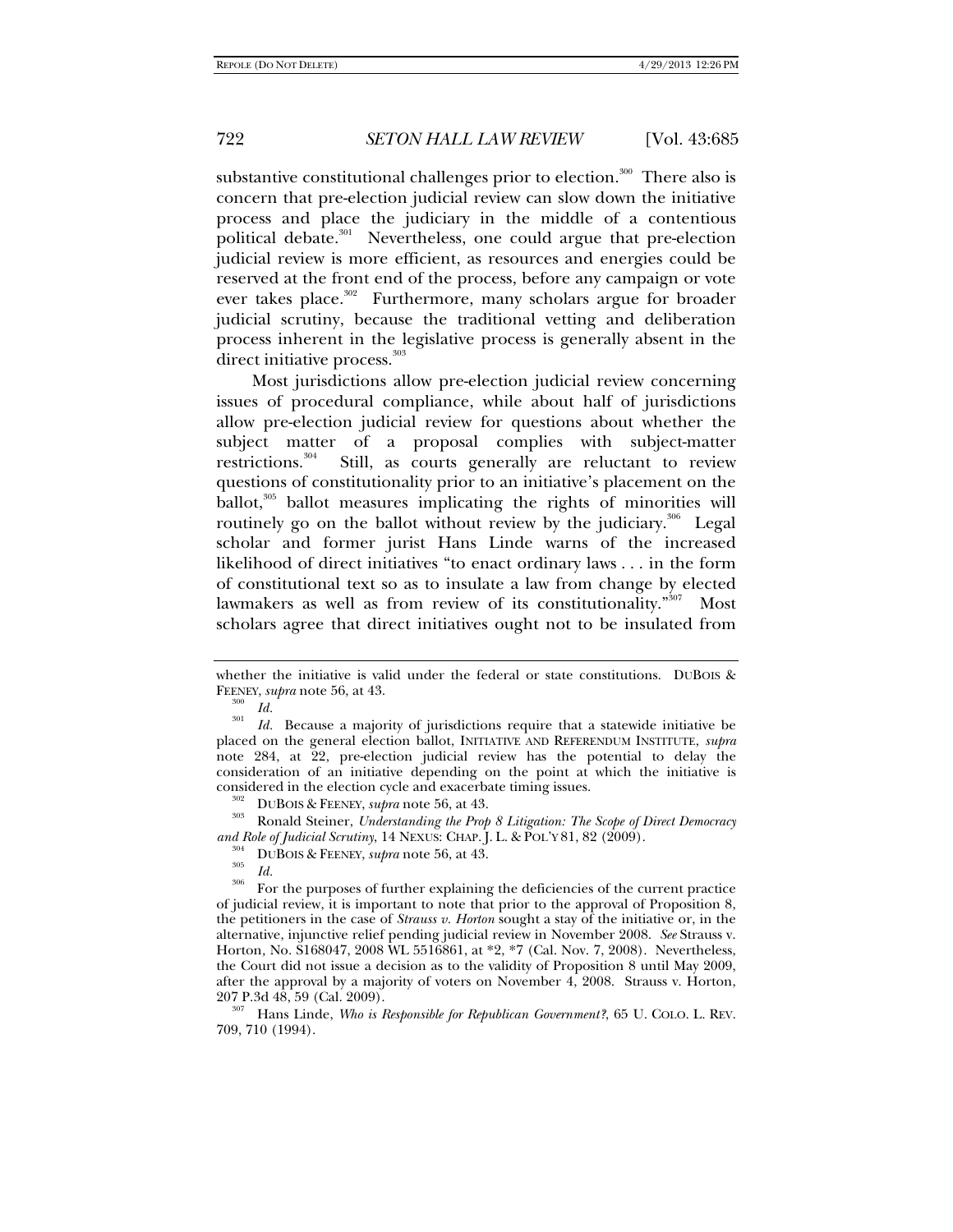substantive constitutional challenges prior to election.[300] There also is concern that pre-election judicial review can slow down the initiative process and place the judiciary in the middle of a contentious political debate.[301] Nevertheless, one could argue that pre-election judicial review is more efficient, as resources and energies could be reserved at the front end of the process, before any campaign or vote ever takes place.[302] Furthermore, many scholars argue for broader judicial scrutiny, because the traditional vetting and deliberation process inherent in the legislative process is generally absent in the direct initiative process.[303]

Most jurisdictions allow pre-election judicial review concerning issues of procedural compliance, while about half of jurisdictions allow pre-election judicial review for questions about whether the subject matter of a proposal complies with subject-matter restrictions.[304] Still, as courts generally are reluctant to review questions of constitutionality prior to an initiative's placement on the ballot,[305] ballot measures implicating the rights of minorities will routinely go on the ballot without review by the judiciary.[306] Legal scholar and former jurist Hans Linde warns of the increased likelihood of direct initiatives "to enact ordinary laws . . . in the form of constitutional text so as to insulate a law from change by elected lawmakers as well as from review of its constitutionality."[307] Most scholars agree that direct initiatives ought not to be insulated from

---

whether the initiative is valid under the federal or state constitutions. DUBOIS & FEENEY, *supra* note 56, at 43.

[300] *Id.*

[301] *Id.* Because a majority of jurisdictions require that a statewide initiative be placed on the general election ballot, INITIATIVE AND REFERENDUM INSTITUTE, *supra* note 284, at 22, pre-election judicial review has the potential to delay the consideration of an initiative depending on the point at which the initiative is considered in the election cycle and exacerbate timing issues.

[302] DUBOIS & FEENEY, *supra* note 56, at 43.

[303] Ronald Steiner, *Understanding the Prop 8 Litigation: The Scope of Direct Democracy and Role of Judicial Scrutiny*, 14 NEXUS: CHAP. J. L. & POL'Y 81, 82 (2009).

[304] DUBOIS & FEENEY, *supra* note 56, at 43.

[305] *Id.*

[306] For the purposes of further explaining the deficiencies of the current practice of judicial review, it is important to note that prior to the approval of Proposition 8, the petitioners in the case of *Strauss v. Horton* sought a stay of the initiative or, in the alternative, injunctive relief pending judicial review in November 2008. *See* Strauss v. Horton, No. S168047, 2008 WL 5516861, at *2, *7 (Cal. Nov. 7, 2008). Nevertheless, the Court did not issue a decision as to the validity of Proposition 8 until May 2009, after the approval by a majority of voters on November 4, 2008. Strauss v. Horton, 207 P.3d 48, 59 (Cal. 2009).

[307] Hans Linde, *Who is Responsible for Republican Government?*, 65 U. COLO. L. REV. 709, 710 (1994).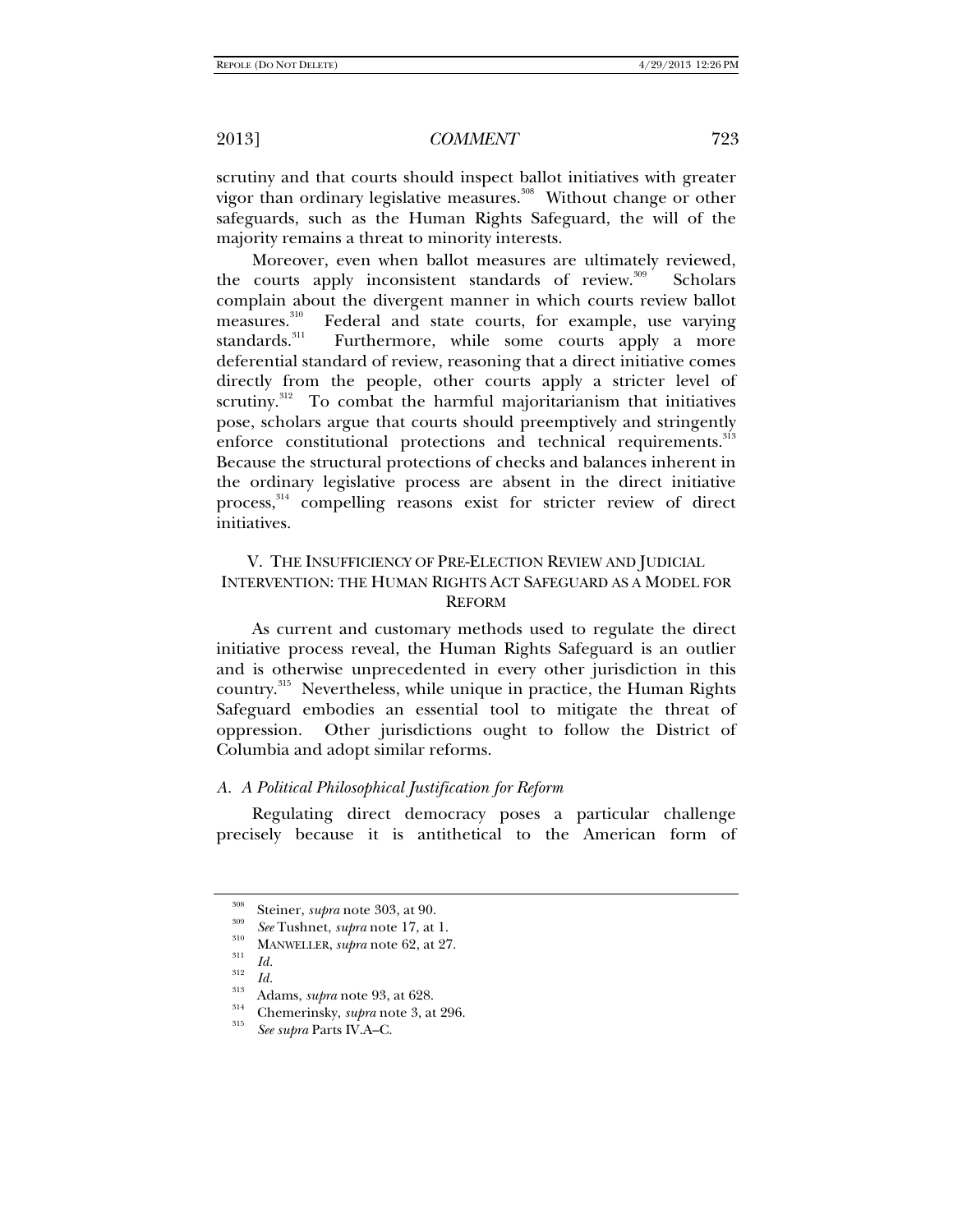scrutiny and that courts should inspect ballot initiatives with greater vigor than ordinary legislative measures.[308] Without change or other safeguards, such as the Human Rights Safeguard, the will of the majority remains a threat to minority interests.

Moreover, even when ballot measures are ultimately reviewed, the courts apply inconsistent standards of review.[309] Scholars complain about the divergent manner in which courts review ballot measures.[310] Federal and state courts, for example, use varying standards.[311] Furthermore, while some courts apply a more deferential standard of review, reasoning that a direct initiative comes directly from the people, other courts apply a stricter level of scrutiny.[312] To combat the harmful majoritarianism that initiatives pose, scholars argue that courts should preemptively and stringently enforce constitutional protections and technical requirements.[313] Because the structural protections of checks and balances inherent in the ordinary legislative process are absent in the direct initiative process,[314] compelling reasons exist for stricter review of direct initiatives.

## V. The Insufficiency of Pre-Election Review and Judicial Intervention: the Human Rights Act Safeguard as a Model for Reform

As current and customary methods used to regulate the direct initiative process reveal, the Human Rights Safeguard is an outlier and is otherwise unprecedented in every other jurisdiction in this country.[315] Nevertheless, while unique in practice, the Human Rights Safeguard embodies an essential tool to mitigate the threat of oppression. Other jurisdictions ought to follow the District of Columbia and adopt similar reforms.

### *A. A Political Philosophical Justification for Reform*

Regulating direct democracy poses a particular challenge precisely because it is antithetical to the American form of

---

[308] Steiner, *supra* note 303, at 90.

[309] *See* Tushnet, *supra* note 17, at 1.

[310] Manweller, *supra* note 62, at 27.

[311] *Id.*

[312] *Id.*

[313] Adams, *supra* note 93, at 628.

[314] Chemerinsky, *supra* note 3, at 296.

[315] *See supra* Parts IV.A–C.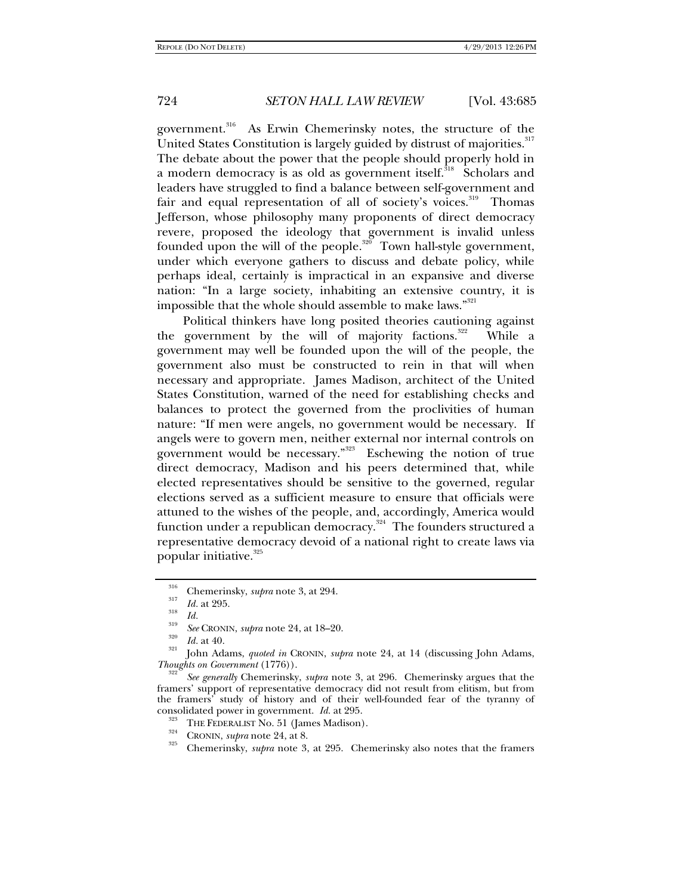government.[316] As Erwin Chemerinsky notes, the structure of the United States Constitution is largely guided by distrust of majorities.[317] The debate about the power that the people should properly hold in a modern democracy is as old as government itself.[318] Scholars and leaders have struggled to find a balance between self-government and fair and equal representation of all of society's voices.[319] Thomas Jefferson, whose philosophy many proponents of direct democracy revere, proposed the ideology that government is invalid unless founded upon the will of the people.[320] Town hall-style government, under which everyone gathers to discuss and debate policy, while perhaps ideal, certainly is impractical in an expansive and diverse nation: "In a large society, inhabiting an extensive country, it is impossible that the whole should assemble to make laws."[321]

Political thinkers have long posited theories cautioning against the government by the will of majority factions.[322] While a government may well be founded upon the will of the people, the government also must be constructed to rein in that will when necessary and appropriate. James Madison, architect of the United States Constitution, warned of the need for establishing checks and balances to protect the governed from the proclivities of human nature: "If men were angels, no government would be necessary. If angels were to govern men, neither external nor internal controls on government would be necessary."[323] Eschewing the notion of true direct democracy, Madison and his peers determined that, while elected representatives should be sensitive to the governed, regular elections served as a sufficient measure to ensure that officials were attuned to the wishes of the people, and, accordingly, America would function under a republican democracy.[324] The founders structured a representative democracy devoid of a national right to create laws via popular initiative.[325]

---

[316] Chemerinsky, *supra* note 3, at 294.

[317] *Id.* at 295.

[318] *Id.*

[319] *See* CRONIN, *supra* note 24, at 18–20.

[320] *Id.* at 40.

[321] John Adams, *quoted in* CRONIN, *supra* note 24, at 14 (discussing John Adams, *Thoughts on Government* (1776)).

[322] *See generally* Chemerinsky, *supra* note 3, at 296. Chemerinsky argues that the framers' support of representative democracy did not result from elitism, but from the framers' study of history and of their well-founded fear of the tyranny of consolidated power in government. *Id.* at 295.

[323] THE FEDERALIST No. 51 (James Madison).

[324] CRONIN, *supra* note 24, at 8.

[325] Chemerinsky, *supra* note 3, at 295. Chemerinsky also notes that the framers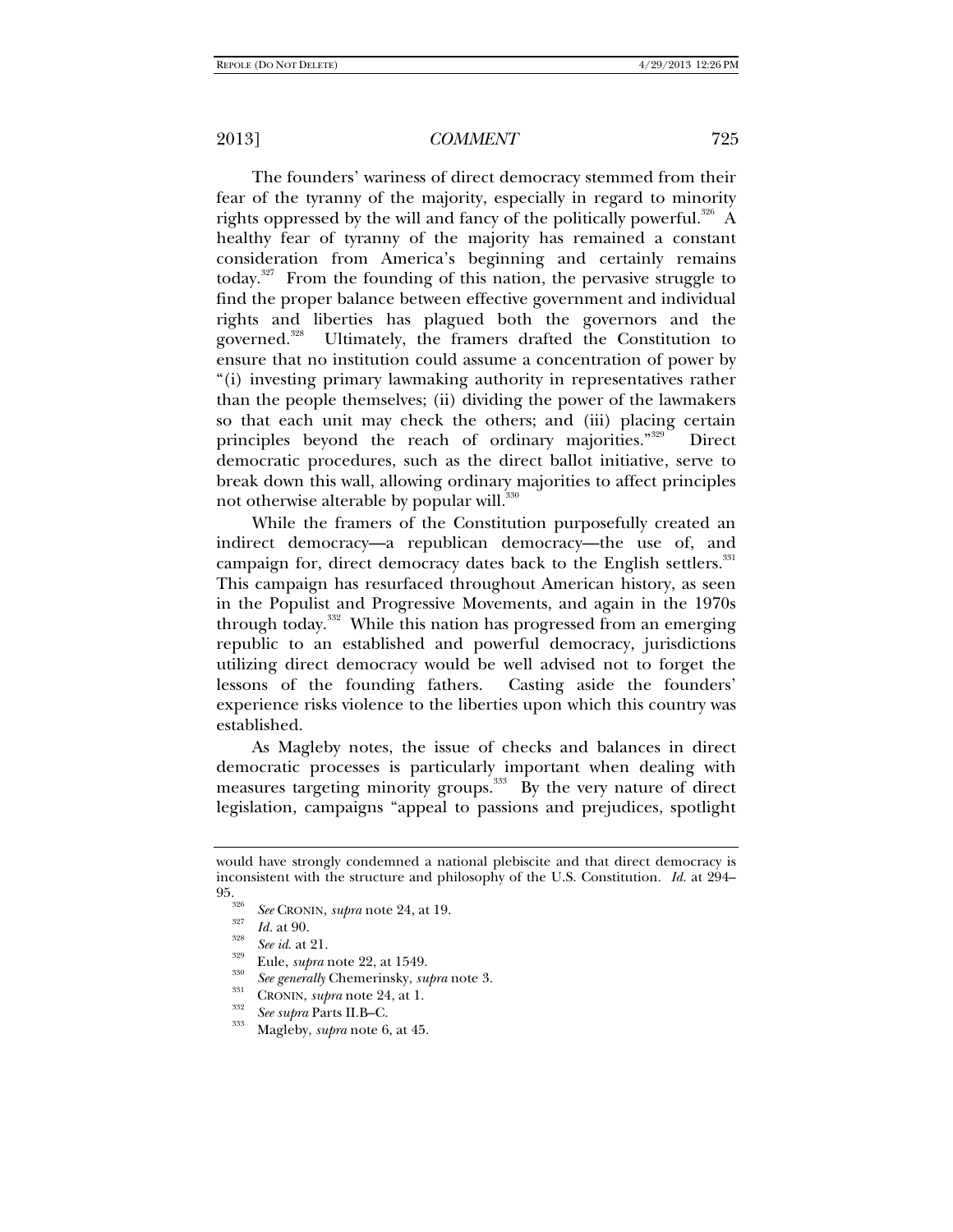The founders' wariness of direct democracy stemmed from their fear of the tyranny of the majority, especially in regard to minority rights oppressed by the will and fancy of the politically powerful.[326] A healthy fear of tyranny of the majority has remained a constant consideration from America's beginning and certainly remains today.[327] From the founding of this nation, the pervasive struggle to find the proper balance between effective government and individual rights and liberties has plagued both the governors and the governed.[328] Ultimately, the framers drafted the Constitution to ensure that no institution could assume a concentration of power by "(i) investing primary lawmaking authority in representatives rather than the people themselves; (ii) dividing the power of the lawmakers so that each unit may check the others; and (iii) placing certain principles beyond the reach of ordinary majorities."[329] Direct democratic procedures, such as the direct ballot initiative, serve to break down this wall, allowing ordinary majorities to affect principles not otherwise alterable by popular will.[330]

While the framers of the Constitution purposefully created an indirect democracy—a republican democracy—the use of, and campaign for, direct democracy dates back to the English settlers.[331] This campaign has resurfaced throughout American history, as seen in the Populist and Progressive Movements, and again in the 1970s through today.[332] While this nation has progressed from an emerging republic to an established and powerful democracy, jurisdictions utilizing direct democracy would be well advised not to forget the lessons of the founding fathers. Casting aside the founders' experience risks violence to the liberties upon which this country was established.

As Magleby notes, the issue of checks and balances in direct democratic processes is particularly important when dealing with measures targeting minority groups.[333] By the very nature of direct legislation, campaigns "appeal to passions and prejudices, spotlight

---

would have strongly condemned a national plebiscite and that direct democracy is inconsistent with the structure and philosophy of the U.S. Constitution. *Id.* at 294–95.

[326] *See* CRONIN, *supra* note 24, at 19.

[327] *Id.* at 90.

[328] *See id.* at 21.

[329] Eule, *supra* note 22, at 1549.

[330] *See generally* Chemerinsky, *supra* note 3.

[331] CRONIN, *supra* note 24, at 1.

[332] *See supra* Parts II.B–C.

[333] Magleby, *supra* note 6, at 45.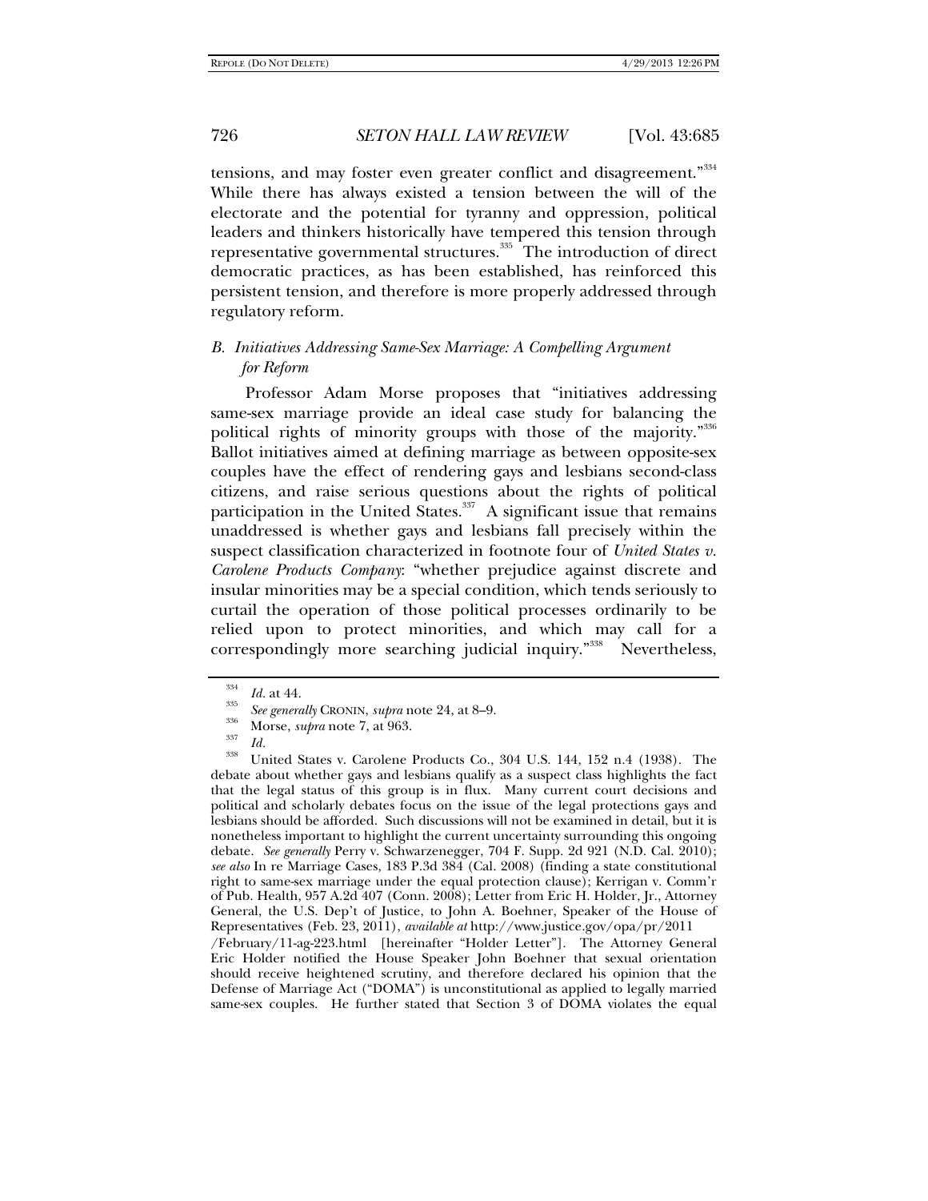tensions, and may foster even greater conflict and disagreement."[334] While there has always existed a tension between the will of the electorate and the potential for tyranny and oppression, political leaders and thinkers historically have tempered this tension through representative governmental structures.[335] The introduction of direct democratic practices, as has been established, has reinforced this persistent tension, and therefore is more properly addressed through regulatory reform.

### B. *Initiatives Addressing Same-Sex Marriage: A Compelling Argument for Reform*

Professor Adam Morse proposes that "initiatives addressing same-sex marriage provide an ideal case study for balancing the political rights of minority groups with those of the majority."[336] Ballot initiatives aimed at defining marriage as between opposite-sex couples have the effect of rendering gays and lesbians second-class citizens, and raise serious questions about the rights of political participation in the United States.[337] A significant issue that remains unaddressed is whether gays and lesbians fall precisely within the suspect classification characterized in footnote four of *United States v. Carolene Products Company*: "whether prejudice against discrete and insular minorities may be a special condition, which tends seriously to curtail the operation of those political processes ordinarily to be relied upon to protect minorities, and which may call for a correspondingly more searching judicial inquiry."[338] Nevertheless,

---

[334] *Id.* at 44.

[335] *See generally* CRONIN, *supra* note 24, at 8–9.

[336] Morse, *supra* note 7, at 963.

[337] *Id.*

[338] United States v. Carolene Products Co., 304 U.S. 144, 152 n.4 (1938). The debate about whether gays and lesbians qualify as a suspect class highlights the fact that the legal status of this group is in flux. Many current court decisions and political and scholarly debates focus on the issue of the legal protections gays and lesbians should be afforded. Such discussions will not be examined in detail, but it is nonetheless important to highlight the current uncertainty surrounding this ongoing debate. *See generally* Perry v. Schwarzenegger, 704 F. Supp. 2d 921 (N.D. Cal. 2010); *see also* In re Marriage Cases, 183 P.3d 384 (Cal. 2008) (finding a state constitutional right to same-sex marriage under the equal protection clause); Kerrigan v. Comm'r of Pub. Health, 957 A.2d 407 (Conn. 2008); Letter from Eric H. Holder, Jr., Attorney General, the U.S. Dep't of Justice, to John A. Boehner, Speaker of the House of Representatives (Feb. 23, 2011), *available at* http://www.justice.gov/opa/pr/2011/February/11-ag-223.html [hereinafter "Holder Letter"]. The Attorney General Eric Holder notified the House Speaker John Boehner that sexual orientation should receive heightened scrutiny, and therefore declared his opinion that the Defense of Marriage Act ("DOMA") is unconstitutional as applied to legally married same-sex couples. He further stated that Section 3 of DOMA violates the equal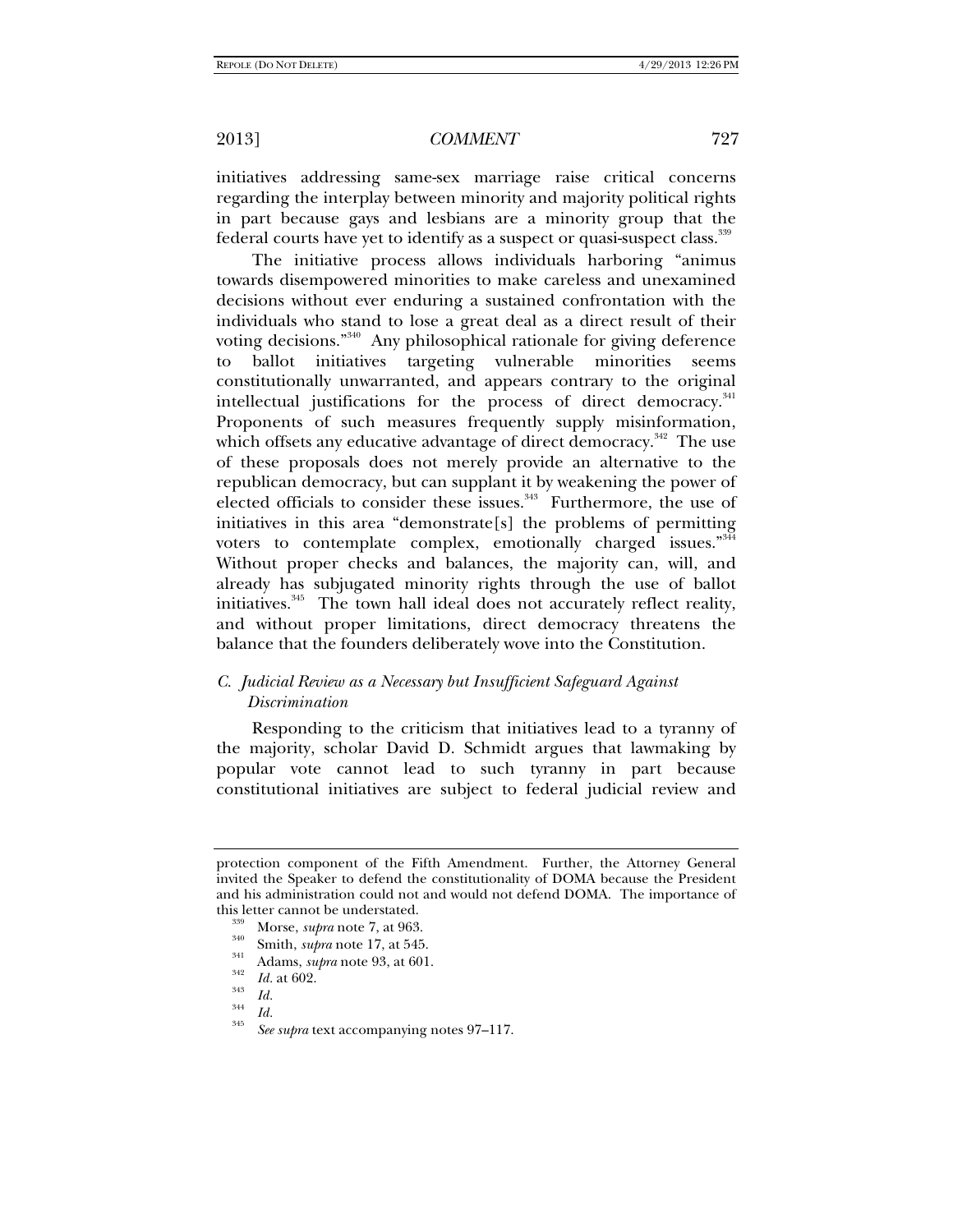initiatives addressing same-sex marriage raise critical concerns regarding the interplay between minority and majority political rights in part because gays and lesbians are a minority group that the federal courts have yet to identify as a suspect or quasi-suspect class.[339]

The initiative process allows individuals harboring "animus towards disempowered minorities to make careless and unexamined decisions without ever enduring a sustained confrontation with the individuals who stand to lose a great deal as a direct result of their voting decisions."[340] Any philosophical rationale for giving deference to ballot initiatives targeting vulnerable minorities seems constitutionally unwarranted, and appears contrary to the original intellectual justifications for the process of direct democracy.[341] Proponents of such measures frequently supply misinformation, which offsets any educative advantage of direct democracy.[342] The use of these proposals does not merely provide an alternative to the republican democracy, but can supplant it by weakening the power of elected officials to consider these issues.[343] Furthermore, the use of initiatives in this area "demonstrate[s] the problems of permitting voters to contemplate complex, emotionally charged issues."[344] Without proper checks and balances, the majority can, will, and already has subjugated minority rights through the use of ballot initiatives.[345] The town hall ideal does not accurately reflect reality, and without proper limitations, direct democracy threatens the balance that the founders deliberately wove into the Constitution.

### *C. Judicial Review as a Necessary but Insufficient Safeguard Against Discrimination*

Responding to the criticism that initiatives lead to a tyranny of the majority, scholar David D. Schmidt argues that lawmaking by popular vote cannot lead to such tyranny in part because constitutional initiatives are subject to federal judicial review and

---

protection component of the Fifth Amendment. Further, the Attorney General invited the Speaker to defend the constitutionality of DOMA because the President and his administration could not and would not defend DOMA. The importance of this letter cannot be understated.

[339] Morse, *supra* note 7, at 963.

[340] Smith, *supra* note 17, at 545.

[341] Adams, *supra* note 93, at 601.

[342] *Id.* at 602.

[343] *Id.*

[344] *Id.*

[345] *See supra* text accompanying notes 97–117.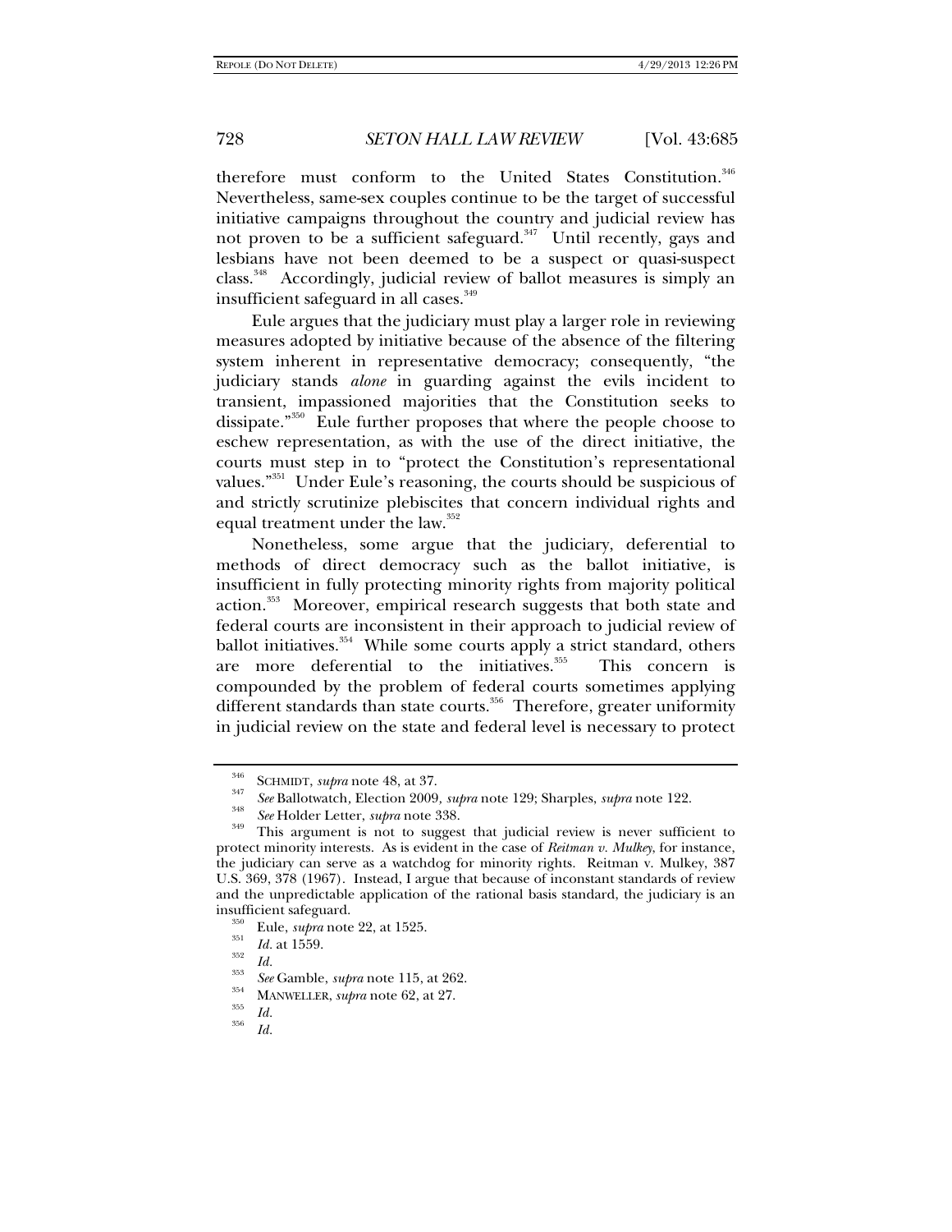therefore must conform to the United States Constitution.[346] Nevertheless, same-sex couples continue to be the target of successful initiative campaigns throughout the country and judicial review has not proven to be a sufficient safeguard.[347] Until recently, gays and lesbians have not been deemed to be a suspect or quasi-suspect class.[348] Accordingly, judicial review of ballot measures is simply an insufficient safeguard in all cases.[349]

Eule argues that the judiciary must play a larger role in reviewing measures adopted by initiative because of the absence of the filtering system inherent in representative democracy; consequently, "the judiciary stands *alone* in guarding against the evils incident to transient, impassioned majorities that the Constitution seeks to dissipate."[350] Eule further proposes that where the people choose to eschew representation, as with the use of the direct initiative, the courts must step in to "protect the Constitution's representational values."[351] Under Eule's reasoning, the courts should be suspicious of and strictly scrutinize plebiscites that concern individual rights and equal treatment under the law.[352]

Nonetheless, some argue that the judiciary, deferential to methods of direct democracy such as the ballot initiative, is insufficient in fully protecting minority rights from majority political action.[353] Moreover, empirical research suggests that both state and federal courts are inconsistent in their approach to judicial review of ballot initiatives.[354] While some courts apply a strict standard, others are more deferential to the initiatives.[355] This concern is compounded by the problem of federal courts sometimes applying different standards than state courts.[356] Therefore, greater uniformity in judicial review on the state and federal level is necessary to protect

---

[346] SCHMIDT, *supra* note 48, at 37.

[347] *See* Ballotwatch, Election 2009, *supra* note 129; Sharples, *supra* note 122.

[348] *See* Holder Letter, *supra* note 338.

[349] This argument is not to suggest that judicial review is never sufficient to protect minority interests. As is evident in the case of *Reitman v. Mulkey*, for instance, the judiciary can serve as a watchdog for minority rights. Reitman v. Mulkey, 387 U.S. 369, 378 (1967). Instead, I argue that because of inconstant standards of review and the unpredictable application of the rational basis standard, the judiciary is an insufficient safeguard.

[350] Eule, *supra* note 22, at 1525.

[351] *Id.* at 1559.

[352] *Id.*

[353] *See* Gamble, *supra* note 115, at 262.

[354] MANWELLER, *supra* note 62, at 27.

[355] *Id.*

[356] *Id.*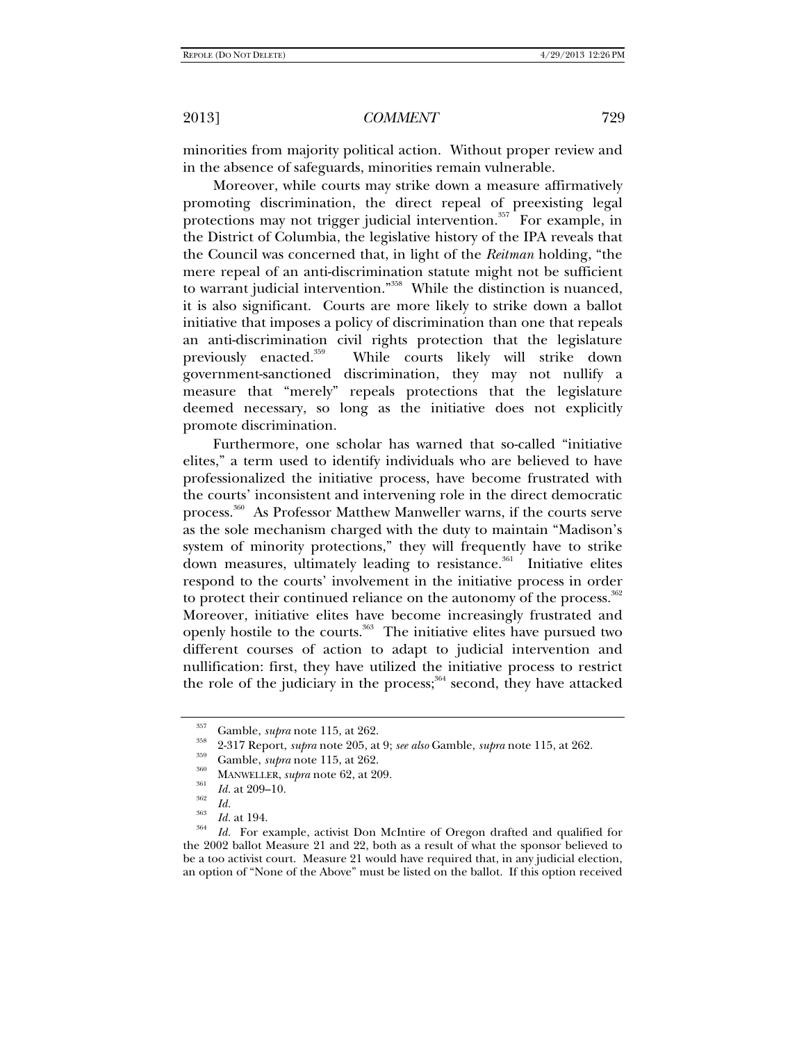minorities from majority political action. Without proper review and in the absence of safeguards, minorities remain vulnerable.

Moreover, while courts may strike down a measure affirmatively promoting discrimination, the direct repeal of preexisting legal protections may not trigger judicial intervention.[357] For example, in the District of Columbia, the legislative history of the IPA reveals that the Council was concerned that, in light of the *Reitman* holding, "the mere repeal of an anti-discrimination statute might not be sufficient to warrant judicial intervention."[358] While the distinction is nuanced, it is also significant. Courts are more likely to strike down a ballot initiative that imposes a policy of discrimination than one that repeals an anti-discrimination civil rights protection that the legislature previously enacted.[359] While courts likely will strike down government-sanctioned discrimination, they may not nullify a measure that "merely" repeals protections that the legislature deemed necessary, so long as the initiative does not explicitly promote discrimination.

Furthermore, one scholar has warned that so-called "initiative elites," a term used to identify individuals who are believed to have professionalized the initiative process, have become frustrated with the courts' inconsistent and intervening role in the direct democratic process.[360] As Professor Matthew Manweller warns, if the courts serve as the sole mechanism charged with the duty to maintain "Madison's system of minority protections," they will frequently have to strike down measures, ultimately leading to resistance.[361] Initiative elites respond to the courts' involvement in the initiative process in order to protect their continued reliance on the autonomy of the process.[362] Moreover, initiative elites have become increasingly frustrated and openly hostile to the courts.[363] The initiative elites have pursued two different courses of action to adapt to judicial intervention and nullification: first, they have utilized the initiative process to restrict the role of the judiciary in the process;[364] second, they have attacked

---

[357] Gamble, *supra* note 115, at 262.

[358] 2-317 Report, *supra* note 205, at 9; *see also* Gamble, *supra* note 115, at 262.

[359] Gamble, *supra* note 115, at 262.

[360] MANWELLER, *supra* note 62, at 209.

[361] *Id.* at 209–10.

[362] *Id.*

[363] *Id.* at 194.

[364] *Id.* For example, activist Don McIntire of Oregon drafted and qualified for the 2002 ballot Measure 21 and 22, both as a result of what the sponsor believed to be a too activist court. Measure 21 would have required that, in any judicial election, an option of "None of the Above" must be listed on the ballot. If this option received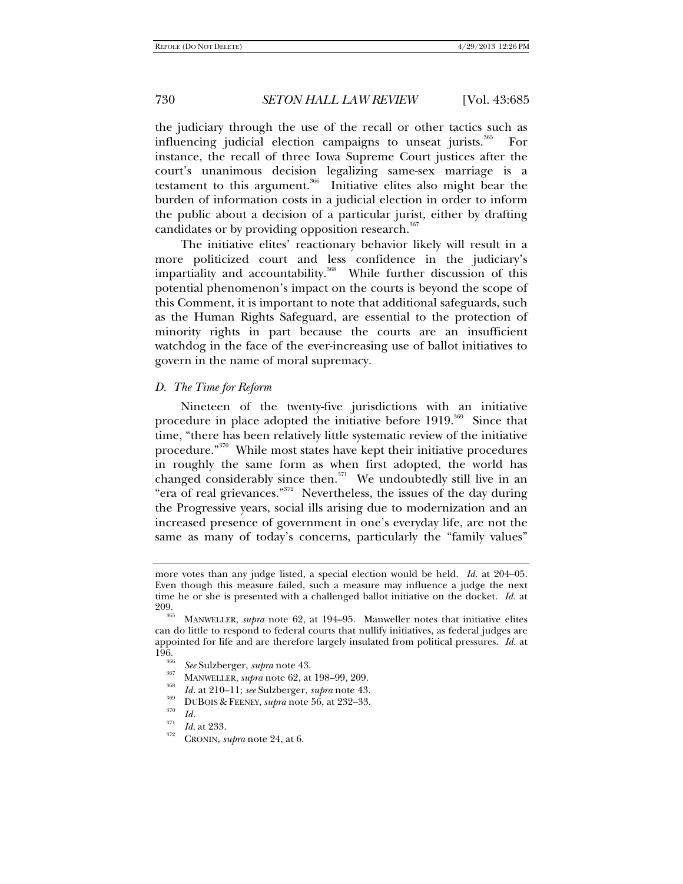the judiciary through the use of the recall or other tactics such as influencing judicial election campaigns to unseat jurists.[365] For instance, the recall of three Iowa Supreme Court justices after the court's unanimous decision legalizing same-sex marriage is a testament to this argument.[366] Initiative elites also might bear the burden of information costs in a judicial election in order to inform the public about a decision of a particular jurist, either by drafting candidates or by providing opposition research.[367]

The initiative elites' reactionary behavior likely will result in a more politicized court and less confidence in the judiciary's impartiality and accountability.[368] While further discussion of this potential phenomenon's impact on the courts is beyond the scope of this Comment, it is important to note that additional safeguards, such as the Human Rights Safeguard, are essential to the protection of minority rights in part because the courts are an insufficient watchdog in the face of the ever-increasing use of ballot initiatives to govern in the name of moral supremacy.

### *D. The Time for Reform*

Nineteen of the twenty-five jurisdictions with an initiative procedure in place adopted the initiative before 1919.[369] Since that time, "there has been relatively little systematic review of the initiative procedure."[370] While most states have kept their initiative procedures in roughly the same form as when first adopted, the world has changed considerably since then.[371] We undoubtedly still live in an "era of real grievances."[372] Nevertheless, the issues of the day during the Progressive years, social ills arising due to modernization and an increased presence of government in one's everyday life, are not the same as many of today's concerns, particularly the "family values"

---

more votes than any judge listed, a special election would be held. *Id.* at 204–05. Even though this measure failed, such a measure may influence a judge the next time he or she is presented with a challenged ballot initiative on the docket. *Id.* at 209.

[365] MANWELLER, *supra* note 62, at 194–95. Manweller notes that initiative elites can do little to respond to federal courts that nullify initiatives, as federal judges are appointed for life and are therefore largely insulated from political pressures. *Id.* at 196.

[366] *See* Sulzberger, *supra* note 43.

[367] MANWELLER, *supra* note 62, at 198–99, 209.

[368] *Id.* at 210–11; *see* Sulzberger, *supra* note 43.

[369] DUBOIS & FEENEY, *supra* note 56, at 232–33.

[370] *Id.*

[371] *Id.* at 233.

[372] CRONIN, *supra* note 24, at 6.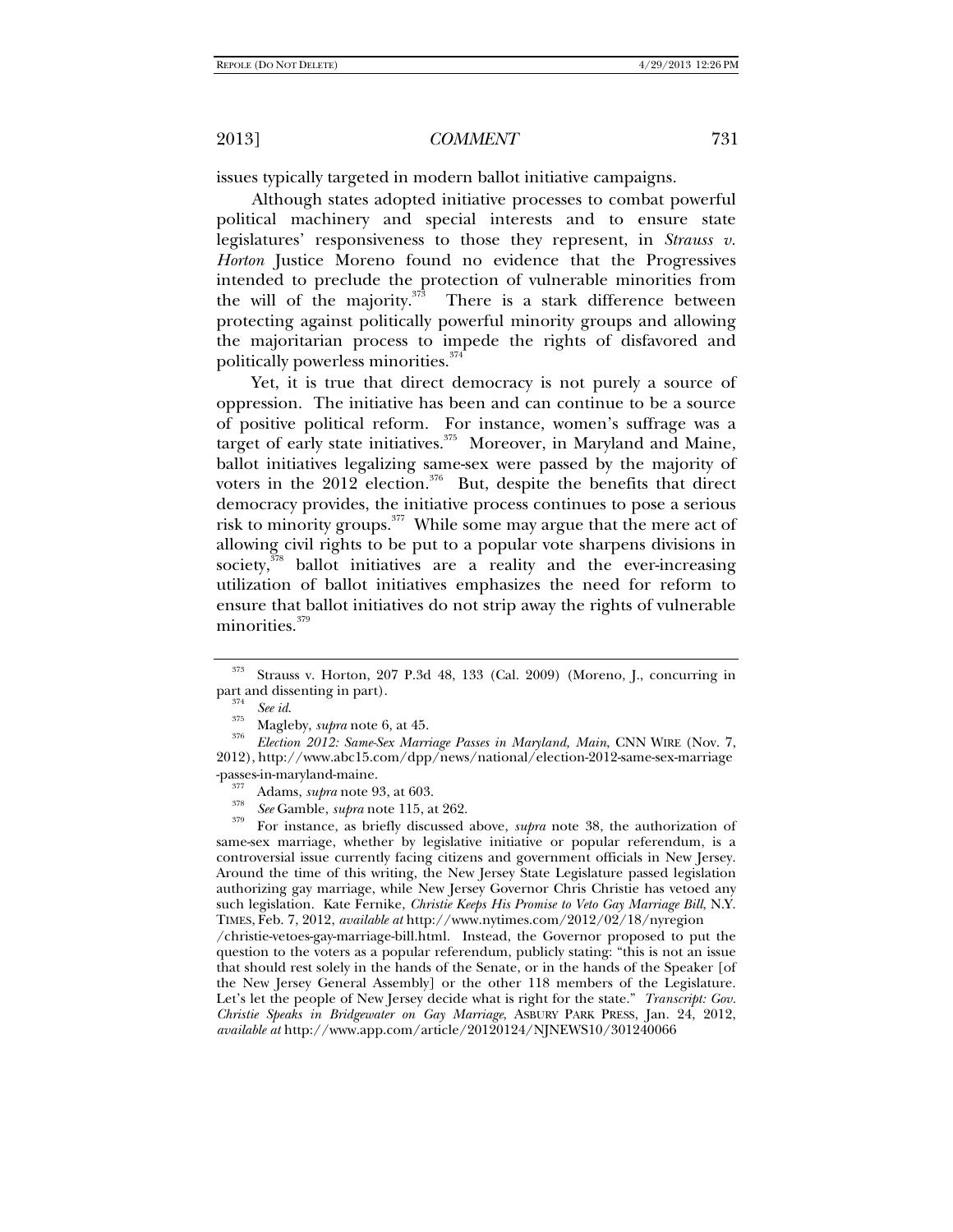issues typically targeted in modern ballot initiative campaigns.

Although states adopted initiative processes to combat powerful political machinery and special interests and to ensure state legislatures' responsiveness to those they represent, in *Strauss v. Horton* Justice Moreno found no evidence that the Progressives intended to preclude the protection of vulnerable minorities from the will of the majority.[373] There is a stark difference between protecting against politically powerful minority groups and allowing the majoritarian process to impede the rights of disfavored and politically powerless minorities.[374]

Yet, it is true that direct democracy is not purely a source of oppression. The initiative has been and can continue to be a source of positive political reform. For instance, women's suffrage was a target of early state initiatives.[375] Moreover, in Maryland and Maine, ballot initiatives legalizing same-sex were passed by the majority of voters in the 2012 election.[376] But, despite the benefits that direct democracy provides, the initiative process continues to pose a serious risk to minority groups.[377] While some may argue that the mere act of allowing civil rights to be put to a popular vote sharpens divisions in society,[378] ballot initiatives are a reality and the ever-increasing utilization of ballot initiatives emphasizes the need for reform to ensure that ballot initiatives do not strip away the rights of vulnerable minorities.[379]

---

[373] Strauss v. Horton, 207 P.3d 48, 133 (Cal. 2009) (Moreno, J., concurring in part and dissenting in part).

[374] *See id.*

[375] Magleby, *supra* note 6, at 45.

[376] *Election 2012: Same-Sex Marriage Passes in Maryland, Main*, CNN WIRE (Nov. 7, 2012), http://www.abc15.com/dpp/news/national/election-2012-same-sex-marriage-passes-in-maryland-maine.

[377] Adams, *supra* note 93, at 603.

[378] *See* Gamble, *supra* note 115, at 262.

[379] For instance, as briefly discussed above, *supra* note 38, the authorization of same-sex marriage, whether by legislative initiative or popular referendum, is a controversial issue currently facing citizens and government officials in New Jersey. Around the time of this writing, the New Jersey State Legislature passed legislation authorizing gay marriage, while New Jersey Governor Chris Christie has vetoed any such legislation. Kate Fernike, *Christie Keeps His Promise to Veto Gay Marriage Bill*, N.Y. TIMES, Feb. 7, 2012, *available at* http://www.nytimes.com/2012/02/18/nyregion/christie-vetoes-gay-marriage-bill.html. Instead, the Governor proposed to put the question to the voters as a popular referendum, publicly stating: "this is not an issue that should rest solely in the hands of the Senate, or in the hands of the Speaker [of the New Jersey General Assembly] or the other 118 members of the Legislature. Let's let the people of New Jersey decide what is right for the state." *Transcript: Gov. Christie Speaks in Bridgewater on Gay Marriage*, ASBURY PARK PRESS, Jan. 24, 2012, *available at* http://www.app.com/article/20120124/NJNEWS10/301240066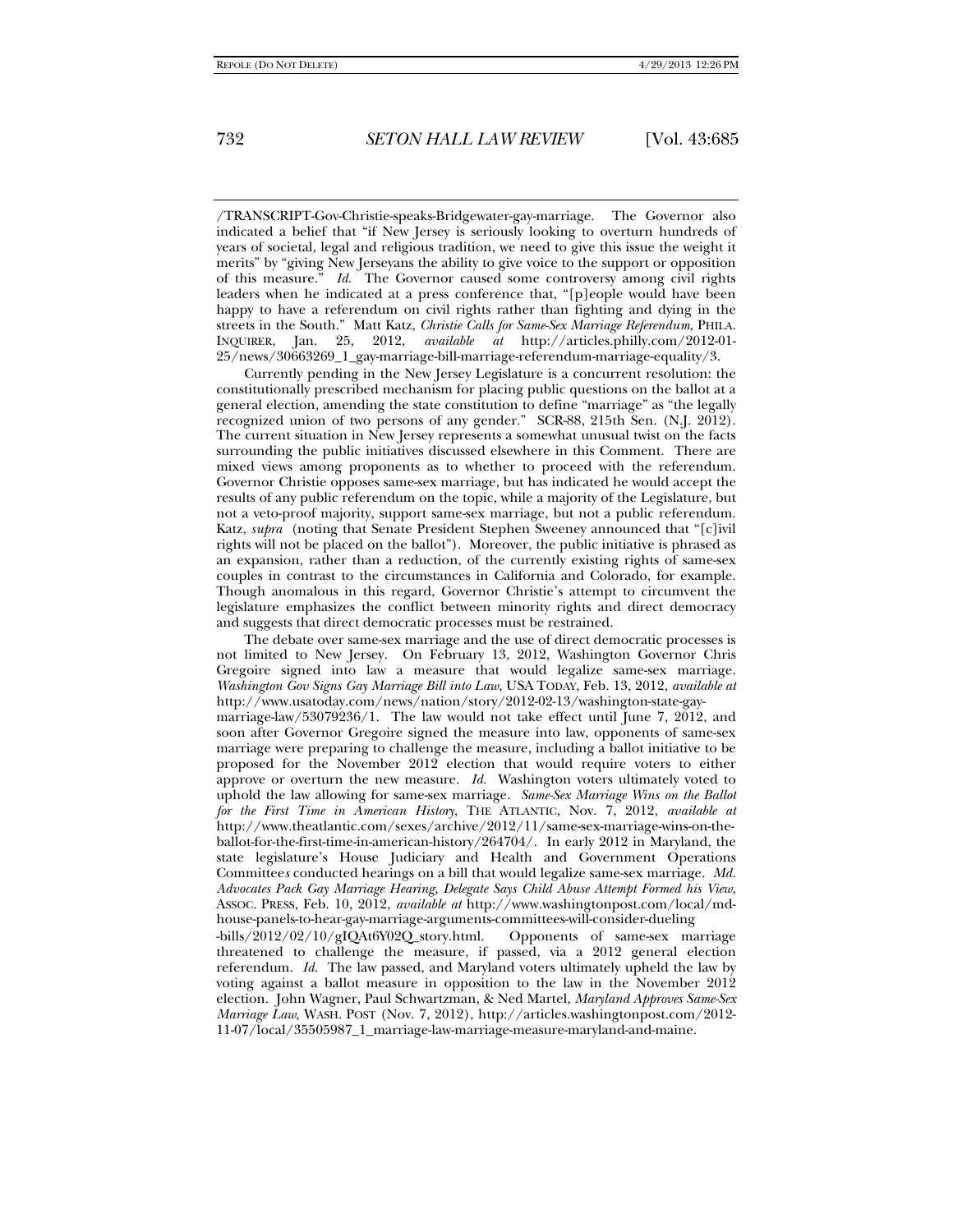/TRANSCRIPT-Gov-Christie-speaks-Bridgewater-gay-marriage. The Governor also indicated a belief that "if New Jersey is seriously looking to overturn hundreds of years of societal, legal and religious tradition, we need to give this issue the weight it merits" by "giving New Jerseyans the ability to give voice to the support or opposition of this measure." *Id.* The Governor caused some controversy among civil rights leaders when he indicated at a press conference that, "[p]eople would have been happy to have a referendum on civil rights rather than fighting and dying in the streets in the South." Matt Katz, *Christie Calls for Same-Sex Marriage Referendum*, PHILA. INQUIRER, Jan. 25, 2012, *available at* http://articles.philly.com/2012-01-25/news/30663269_1_gay-marriage-bill-marriage-referendum-marriage-equality/3.

Currently pending in the New Jersey Legislature is a concurrent resolution: the constitutionally prescribed mechanism for placing public questions on the ballot at a general election, amending the state constitution to define "marriage" as "the legally recognized union of two persons of any gender." SCR-88, 215th Sen. (N.J. 2012). The current situation in New Jersey represents a somewhat unusual twist on the facts surrounding the public initiatives discussed elsewhere in this Comment. There are mixed views among proponents as to whether to proceed with the referendum. Governor Christie opposes same-sex marriage, but has indicated he would accept the results of any public referendum on the topic, while a majority of the Legislature, but not a veto-proof majority, support same-sex marriage, but not a public referendum. Katz, *supra* (noting that Senate President Stephen Sweeney announced that "[c]ivil rights will not be placed on the ballot"). Moreover, the public initiative is phrased as an expansion, rather than a reduction, of the currently existing rights of same-sex couples in contrast to the circumstances in California and Colorado, for example. Though anomalous in this regard, Governor Christie's attempt to circumvent the legislature emphasizes the conflict between minority rights and direct democracy and suggests that direct democratic processes must be restrained.

The debate over same-sex marriage and the use of direct democratic processes is not limited to New Jersey. On February 13, 2012, Washington Governor Chris Gregoire signed into law a measure that would legalize same-sex marriage. *Washington Gov Signs Gay Marriage Bill into Law*, USA TODAY, Feb. 13, 2012, *available at* http://www.usatoday.com/news/nation/story/2012-02-13/washington-state-gay-marriage-law/53079236/1. The law would not take effect until June 7, 2012, and soon after Governor Gregoire signed the measure into law, opponents of same-sex marriage were preparing to challenge the measure, including a ballot initiative to be proposed for the November 2012 election that would require voters to either approve or overturn the new measure. *Id.* Washington voters ultimately voted to uphold the law allowing for same-sex marriage. *Same-Sex Marriage Wins on the Ballot for the First Time in American History*, THE ATLANTIC, Nov. 7, 2012, *available at* http://www.theatlantic.com/sexes/archive/2012/11/same-sex-marriage-wins-on-the-ballot-for-the-first-time-in-american-history/264704/. In early 2012 in Maryland, the state legislature's House Judiciary and Health and Government Operations Committee*s* conducted hearings on a bill that would legalize same-sex marriage. *Md. Advocates Pack Gay Marriage Hearing, Delegate Says Child Abuse Attempt Formed his View*, ASSOC. PRESS, Feb. 10, 2012, *available at* http://www.washingtonpost.com/local/md-house-panels-to-hear-gay-marriage-arguments-committees-will-consider-dueling-bills/2012/02/10/gIQAt6Y02Q_story.html. Opponents of same-sex marriage threatened to challenge the measure, if passed, via a 2012 general election referendum. *Id.* The law passed, and Maryland voters ultimately upheld the law by voting against a ballot measure in opposition to the law in the November 2012 election. John Wagner, Paul Schwartzman, & Ned Martel, *Maryland Approves Same-Sex Marriage Law*, WASH. POST (Nov. 7, 2012), http://articles.washingtonpost.com/2012-11-07/local/35505987_1_marriage-law-marriage-measure-maryland-and-maine.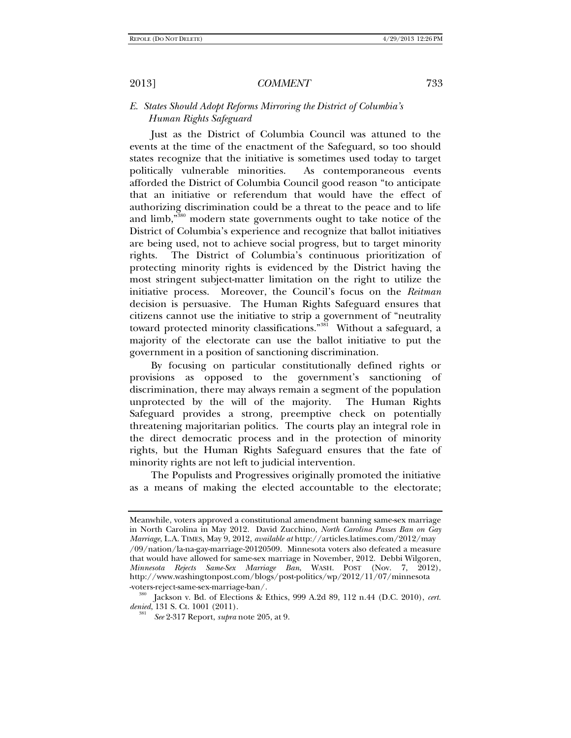### E. *States Should Adopt Reforms Mirroring the District of Columbia's Human Rights Safeguard*

Just as the District of Columbia Council was attuned to the events at the time of the enactment of the Safeguard, so too should states recognize that the initiative is sometimes used today to target politically vulnerable minorities. As contemporaneous events afforded the District of Columbia Council good reason "to anticipate that an initiative or referendum that would have the effect of authorizing discrimination could be a threat to the peace and to life and limb,"[380] modern state governments ought to take notice of the District of Columbia's experience and recognize that ballot initiatives are being used, not to achieve social progress, but to target minority rights. The District of Columbia's continuous prioritization of protecting minority rights is evidenced by the District having the most stringent subject-matter limitation on the right to utilize the initiative process. Moreover, the Council's focus on the *Reitman* decision is persuasive. The Human Rights Safeguard ensures that citizens cannot use the initiative to strip a government of "neutrality toward protected minority classifications."[381] Without a safeguard, a majority of the electorate can use the ballot initiative to put the government in a position of sanctioning discrimination.

By focusing on particular constitutionally defined rights or provisions as opposed to the government's sanctioning of discrimination, there may always remain a segment of the population unprotected by the will of the majority. The Human Rights Safeguard provides a strong, preemptive check on potentially threatening majoritarian politics. The courts play an integral role in the direct democratic process and in the protection of minority rights, but the Human Rights Safeguard ensures that the fate of minority rights are not left to judicial intervention.

The Populists and Progressives originally promoted the initiative as a means of making the elected accountable to the electorate;

---

Meanwhile, voters approved a constitutional amendment banning same-sex marriage in North Carolina in May 2012. David Zucchino, *North Carolina Passes Ban on Gay Marriage*, L.A. TIMES, May 9, 2012, *available at* http://articles.latimes.com/2012/may/09/nation/la-na-gay-marriage-20120509. Minnesota voters also defeated a measure that would have allowed for same-sex marriage in November, 2012. Debbi Wilgoren, *Minnesota Rejects Same-Sex Marriage Ban*, WASH. POST (Nov. 7, 2012), http://www.washingtonpost.com/blogs/post-politics/wp/2012/11/07/minnesota-voters-reject-same-sex-marriage-ban/.

[380] Jackson v. Bd. of Elections & Ethics, 999 A.2d 89, 112 n.44 (D.C. 2010), *cert. denied*, 131 S. Ct. 1001 (2011).

[381] *See* 2-317 Report, *supra* note 205, at 9.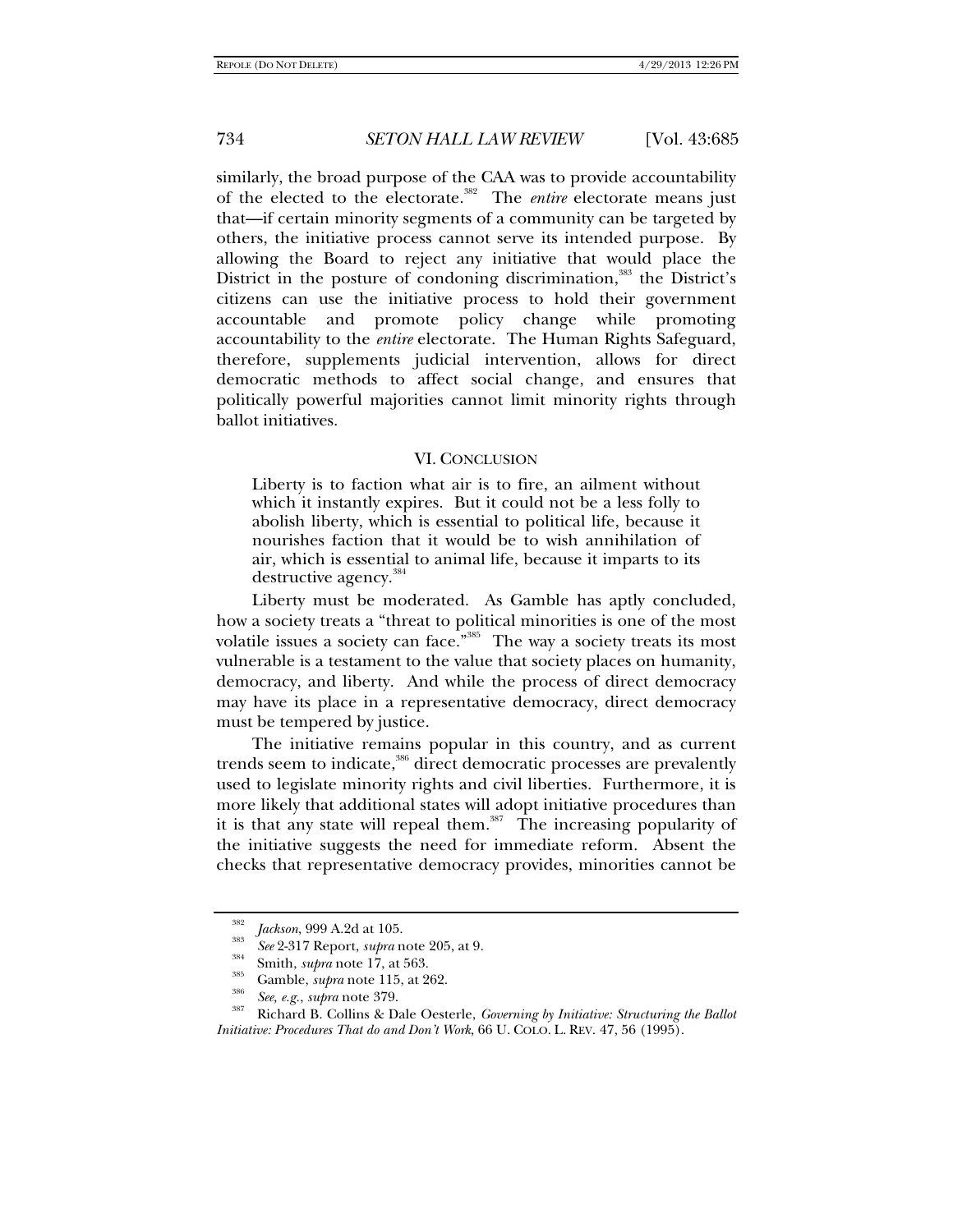similarly, the broad purpose of the CAA was to provide accountability of the elected to the electorate.[382] The *entire* electorate means just that—if certain minority segments of a community can be targeted by others, the initiative process cannot serve its intended purpose. By allowing the Board to reject any initiative that would place the District in the posture of condoning discrimination,[383] the District's citizens can use the initiative process to hold their government accountable and promote policy change while promoting accountability to the *entire* electorate. The Human Rights Safeguard, therefore, supplements judicial intervention, allows for direct democratic methods to affect social change, and ensures that politically powerful majorities cannot limit minority rights through ballot initiatives.

## VI. CONCLUSION

> Liberty is to faction what air is to fire, an ailment without which it instantly expires. But it could not be a less folly to abolish liberty, which is essential to political life, because it nourishes faction that it would be to wish annihilation of air, which is essential to animal life, because it imparts to its destructive agency.[384]

Liberty must be moderated. As Gamble has aptly concluded, how a society treats a "threat to political minorities is one of the most volatile issues a society can face."[385] The way a society treats its most vulnerable is a testament to the value that society places on humanity, democracy, and liberty. And while the process of direct democracy may have its place in a representative democracy, direct democracy must be tempered by justice.

The initiative remains popular in this country, and as current trends seem to indicate,[386] direct democratic processes are prevalently used to legislate minority rights and civil liberties. Furthermore, it is more likely that additional states will adopt initiative procedures than it is that any state will repeal them.[387] The increasing popularity of the initiative suggests the need for immediate reform. Absent the checks that representative democracy provides, minorities cannot be

---

[382] *Jackson*, 999 A.2d at 105.

[383] *See* 2-317 Report, *supra* note 205, at 9.

[384] Smith, *supra* note 17, at 563.

[385] Gamble, *supra* note 115, at 262.

[386] *See, e.g.*, *supra* note 379.

[387] Richard B. Collins & Dale Oesterle, *Governing by Initiative: Structuring the Ballot Initiative: Procedures That do and Don't Work*, 66 U. COLO. L. REV. 47, 56 (1995).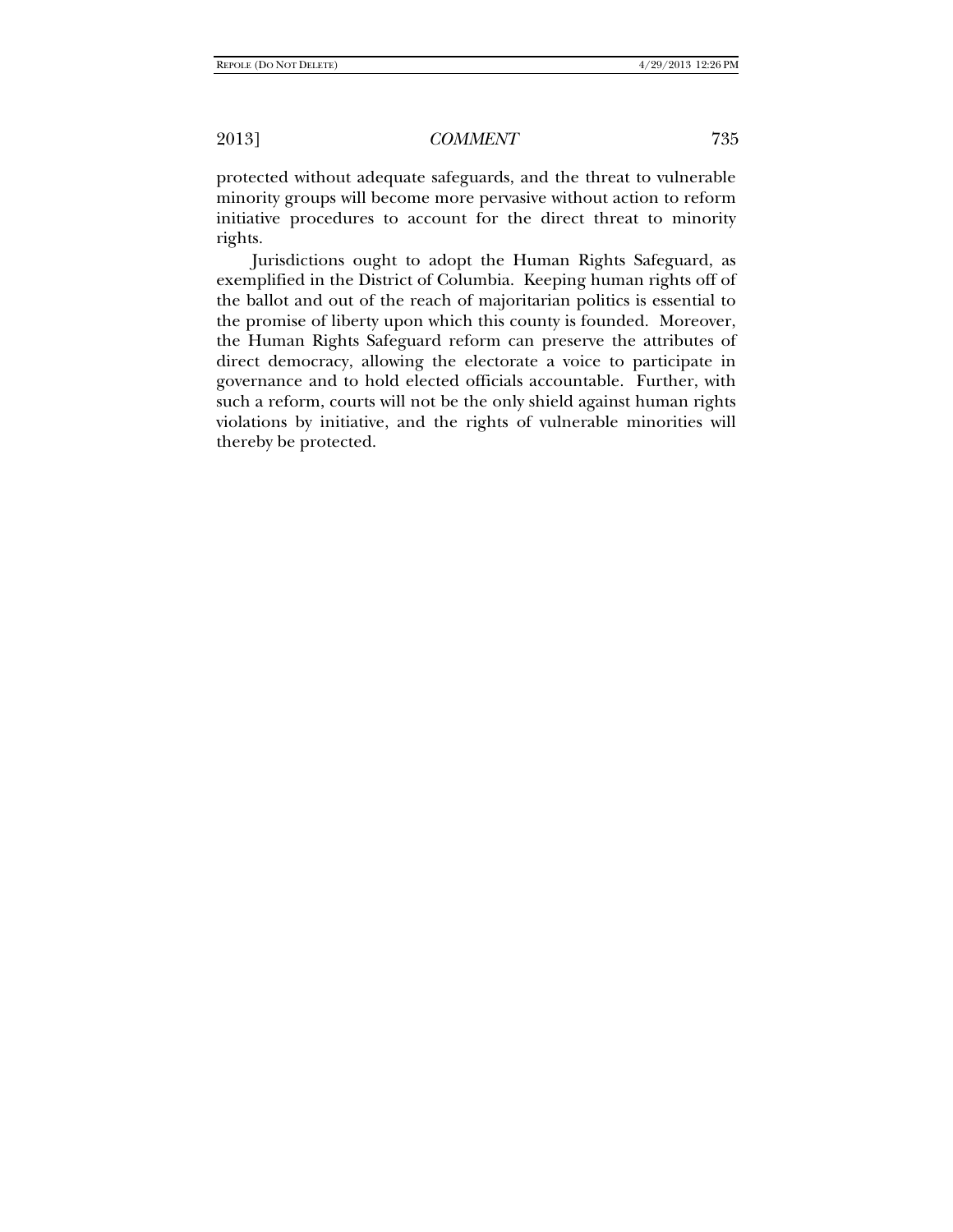protected without adequate safeguards, and the threat to vulnerable minority groups will become more pervasive without action to reform initiative procedures to account for the direct threat to minority rights.

Jurisdictions ought to adopt the Human Rights Safeguard, as exemplified in the District of Columbia. Keeping human rights off of the ballot and out of the reach of majoritarian politics is essential to the promise of liberty upon which this county is founded. Moreover, the Human Rights Safeguard reform can preserve the attributes of direct democracy, allowing the electorate a voice to participate in governance and to hold elected officials accountable. Further, with such a reform, courts will not be the only shield against human rights violations by initiative, and the rights of vulnerable minorities will thereby be protected.